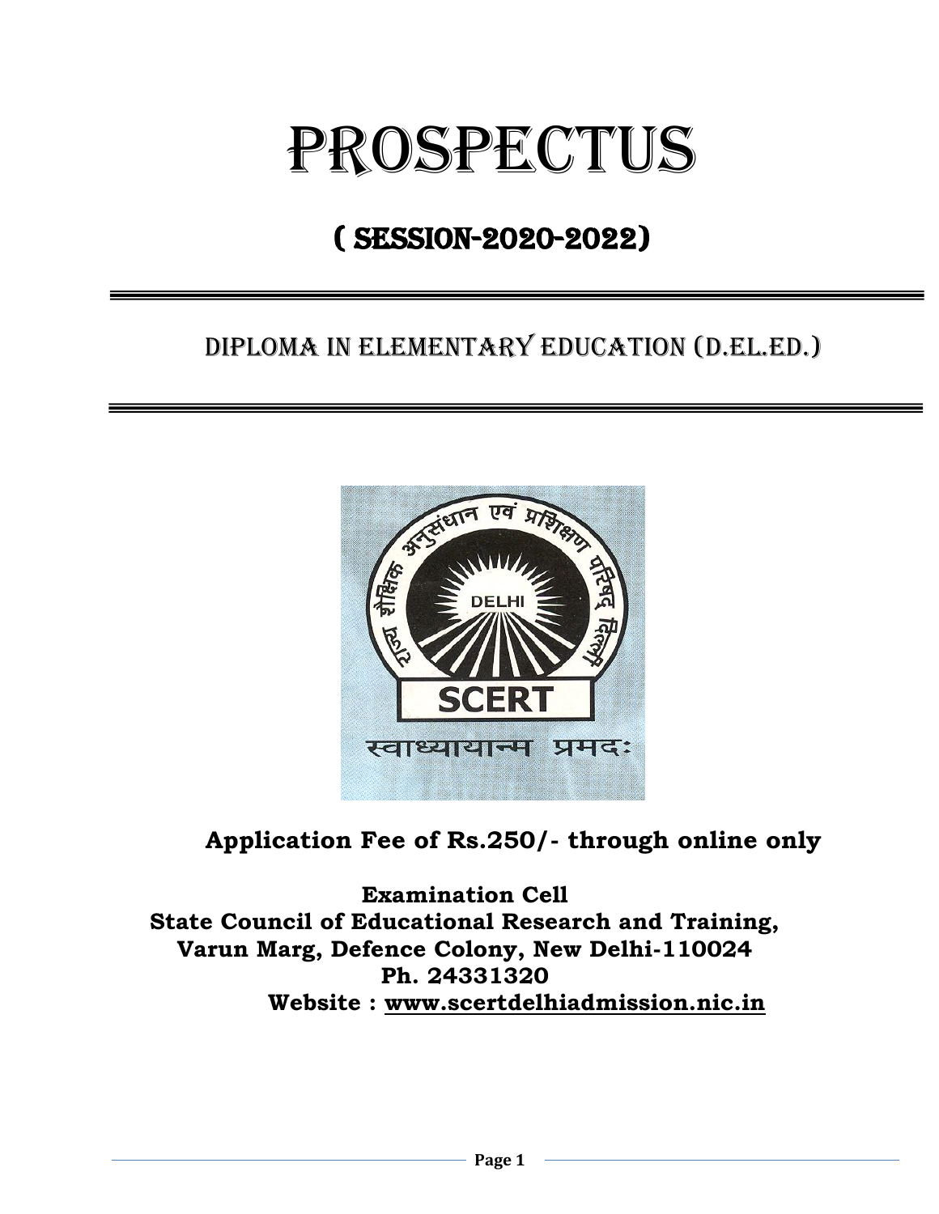# PROSPECTUS

## ( SESSION-2020-2022)

## DIPLOMA IN ELEMENTARY EDUCATION (D.EL.ED.)

**Application Fee of Rs.250/- through online only**

**Examination Cell**
**State Council of Educational Research and Training,**
**Varun Marg, Defence Colony, New Delhi-110024**
**Ph. 24331320**
**Website : www.scertdelhiadmission.nic.in**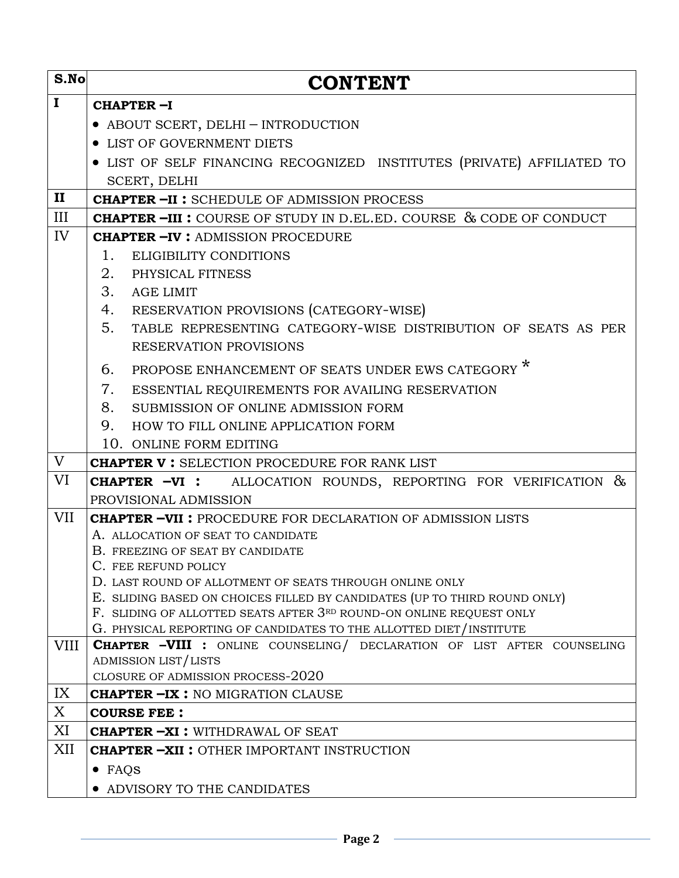| S.No | CONTENT |
|---|---|
| I | **CHAPTER –I**<br>• ABOUT SCERT, DELHI – INTRODUCTION<br>• LIST OF GOVERNMENT DIETS<br>• LIST OF SELF FINANCING RECOGNIZED INSTITUTES (PRIVATE) AFFILIATED TO SCERT, DELHI |
| II | **CHAPTER –II :** SCHEDULE OF ADMISSION PROCESS |
| III | **CHAPTER –III :** COURSE OF STUDY IN D.EL.ED. COURSE & CODE OF CONDUCT |
| IV | **CHAPTER –IV :** ADMISSION PROCEDURE<br>1. ELIGIBILITY CONDITIONS<br>2. PHYSICAL FITNESS<br>3. AGE LIMIT<br>4. RESERVATION PROVISIONS (CATEGORY-WISE)<br>5. TABLE REPRESENTING CATEGORY-WISE DISTRIBUTION OF SEATS AS PER RESERVATION PROVISIONS<br>6. PROPOSE ENHANCEMENT OF SEATS UNDER EWS CATEGORY *<br>7. ESSENTIAL REQUIREMENTS FOR AVAILING RESERVATION<br>8. SUBMISSION OF ONLINE ADMISSION FORM<br>9. HOW TO FILL ONLINE APPLICATION FORM<br>10. ONLINE FORM EDITING |
| V | **CHAPTER V :** SELECTION PROCEDURE FOR RANK LIST |
| VI | **CHAPTER –VI :** ALLOCATION ROUNDS, REPORTING FOR VERIFICATION & PROVISIONAL ADMISSION |
| VII | **CHAPTER –VII :** PROCEDURE FOR DECLARATION OF ADMISSION LISTS<br>A. ALLOCATION OF SEAT TO CANDIDATE<br>B. FREEZING OF SEAT BY CANDIDATE<br>C. FEE REFUND POLICY<br>D. LAST ROUND OF ALLOTMENT OF SEATS THROUGH ONLINE ONLY<br>E. SLIDING BASED ON CHOICES FILLED BY CANDIDATES (UP TO THIRD ROUND ONLY)<br>F. SLIDING OF ALLOTTED SEATS AFTER 3RD ROUND-ON ONLINE REQUEST ONLY<br>G. PHYSICAL REPORTING OF CANDIDATES TO THE ALLOTTED DIET/INSTITUTE |
| VIII | **CHAPTER –VIII :** ONLINE COUNSELING/ DECLARATION OF LIST AFTER COUNSELING ADMISSION LIST/LISTS<br>CLOSURE OF ADMISSION PROCESS-2020 |
| IX | **CHAPTER –IX :** NO MIGRATION CLAUSE |
| X | **COURSE FEE :** |
| XI | **CHAPTER –XI :** WITHDRAWAL OF SEAT |
| XII | **CHAPTER –XII :** OTHER IMPORTANT INSTRUCTION<br>• FAQS<br>• ADVISORY TO THE CANDIDATES |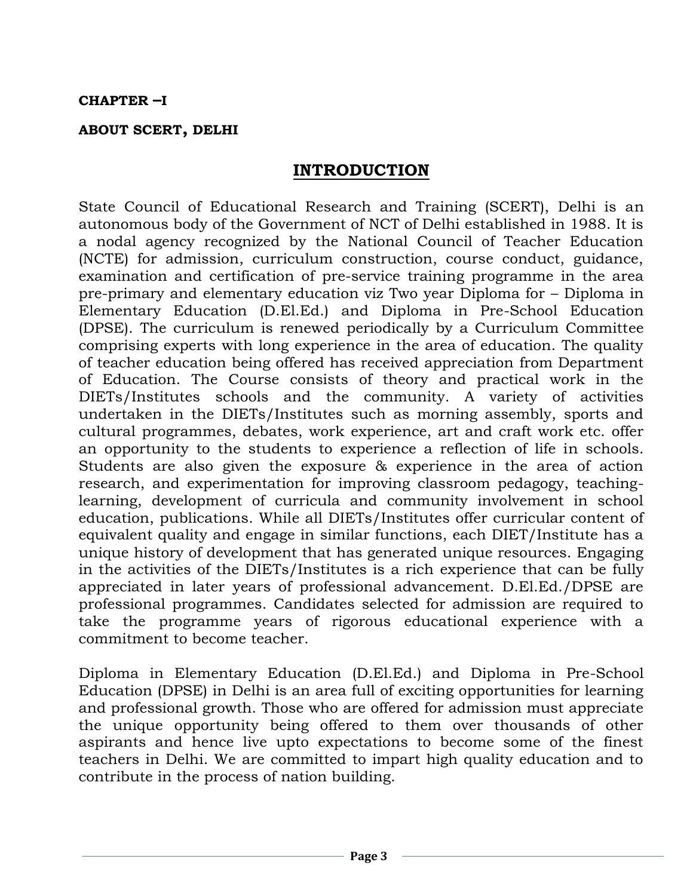**CHAPTER –I**

**ABOUT SCERT, DELHI**

## INTRODUCTION

State Council of Educational Research and Training (SCERT), Delhi is an autonomous body of the Government of NCT of Delhi established in 1988. It is a nodal agency recognized by the National Council of Teacher Education (NCTE) for admission, curriculum construction, course conduct, guidance, examination and certification of pre-service training programme in the area pre-primary and elementary education viz Two year Diploma for – Diploma in Elementary Education (D.El.Ed.) and Diploma in Pre-School Education (DPSE). The curriculum is renewed periodically by a Curriculum Committee comprising experts with long experience in the area of education. The quality of teacher education being offered has received appreciation from Department of Education. The Course consists of theory and practical work in the DIETs/Institutes schools and the community. A variety of activities undertaken in the DIETs/Institutes such as morning assembly, sports and cultural programmes, debates, work experience, art and craft work etc. offer an opportunity to the students to experience a reflection of life in schools. Students are also given the exposure & experience in the area of action research, and experimentation for improving classroom pedagogy, teaching-learning, development of curricula and community involvement in school education, publications. While all DIETs/Institutes offer curricular content of equivalent quality and engage in similar functions, each DIET/Institute has a unique history of development that has generated unique resources. Engaging in the activities of the DIETs/Institutes is a rich experience that can be fully appreciated in later years of professional advancement. D.El.Ed./DPSE are professional programmes. Candidates selected for admission are required to take the programme years of rigorous educational experience with a commitment to become teacher.

Diploma in Elementary Education (D.El.Ed.) and Diploma in Pre-School Education (DPSE) in Delhi is an area full of exciting opportunities for learning and professional growth. Those who are offered for admission must appreciate the unique opportunity being offered to them over thousands of other aspirants and hence live upto expectations to become some of the finest teachers in Delhi. We are committed to impart high quality education and to contribute in the process of nation building.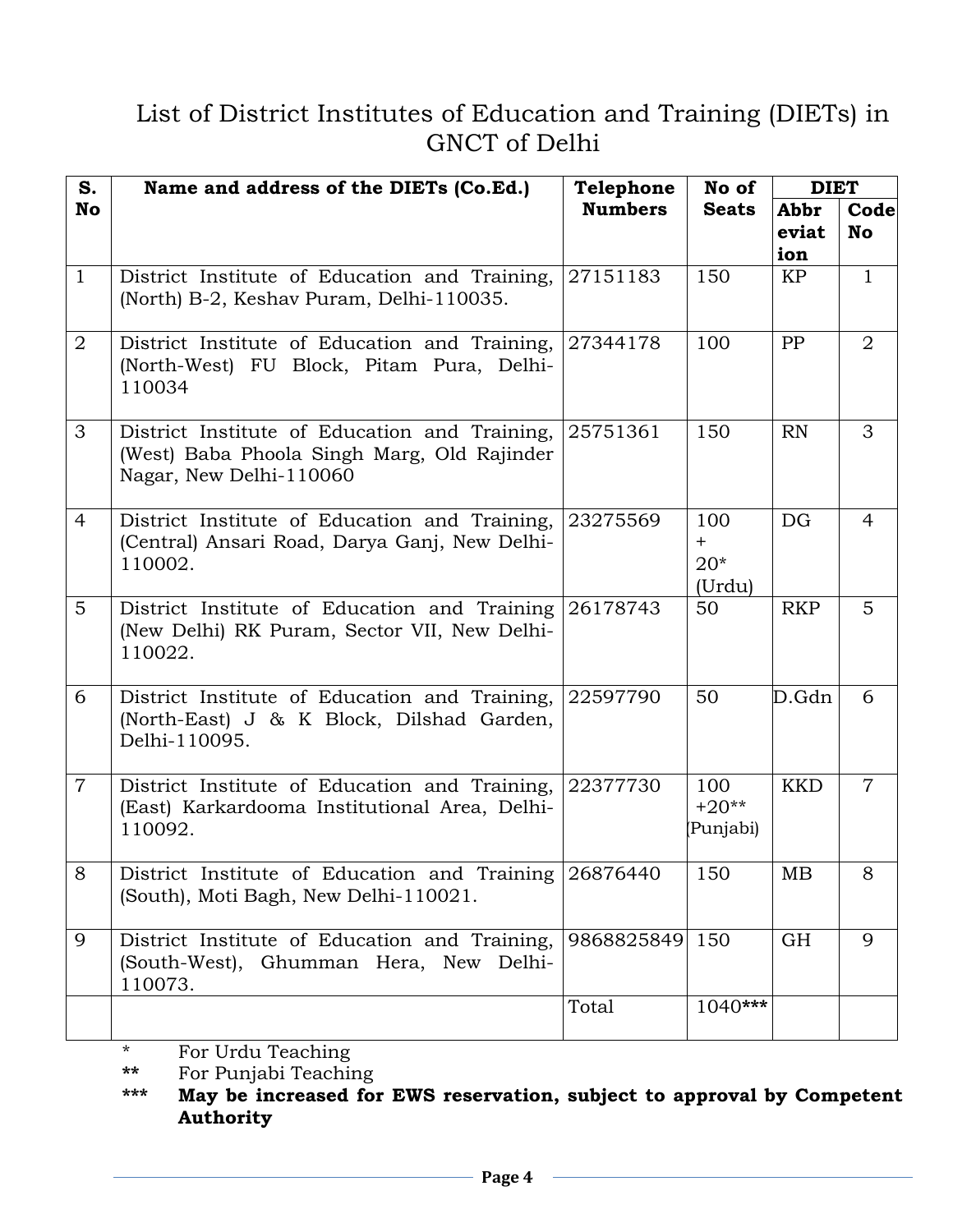# List of District Institutes of Education and Training (DIETs) in GNCT of Delhi

| S. No | Name and address of the DIETs (Co.Ed.) | Telephone Numbers | No of Seats | DIET | |
|---|---|---|---|---|---|
| | | | | Abbreviation | Code No |
| 1 | District Institute of Education and Training, (North) B-2, Keshav Puram, Delhi-110035. | 27151183 | 150 | KP | 1 |
| 2 | District Institute of Education and Training, (North-West) FU Block, Pitam Pura, Delhi-110034 | 27344178 | 100 | PP | 2 |
| 3 | District Institute of Education and Training, (West) Baba Phoola Singh Marg, Old Rajinder Nagar, New Delhi-110060 | 25751361 | 150 | RN | 3 |
| 4 | District Institute of Education and Training, (Central) Ansari Road, Darya Ganj, New Delhi-110002. | 23275569 | 100 + 20* (Urdu) | DG | 4 |
| 5 | District Institute of Education and Training (New Delhi) RK Puram, Sector VII, New Delhi-110022. | 26178743 | 50 | RKP | 5 |
| 6 | District Institute of Education and Training, (North-East) J & K Block, Dilshad Garden, Delhi-110095. | 22597790 | 50 | D.Gdn | 6 |
| 7 | District Institute of Education and Training, (East) Karkardooma Institutional Area, Delhi-110092. | 22377730 | 100 +20** (Punjabi) | KKD | 7 |
| 8 | District Institute of Education and Training (South), Moti Bagh, New Delhi-110021. | 26876440 | 150 | MB | 8 |
| 9 | District Institute of Education and Training, (South-West), Ghumman Hera, New Delhi-110073. | 9868825849 | 150 | GH | 9 |
| | | Total | 1040*** | | |

\* For Urdu Teaching

\** For Punjabi Teaching

\*** **May be increased for EWS reservation, subject to approval by Competent Authority**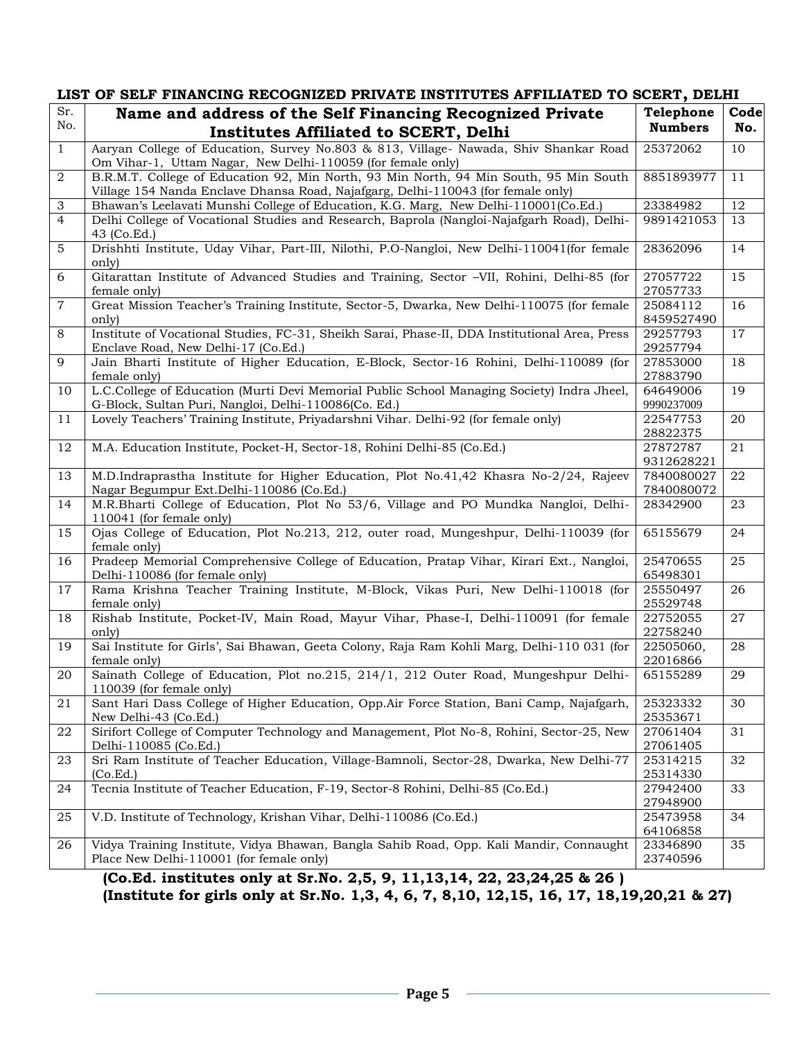**LIST OF SELF FINANCING RECOGNIZED PRIVATE INSTITUTES AFFILIATED TO SCERT, DELHI**

| Sr. No. | Name and address of the Self Financing Recognized Private Institutes Affiliated to SCERT, Delhi | Telephone Numbers | Code No. |
|---|---|---|---|
| 1 | Aaryan College of Education, Survey No.803 & 813, Village- Nawada, Shiv Shankar Road Om Vihar-1, Uttam Nagar, New Delhi-110059 (for female only) | 25372062 | 10 |
| 2 | B.R.M.T. College of Education 92, Min North, 93 Min North, 94 Min South, 95 Min South Village 154 Nanda Enclave Dhansa Road, Najafgarg, Delhi-110043 (for female only) | 8851893977 | 11 |
| 3 | Bhawan's Leelavati Munshi College of Education, K.G. Marg, New Delhi-110001(Co.Ed.) | 23384982 | 12 |
| 4 | Delhi College of Vocational Studies and Research, Baprola (Nangloi-Najafgarh Road), Delhi-43 (Co.Ed.) | 9891421053 | 13 |
| 5 | Drishhti Institute, Uday Vihar, Part-III, Nilothi, P.O-Nangloi, New Delhi-110041(for female only) | 28362096 | 14 |
| 6 | Gitarattan Institute of Advanced Studies and Training, Sector –VII, Rohini, Delhi-85 (for female only) | 27057722<br>27057733 | 15 |
| 7 | Great Mission Teacher's Training Institute, Sector-5, Dwarka, New Delhi-110075 (for female only) | 25084112<br>8459527490 | 16 |
| 8 | Institute of Vocational Studies, FC-31, Sheikh Sarai, Phase-II, DDA Institutional Area, Press Enclave Road, New Delhi-17 (Co.Ed.) | 29257793<br>29257794 | 17 |
| 9 | Jain Bharti Institute of Higher Education, E-Block, Sector-16 Rohini, Delhi-110089 (for female only) | 27853000<br>27883790 | 18 |
| 10 | L.C.College of Education (Murti Devi Memorial Public School Managing Society) Indra Jheel, G-Block, Sultan Puri, Nangloi, Delhi-110086(Co. Ed.) | 64649006<br>9990237009 | 19 |
| 11 | Lovely Teachers' Training Institute, Priyadarshni Vihar. Delhi-92 (for female only) | 22547753<br>28822375 | 20 |
| 12 | M.A. Education Institute, Pocket-H, Sector-18, Rohini Delhi-85 (Co.Ed.) | 27872787<br>9312628221 | 21 |
| 13 | M.D.Indraprastha Institute for Higher Education, Plot No.41,42 Khasra No-2/24, Rajeev Nagar Begumpur Ext.Delhi-110086 (Co.Ed.) | 7840080027<br>7840080072 | 22 |
| 14 | M.R.Bharti College of Education, Plot No 53/6, Village and PO Mundka Nangloi, Delhi-110041 (for female only) | 28342900 | 23 |
| 15 | Ojas College of Education, Plot No.213, 212, outer road, Mungeshpur, Delhi-110039 (for female only) | 65155679 | 24 |
| 16 | Pradeep Memorial Comprehensive College of Education, Pratap Vihar, Kirari Ext., Nangloi, Delhi-110086 (for female only) | 25470655<br>65498301 | 25 |
| 17 | Rama Krishna Teacher Training Institute, M-Block, Vikas Puri, New Delhi-110018 (for female only) | 25550497<br>25529748 | 26 |
| 18 | Rishab Institute, Pocket-IV, Main Road, Mayur Vihar, Phase-I, Delhi-110091 (for female only) | 22752055<br>22758240 | 27 |
| 19 | Sai Institute for Girls', Sai Bhawan, Geeta Colony, Raja Ram Kohli Marg, Delhi-110 031 (for female only) | 22505060,<br>22016866 | 28 |
| 20 | Sainath College of Education, Plot no.215, 214/1, 212 Outer Road, Mungeshpur Delhi-110039 (for female only) | 65155289 | 29 |
| 21 | Sant Hari Dass College of Higher Education, Opp.Air Force Station, Bani Camp, Najafgarh, New Delhi-43 (Co.Ed.) | 25323332<br>25353671 | 30 |
| 22 | Sirifort College of Computer Technology and Management, Plot No-8, Rohini, Sector-25, New Delhi-110085 (Co.Ed.) | 27061404<br>27061405 | 31 |
| 23 | Sri Ram Institute of Teacher Education, Village-Bamnoli, Sector-28, Dwarka, New Delhi-77 (Co.Ed.) | 25314215<br>25314330 | 32 |
| 24 | Tecnia Institute of Teacher Education, F-19, Sector-8 Rohini, Delhi-85 (Co.Ed.) | 27942400<br>27948900 | 33 |
| 25 | V.D. Institute of Technology, Krishan Vihar, Delhi-110086 (Co.Ed.) | 25473958<br>64106858 | 34 |
| 26 | Vidya Training Institute, Vidya Bhawan, Bangla Sahib Road, Opp. Kali Mandir, Connaught Place New Delhi-110001 (for female only) | 23346890<br>23740596 | 35 |

**(Co.Ed. institutes only at Sr.No. 2,5, 9, 11,13,14, 22, 23,24,25 & 26 )**
**(Institute for girls only at Sr.No. 1,3, 4, 6, 7, 8,10, 12,15, 16, 17, 18,19,20,21 & 27)**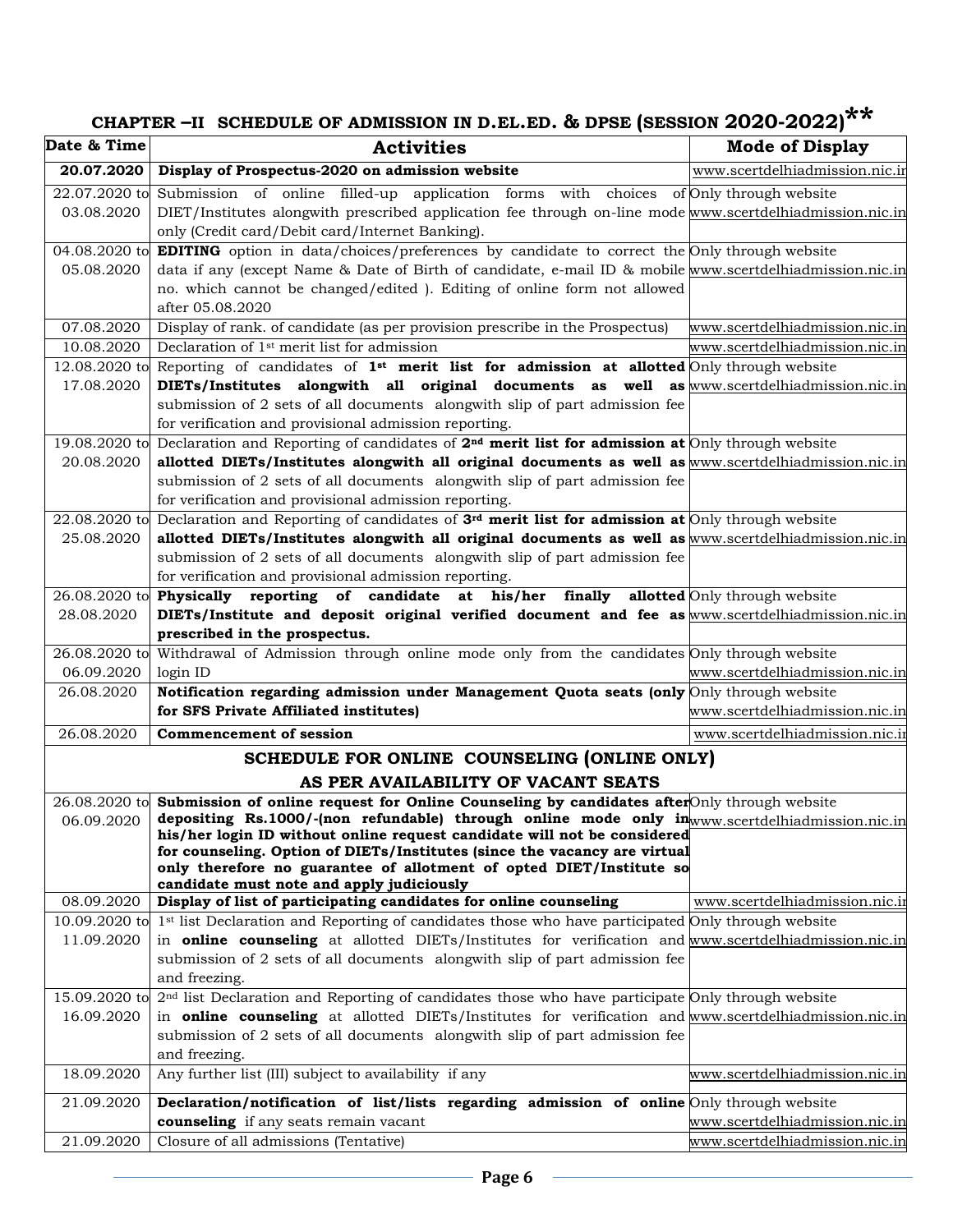## CHAPTER –II SCHEDULE OF ADMISSION IN D.EL.ED. & DPSE (SESSION 2020-2022)**

| Date & Time | Activities | Mode of Display |
|---|---|---|
| **20.07.2020** | **Display of Prospectus-2020 on admission website** | www.scertdelhiadmission.nic.in |
| 22.07.2020 to 03.08.2020 | Submission of online filled-up application forms with choices of DIET/Institutes alongwith prescribed application fee through on-line mode only (Credit card/Debit card/Internet Banking). | Only through website www.scertdelhiadmission.nic.in |
| 04.08.2020 to 05.08.2020 | **EDITING** option in data/choices/preferences by candidate to correct the data if any (except Name & Date of Birth of candidate, e-mail ID & mobile no. which cannot be changed/edited ). Editing of online form not allowed after 05.08.2020 | Only through website www.scertdelhiadmission.nic.in |
| 07.08.2020 | Display of rank. of candidate (as per provision prescribe in the Prospectus) | www.scertdelhiadmission.nic.in |
| 10.08.2020 | Declaration of 1st merit list for admission | www.scertdelhiadmission.nic.in |
| 12.08.2020 to 17.08.2020 | Reporting of candidates of **1st merit list for admission at allotted DIETs/Institutes alongwith all original documents as well as** submission of 2 sets of all documents alongwith slip of part admission fee for verification and provisional admission reporting. | Only through website www.scertdelhiadmission.nic.in |
| 19.08.2020 to 20.08.2020 | Declaration and Reporting of candidates of **2nd merit list for admission at allotted DIETs/Institutes alongwith all original documents as well as** submission of 2 sets of all documents alongwith slip of part admission fee for verification and provisional admission reporting. | Only through website www.scertdelhiadmission.nic.in |
| 22.08.2020 to 25.08.2020 | Declaration and Reporting of candidates of **3rd merit list for admission at allotted DIETs/Institutes alongwith all original documents as well as** submission of 2 sets of all documents alongwith slip of part admission fee for verification and provisional admission reporting. | Only through website www.scertdelhiadmission.nic.in |
| 26.08.2020 to 28.08.2020 | **Physically reporting of candidate at his/her finally allotted DIETs/Institute and deposit original verified document and fee as prescribed in the prospectus.** | Only through website www.scertdelhiadmission.nic.in |
| 26.08.2020 to 06.09.2020 | Withdrawal of Admission through online mode only from the candidates login ID | Only through website www.scertdelhiadmission.nic.in |
| 26.08.2020 | **Notification regarding admission under Management Quota seats (only for SFS Private Affiliated institutes)** | Only through website www.scertdelhiadmission.nic.in |
| 26.08.2020 | **Commencement of session** | www.scertdelhiadmission.nic.in |
| **SCHEDULE FOR ONLINE COUNSELING (ONLINE ONLY) AS PER AVAILABILITY OF VACANT SEATS** | | |
| 26.08.2020 to 06.09.2020 | **Submission of online request for Online Counseling by candidates after depositing Rs.1000/-(non refundable) through online mode only in his/her login ID without online request candidate will not be considered for counseling. Option of DIETs/Institutes (since the vacancy are virtual only therefore no guarantee of allotment of opted DIET/Institute so candidate must note and apply judiciously** | Only through website www.scertdelhiadmission.nic.in |
| 08.09.2020 | **Display of list of participating candidates for online counseling** | www.scertdelhiadmission.nic.in |
| 10.09.2020 to 11.09.2020 | 1st list Declaration and Reporting of candidates those who have participated in **online counseling** at allotted DIETs/Institutes for verification and submission of 2 sets of all documents alongwith slip of part admission fee and freezing. | Only through website www.scertdelhiadmission.nic.in |
| 15.09.2020 to 16.09.2020 | 2nd list Declaration and Reporting of candidates those who have participate in **online counseling** at allotted DIETs/Institutes for verification and submission of 2 sets of all documents alongwith slip of part admission fee and freezing. | Only through website www.scertdelhiadmission.nic.in |
| 18.09.2020 | Any further list (III) subject to availability if any | www.scertdelhiadmission.nic.in |
| 21.09.2020 | **Declaration/notification of list/lists regarding admission of online counseling** if any seats remain vacant | Only through website www.scertdelhiadmission.nic.in |
| 21.09.2020 | Closure of all admissions (Tentative) | www.scertdelhiadmission.nic.in |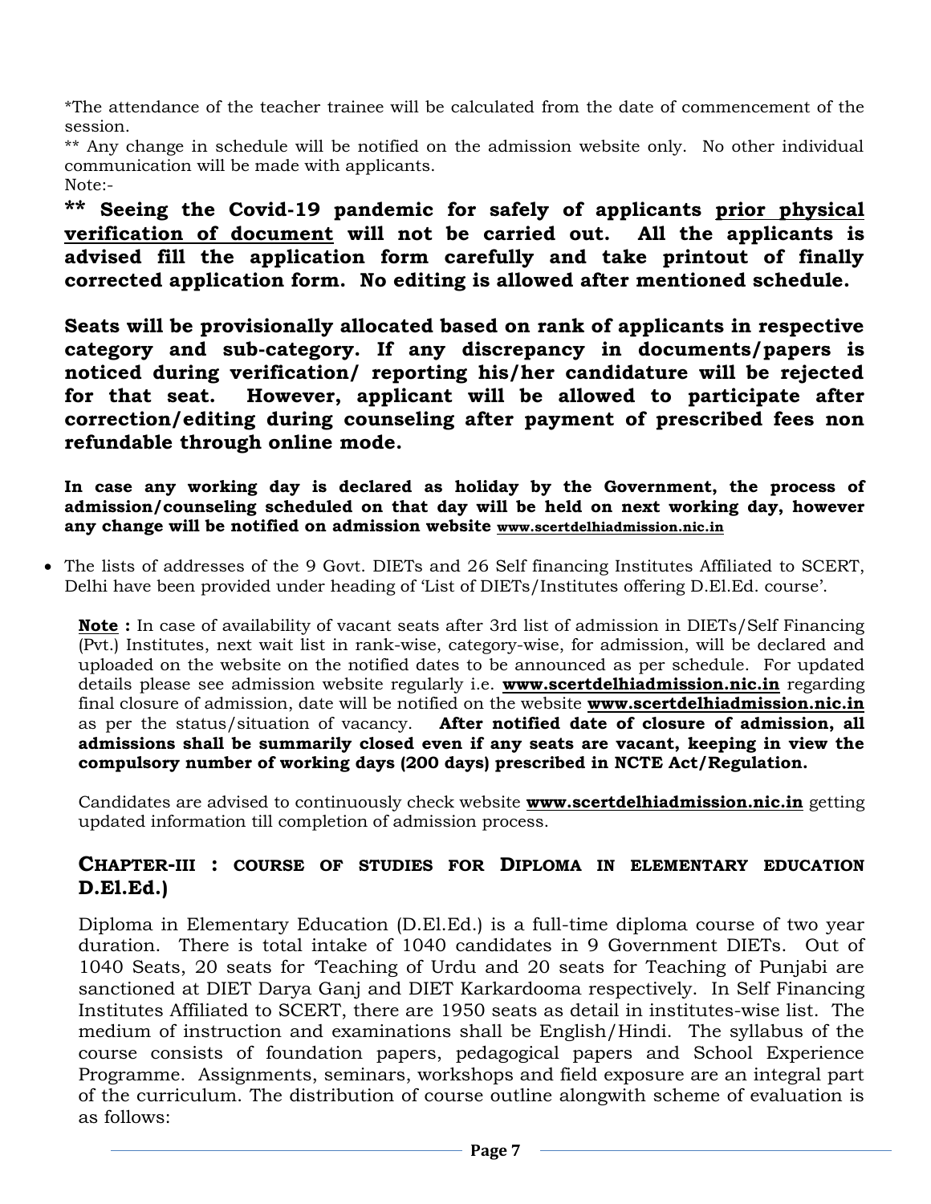*The attendance of the teacher trainee will be calculated from the date of commencement of the session.

** Any change in schedule will be notified on the admission website only. No other individual communication will be made with applicants.

Note:-

**** Seeing the Covid-19 pandemic for safely of applicants <u>prior physical verification of document</u> will not be carried out. All the applicants is advised fill the application form carefully and take printout of finally corrected application form. No editing is allowed after mentioned schedule.**

**Seats will be provisionally allocated based on rank of applicants in respective category and sub-category. If any discrepancy in documents/papers is noticed during verification/ reporting his/her candidature will be rejected for that seat. However, applicant will be allowed to participate after correction/editing during counseling after payment of prescribed fees non refundable through online mode.**

**In case any working day is declared as holiday by the Government, the process of admission/counseling scheduled on that day will be held on next working day, however any change will be notified on admission website <u>www.scertdelhiadmission.nic.in</u>**

- The lists of addresses of the 9 Govt. DIETs and 26 Self financing Institutes Affiliated to SCERT, Delhi have been provided under heading of 'List of DIETs/Institutes offering D.El.Ed. course'.

**<u>Note</u> :** In case of availability of vacant seats after 3rd list of admission in DIETs/Self Financing (Pvt.) Institutes, next wait list in rank-wise, category-wise, for admission, will be declared and uploaded on the website on the notified dates to be announced as per schedule. For updated details please see admission website regularly i.e. **<u>www.scertdelhiadmission.nic.in</u>** regarding final closure of admission, date will be notified on the website **<u>www.scertdelhiadmission.nic.in</u>** as per the status/situation of vacancy. **After notified date of closure of admission, all admissions shall be summarily closed even if any seats are vacant, keeping in view the compulsory number of working days (200 days) prescribed in NCTE Act/Regulation.**

Candidates are advised to continuously check website **<u>www.scertdelhiadmission.nic.in</u>** getting updated information till completion of admission process.

## CHAPTER-III : COURSE OF STUDIES FOR DIPLOMA IN ELEMENTARY EDUCATION D.El.Ed.)

Diploma in Elementary Education (D.El.Ed.) is a full-time diploma course of two year duration. There is total intake of 1040 candidates in 9 Government DIETs. Out of 1040 Seats, 20 seats for 'Teaching of Urdu and 20 seats for Teaching of Punjabi are sanctioned at DIET Darya Ganj and DIET Karkardooma respectively. In Self Financing Institutes Affiliated to SCERT, there are 1950 seats as detail in institutes-wise list. The medium of instruction and examinations shall be English/Hindi. The syllabus of the course consists of foundation papers, pedagogical papers and School Experience Programme. Assignments, seminars, workshops and field exposure are an integral part of the curriculum. The distribution of course outline alongwith scheme of evaluation is as follows: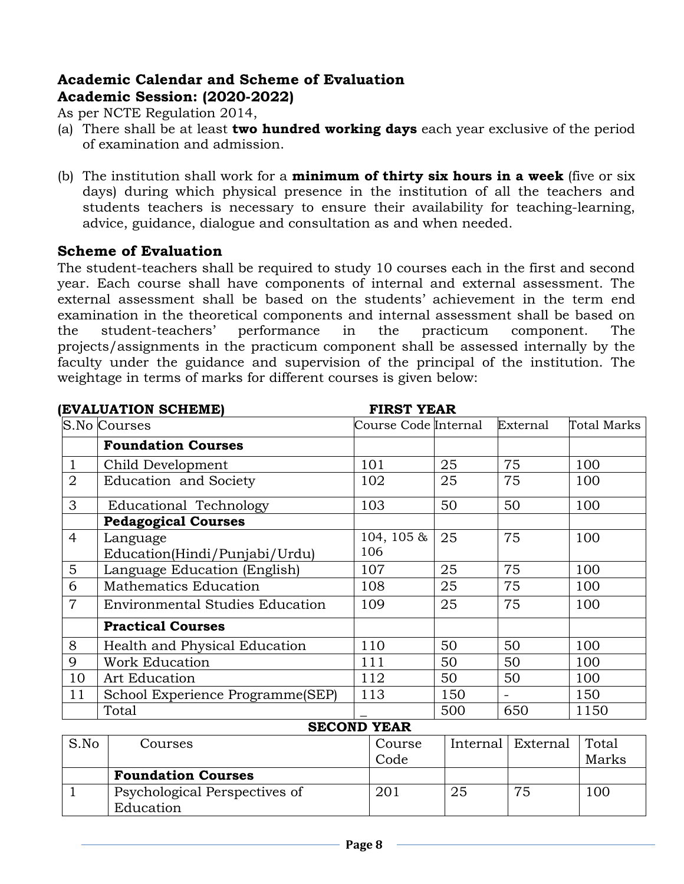## Academic Calendar and Scheme of Evaluation
## Academic Session: (2020-2022)

As per NCTE Regulation 2014,

(a) There shall be at least **two hundred working days** each year exclusive of the period of examination and admission.

(b) The institution shall work for a **minimum of thirty six hours in a week** (five or six days) during which physical presence in the institution of all the teachers and students teachers is necessary to ensure their availability for teaching-learning, advice, guidance, dialogue and consultation as and when needed.

### Scheme of Evaluation

The student-teachers shall be required to study 10 courses each in the first and second year. Each course shall have components of internal and external assessment. The external assessment shall be based on the students' achievement in the term end examination in the theoretical components and internal assessment shall be based on the student-teachers' performance in the practicum component. The projects/assignments in the practicum component shall be assessed internally by the faculty under the guidance and supervision of the principal of the institution. The weightage in terms of marks for different courses is given below:

**(EVALUATION SCHEME) FIRST YEAR**

| S.No | Courses | Course Code | Internal | External | Total Marks |
|---|---|---|---|---|---|
| | **Foundation Courses** | | | | |
| 1 | Child Development | 101 | 25 | 75 | 100 |
| 2 | Education and Society | 102 | 25 | 75 | 100 |
| 3 | Educational Technology | 103 | 50 | 50 | 100 |
| | **Pedagogical Courses** | | | | |
| 4 | Language Education(Hindi/Punjabi/Urdu) | 104, 105 & 106 | 25 | 75 | 100 |
| 5 | Language Education (English) | 107 | 25 | 75 | 100 |
| 6 | Mathematics Education | 108 | 25 | 75 | 100 |
| 7 | Environmental Studies Education | 109 | 25 | 75 | 100 |
| | **Practical Courses** | | | | |
| 8 | Health and Physical Education | 110 | 50 | 50 | 100 |
| 9 | Work Education | 111 | 50 | 50 | 100 |
| 10 | Art Education | 112 | 50 | 50 | 100 |
| 11 | School Experience Programme(SEP) | 113 | 150 | - | 150 |
| | Total | _ | 500 | 650 | 1150 |

**SECOND YEAR**

| S.No | Courses | Course Code | Internal | External | Total Marks |
|---|---|---|---|---|---|
| | **Foundation Courses** | | | | |
| 1 | Psychological Perspectives of Education | 201 | 25 | 75 | 100 |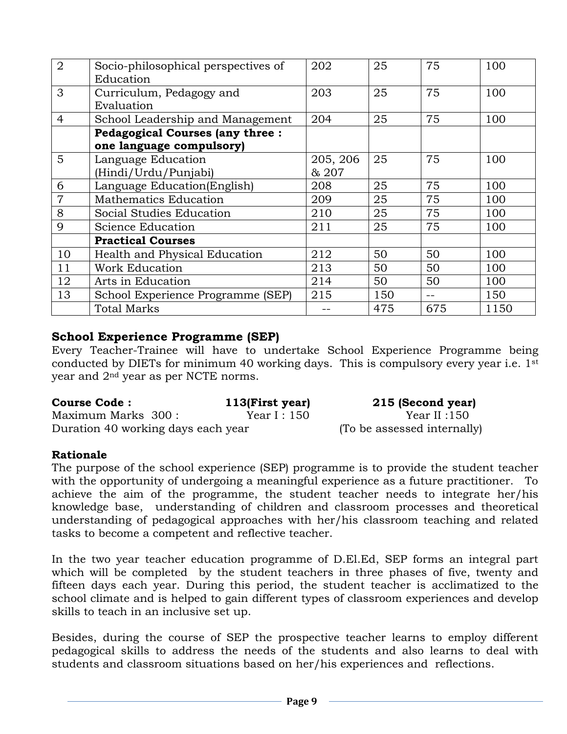| 2 | Socio-philosophical perspectives of Education | 202 | 25 | 75 | 100 |
|---|---|---|---|---|---|
| 3 | Curriculum, Pedagogy and Evaluation | 203 | 25 | 75 | 100 |
| 4 | School Leadership and Management | 204 | 25 | 75 | 100 |
| | **Pedagogical Courses (any three : one language compulsory)** | | | | |
| 5 | Language Education (Hindi/Urdu/Punjabi) | 205, 206 & 207 | 25 | 75 | 100 |
| 6 | Language Education(English) | 208 | 25 | 75 | 100 |
| 7 | Mathematics Education | 209 | 25 | 75 | 100 |
| 8 | Social Studies Education | 210 | 25 | 75 | 100 |
| 9 | Science Education | 211 | 25 | 75 | 100 |
| | **Practical Courses** | | | | |
| 10 | Health and Physical Education | 212 | 50 | 50 | 100 |
| 11 | Work Education | 213 | 50 | 50 | 100 |
| 12 | Arts in Education | 214 | 50 | 50 | 100 |
| 13 | School Experience Programme (SEP) | 215 | 150 | -- | 150 |
| | Total Marks | -- | 475 | 675 | 1150 |

### School Experience Programme (SEP)

Every Teacher-Trainee will have to undertake School Experience Programme being conducted by DIETs for minimum 40 working days. This is compulsory every year i.e. 1st year and 2nd year as per NCTE norms.

**Course Code :** **113(First year)** **215 (Second year)**
Maximum Marks 300 : Year I : 150 Year II :150
Duration 40 working days each year (To be assessed internally)

#### Rationale

The purpose of the school experience (SEP) programme is to provide the student teacher with the opportunity of undergoing a meaningful experience as a future practitioner. To achieve the aim of the programme, the student teacher needs to integrate her/his knowledge base, understanding of children and classroom processes and theoretical understanding of pedagogical approaches with her/his classroom teaching and related tasks to become a competent and reflective teacher.

In the two year teacher education programme of D.El.Ed, SEP forms an integral part which will be completed by the student teachers in three phases of five, twenty and fifteen days each year. During this period, the student teacher is acclimatized to the school climate and is helped to gain different types of classroom experiences and develop skills to teach in an inclusive set up.

Besides, during the course of SEP the prospective teacher learns to employ different pedagogical skills to address the needs of the students and also learns to deal with students and classroom situations based on her/his experiences and reflections.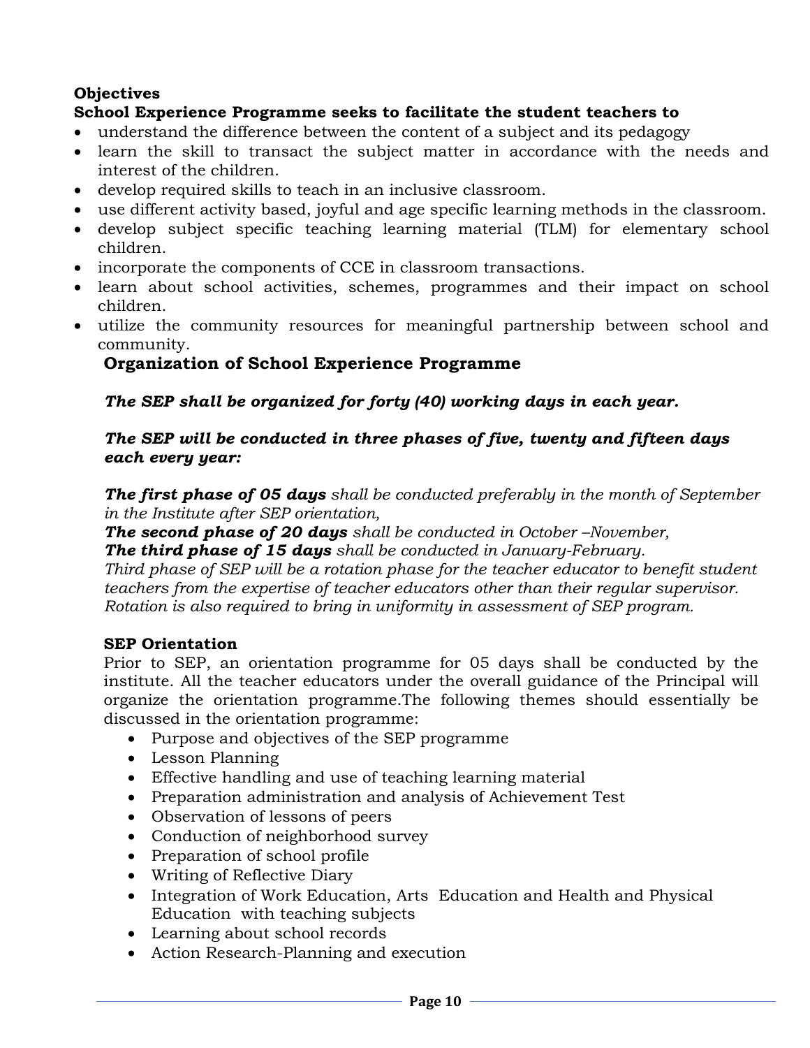**Objectives**

**School Experience Programme seeks to facilitate the student teachers to**

- understand the difference between the content of a subject and its pedagogy
- learn the skill to transact the subject matter in accordance with the needs and interest of the children.
- develop required skills to teach in an inclusive classroom.
- use different activity based, joyful and age specific learning methods in the classroom.
- develop subject specific teaching learning material (TLM) for elementary school children.
- incorporate the components of CCE in classroom transactions.
- learn about school activities, schemes, programmes and their impact on school children.
- utilize the community resources for meaningful partnership between school and community.

## Organization of School Experience Programme

***The SEP shall be organized for forty (40) working days in each year.***

***The SEP will be conducted in three phases of five, twenty and fifteen days each every year:***

***The first phase of 05 days*** *shall be conducted preferably in the month of September in the Institute after SEP orientation,*
***The second phase of 20 days*** *shall be conducted in October –November,*
***The third phase of 15 days*** *shall be conducted in January-February.*
*Third phase of SEP will be a rotation phase for the teacher educator to benefit student teachers from the expertise of teacher educators other than their regular supervisor. Rotation is also required to bring in uniformity in assessment of SEP program.*

**SEP Orientation**

Prior to SEP, an orientation programme for 05 days shall be conducted by the institute. All the teacher educators under the overall guidance of the Principal will organize the orientation programme.The following themes should essentially be discussed in the orientation programme:

- Purpose and objectives of the SEP programme
- Lesson Planning
- Effective handling and use of teaching learning material
- Preparation administration and analysis of Achievement Test
- Observation of lessons of peers
- Conduction of neighborhood survey
- Preparation of school profile
- Writing of Reflective Diary
- Integration of Work Education, Arts Education and Health and Physical Education with teaching subjects
- Learning about school records
- Action Research-Planning and execution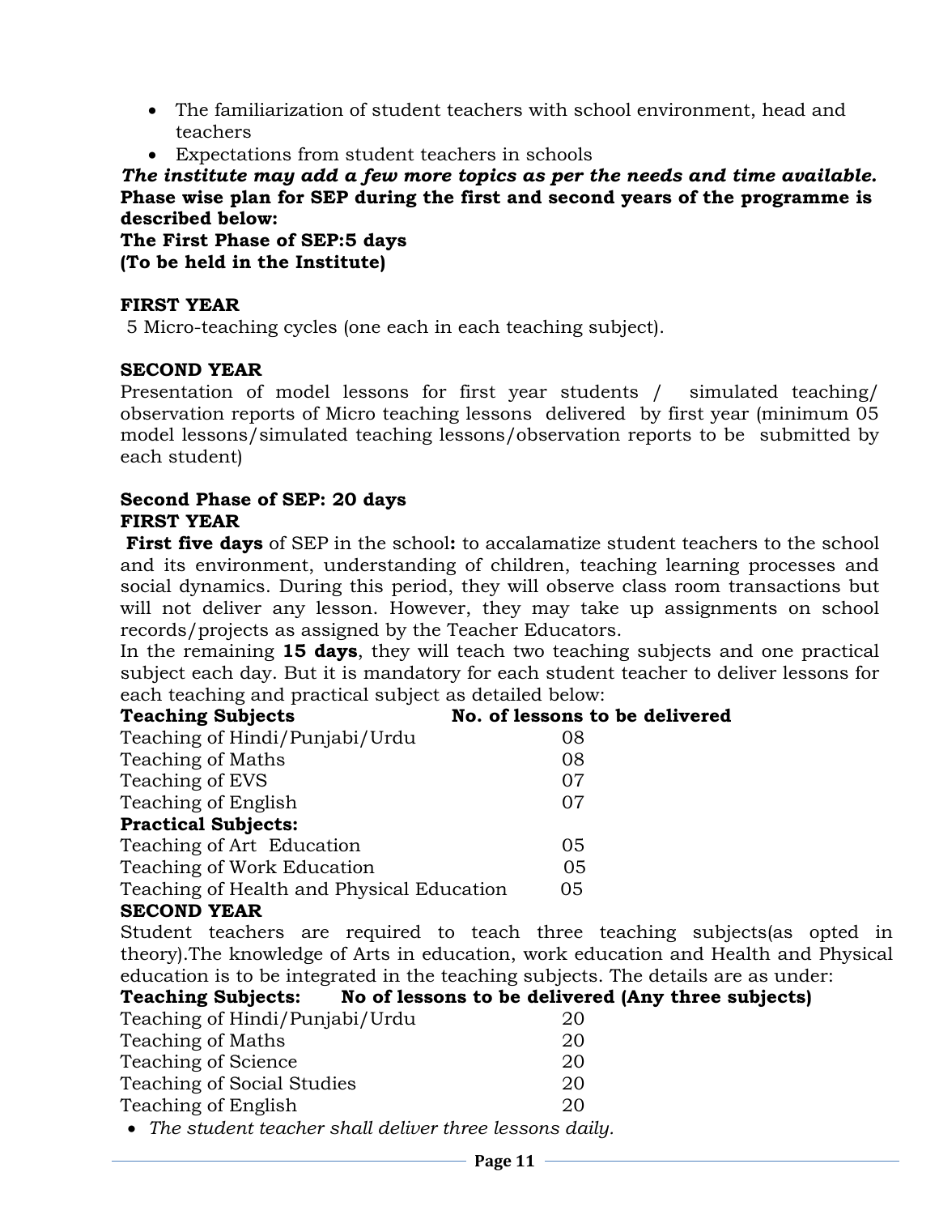- The familiarization of student teachers with school environment, head and teachers
- Expectations from student teachers in schools

***The institute may add a few more topics as per the needs and time available.***

**Phase wise plan for SEP during the first and second years of the programme is described below:**

**The First Phase of SEP:5 days**
**(To be held in the Institute)**

**FIRST YEAR**

5 Micro-teaching cycles (one each in each teaching subject).

**SECOND YEAR**

Presentation of model lessons for first year students / simulated teaching/ observation reports of Micro teaching lessons delivered by first year (minimum 05 model lessons/simulated teaching lessons/observation reports to be submitted by each student)

**Second Phase of SEP: 20 days**

**FIRST YEAR**

**First five days** of SEP in the school**:** to accalamatize student teachers to the school and its environment, understanding of children, teaching learning processes and social dynamics. During this period, they will observe class room transactions but will not deliver any lesson. However, they may take up assignments on school records/projects as assigned by the Teacher Educators.

In the remaining **15 days**, they will teach two teaching subjects and one practical subject each day. But it is mandatory for each student teacher to deliver lessons for each teaching and practical subject as detailed below:

| **Teaching Subjects** | **No. of lessons to be delivered** |
|---|---|
| Teaching of Hindi/Punjabi/Urdu | 08 |
| Teaching of Maths | 08 |
| Teaching of EVS | 07 |
| Teaching of English | 07 |
| **Practical Subjects:** | |
| Teaching of Art Education | 05 |
| Teaching of Work Education | 05 |
| Teaching of Health and Physical Education | 05 |

**SECOND YEAR**

Student teachers are required to teach three teaching subjects(as opted in theory).The knowledge of Arts in education, work education and Health and Physical education is to be integrated in the teaching subjects. The details are as under:

| **Teaching Subjects:** | **No of lessons to be delivered (Any three subjects)** |
|---|---|
| Teaching of Hindi/Punjabi/Urdu | 20 |
| Teaching of Maths | 20 |
| Teaching of Science | 20 |
| Teaching of Social Studies | 20 |
| Teaching of English | 20 |

- *The student teacher shall deliver three lessons daily.*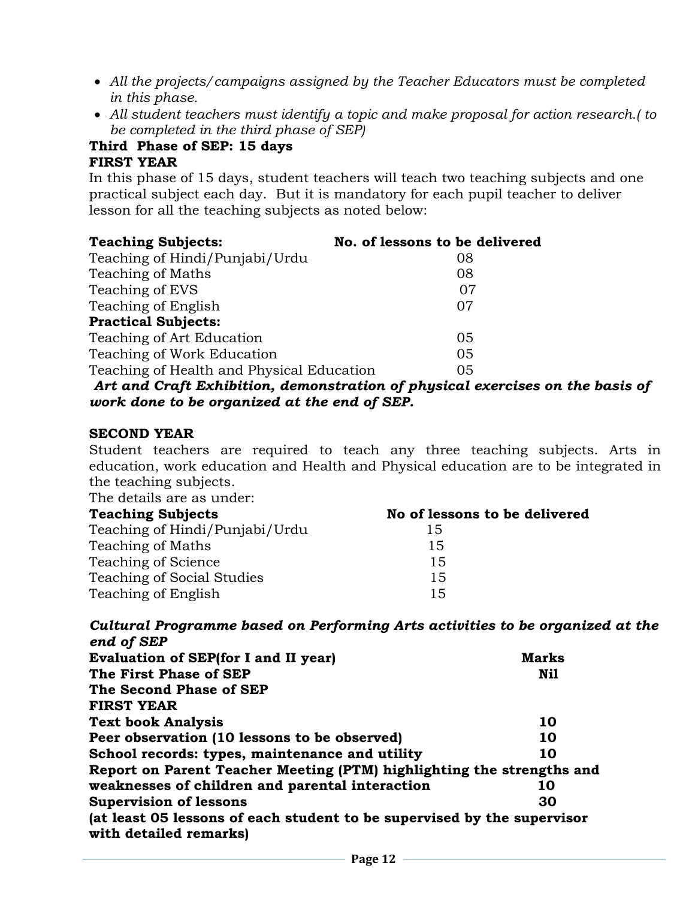- *All the projects/campaigns assigned by the Teacher Educators must be completed in this phase.*
- *All student teachers must identify a topic and make proposal for action research.( to be completed in the third phase of SEP)*

**Third Phase of SEP: 15 days**

**FIRST YEAR**

In this phase of 15 days, student teachers will teach two teaching subjects and one practical subject each day. But it is mandatory for each pupil teacher to deliver lesson for all the teaching subjects as noted below:

| **Teaching Subjects:** | **No. of lessons to be delivered** |
|---|---|
| Teaching of Hindi/Punjabi/Urdu | 08 |
| Teaching of Maths | 08 |
| Teaching of EVS | 07 |
| Teaching of English | 07 |
| **Practical Subjects:** | |
| Teaching of Art Education | 05 |
| Teaching of Work Education | 05 |
| Teaching of Health and Physical Education | 05 |

***Art and Craft Exhibition, demonstration of physical exercises on the basis of work done to be organized at the end of SEP.***

**SECOND YEAR**

Student teachers are required to teach any three teaching subjects. Arts in education, work education and Health and Physical education are to be integrated in the teaching subjects.

The details are as under:

| **Teaching Subjects** | **No of lessons to be delivered** |
|---|---|
| Teaching of Hindi/Punjabi/Urdu | 15 |
| Teaching of Maths | 15 |
| Teaching of Science | 15 |
| Teaching of Social Studies | 15 |
| Teaching of English | 15 |

***Cultural Programme based on Performing Arts activities to be organized at the end of SEP***

| **Evaluation of SEP(for I and II year)** | **Marks** |
|---|---|
| **The First Phase of SEP** | **Nil** |
| **The Second Phase of SEP** | |
| **FIRST YEAR** | |
| **Text book Analysis** | **10** |
| **Peer observation (10 lessons to be observed)** | **10** |
| **School records: types, maintenance and utility** | **10** |
| **Report on Parent Teacher Meeting (PTM) highlighting the strengths and weaknesses of children and parental interaction** | **10** |
| **Supervision of lessons (at least 05 lessons of each student to be supervised by the supervisor with detailed remarks)** | **30** |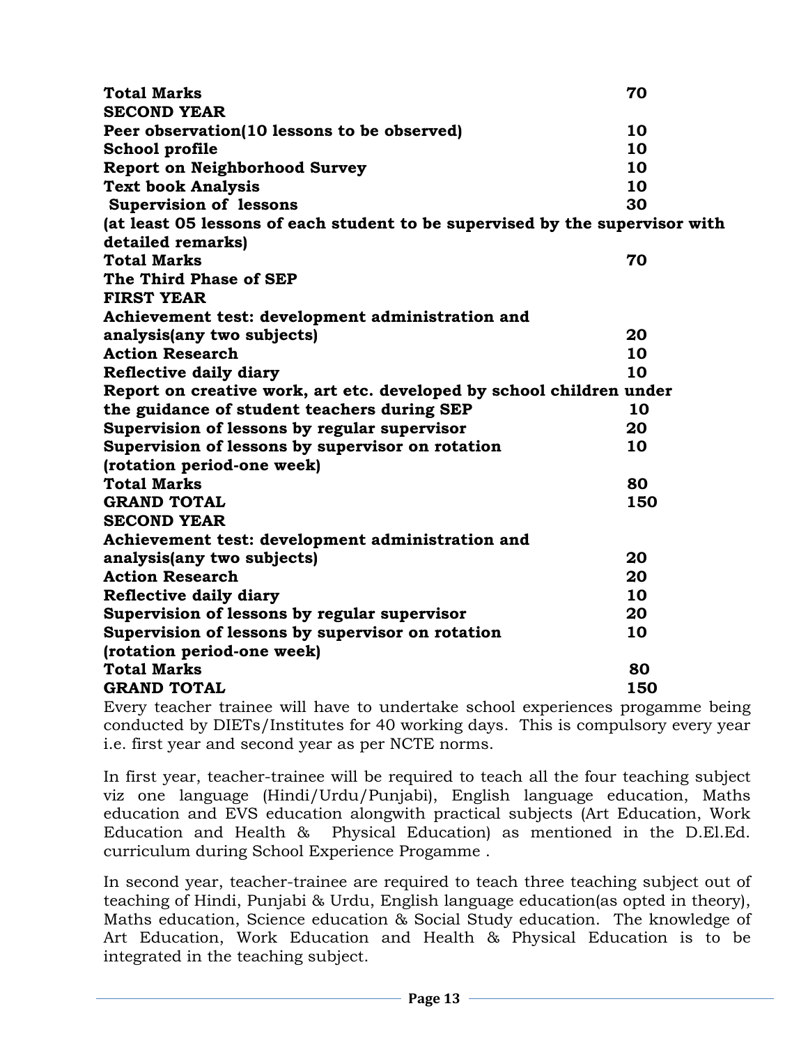| | |
|---|---|
| **Total Marks** | **70** |
| **SECOND YEAR** | |
| **Peer observation(10 lessons to be observed)** | **10** |
| **School profile** | **10** |
| **Report on Neighborhood Survey** | **10** |
| **Text book Analysis** | **10** |
| **Supervision of lessons** | **30** |
| **(at least 05 lessons of each student to be supervised by the supervisor with detailed remarks)** | |
| **Total Marks** | **70** |
| **The Third Phase of SEP** | |
| **FIRST YEAR** | |
| **Achievement test: development administration and analysis(any two subjects)** | **20** |
| **Action Research** | **10** |
| **Reflective daily diary** | **10** |
| **Report on creative work, art etc. developed by school children under the guidance of student teachers during SEP** | **10** |
| **Supervision of lessons by regular supervisor** | **20** |
| **Supervision of lessons by supervisor on rotation (rotation period-one week)** | **10** |
| **Total Marks** | **80** |
| **GRAND TOTAL** | **150** |
| **SECOND YEAR** | |
| **Achievement test: development administration and analysis(any two subjects)** | **20** |
| **Action Research** | **20** |
| **Reflective daily diary** | **10** |
| **Supervision of lessons by regular supervisor** | **20** |
| **Supervision of lessons by supervisor on rotation (rotation period-one week)** | **10** |
| **Total Marks** | **80** |
| **GRAND TOTAL** | **150** |

Every teacher trainee will have to undertake school experiences progamme being conducted by DIETs/Institutes for 40 working days. This is compulsory every year i.e. first year and second year as per NCTE norms.

In first year, teacher-trainee will be required to teach all the four teaching subject viz one language (Hindi/Urdu/Punjabi), English language education, Maths education and EVS education alongwith practical subjects (Art Education, Work Education and Health & Physical Education) as mentioned in the D.El.Ed. curriculum during School Experience Progamme .

In second year, teacher-trainee are required to teach three teaching subject out of teaching of Hindi, Punjabi & Urdu, English language education(as opted in theory), Maths education, Science education & Social Study education. The knowledge of Art Education, Work Education and Health & Physical Education is to be integrated in the teaching subject.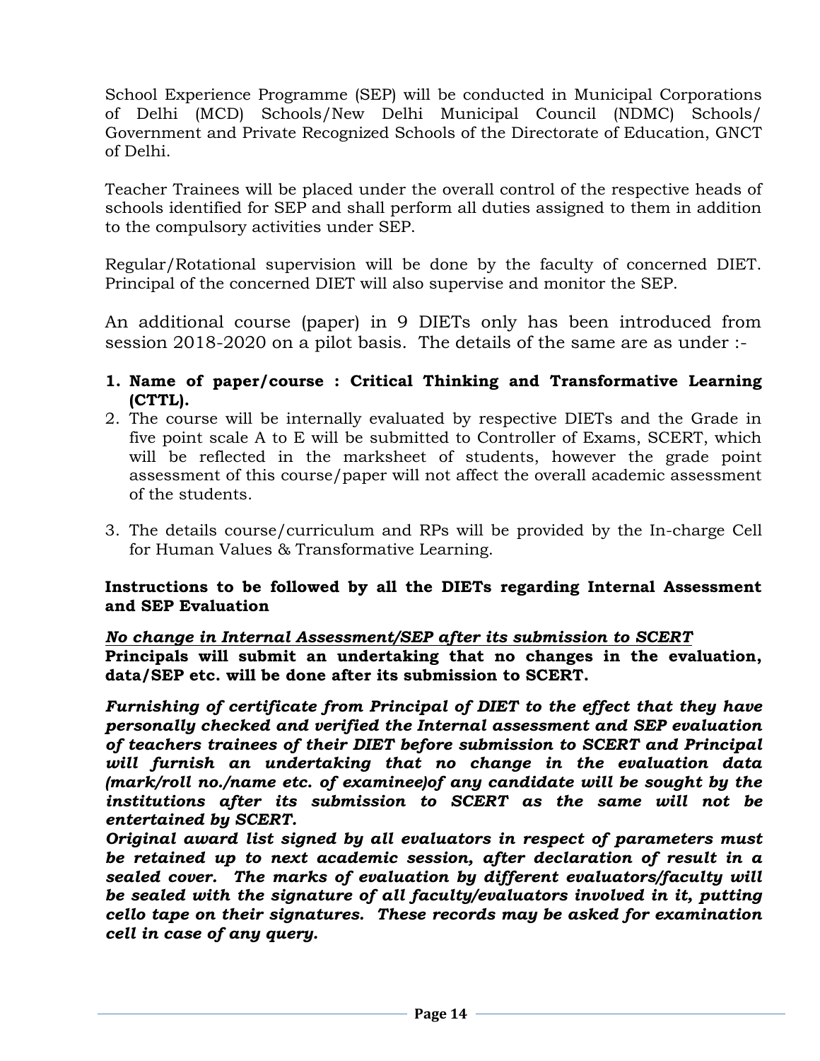School Experience Programme (SEP) will be conducted in Municipal Corporations of Delhi (MCD) Schools/New Delhi Municipal Council (NDMC) Schools/ Government and Private Recognized Schools of the Directorate of Education, GNCT of Delhi.

Teacher Trainees will be placed under the overall control of the respective heads of schools identified for SEP and shall perform all duties assigned to them in addition to the compulsory activities under SEP.

Regular/Rotational supervision will be done by the faculty of concerned DIET. Principal of the concerned DIET will also supervise and monitor the SEP.

An additional course (paper) in 9 DIETs only has been introduced from session 2018-2020 on a pilot basis. The details of the same are as under :-

1. **Name of paper/course : Critical Thinking and Transformative Learning (CTTL).**
2. The course will be internally evaluated by respective DIETs and the Grade in five point scale A to E will be submitted to Controller of Exams, SCERT, which will be reflected in the marksheet of students, however the grade point assessment of this course/paper will not affect the overall academic assessment of the students.
3. The details course/curriculum and RPs will be provided by the In-charge Cell for Human Values & Transformative Learning.

**Instructions to be followed by all the DIETs regarding Internal Assessment and SEP Evaluation**

***<u>No change in Internal Assessment/SEP after its submission to SCERT</u>***

**Principals will submit an undertaking that no changes in the evaluation, data/SEP etc. will be done after its submission to SCERT.**

***Furnishing of certificate from Principal of DIET to the effect that they have personally checked and verified the Internal assessment and SEP evaluation of teachers trainees of their DIET before submission to SCERT and Principal will furnish an undertaking that no change in the evaluation data (mark/roll no./name etc. of examinee)of any candidate will be sought by the institutions after its submission to SCERT as the same will not be entertained by SCERT.***

***Original award list signed by all evaluators in respect of parameters must be retained up to next academic session, after declaration of result in a sealed cover. The marks of evaluation by different evaluators/faculty will be sealed with the signature of all faculty/evaluators involved in it, putting cello tape on their signatures. These records may be asked for examination cell in case of any query.***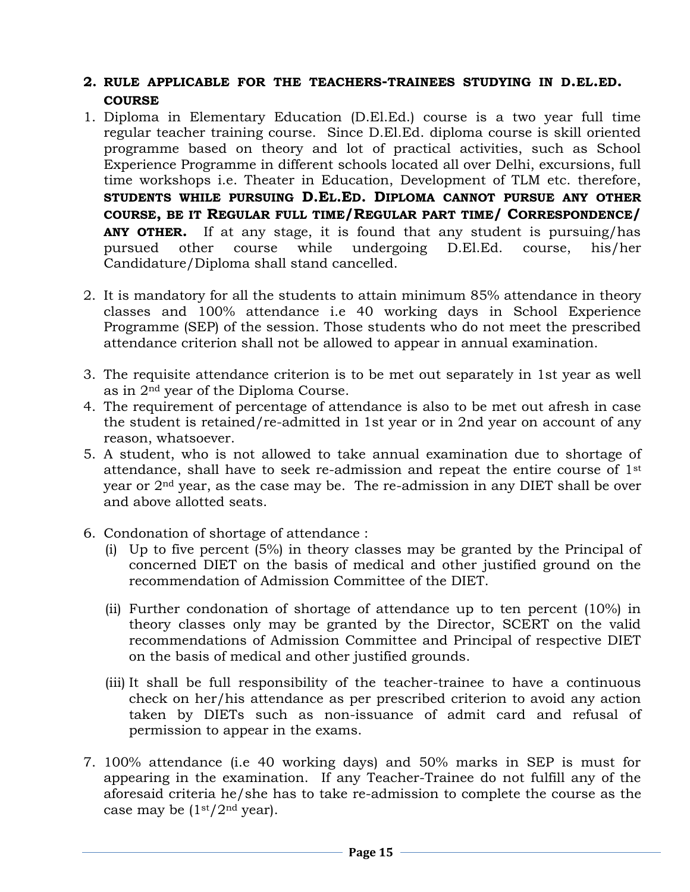## 2. RULE APPLICABLE FOR THE TEACHERS-TRAINEES STUDYING IN D.EL.ED. COURSE

1. Diploma in Elementary Education (D.El.Ed.) course is a two year full time regular teacher training course. Since D.El.Ed. diploma course is skill oriented programme based on theory and lot of practical activities, such as School Experience Programme in different schools located all over Delhi, excursions, full time workshops i.e. Theater in Education, Development of TLM etc. therefore, **STUDENTS WHILE PURSUING D.EL.ED. DIPLOMA CANNOT PURSUE ANY OTHER COURSE, BE IT REGULAR FULL TIME/REGULAR PART TIME/ CORRESPONDENCE/ ANY OTHER.** If at any stage, it is found that any student is pursuing/has pursued other course while undergoing D.El.Ed. course, his/her Candidature/Diploma shall stand cancelled.

2. It is mandatory for all the students to attain minimum 85% attendance in theory classes and 100% attendance i.e 40 working days in School Experience Programme (SEP) of the session. Those students who do not meet the prescribed attendance criterion shall not be allowed to appear in annual examination.

3. The requisite attendance criterion is to be met out separately in 1st year as well as in 2nd year of the Diploma Course.
4. The requirement of percentage of attendance is also to be met out afresh in case the student is retained/re-admitted in 1st year or in 2nd year on account of any reason, whatsoever.
5. A student, who is not allowed to take annual examination due to shortage of attendance, shall have to seek re-admission and repeat the entire course of 1st year or 2nd year, as the case may be. The re-admission in any DIET shall be over and above allotted seats.

6. Condonation of shortage of attendance :
   (i) Up to five percent (5%) in theory classes may be granted by the Principal of concerned DIET on the basis of medical and other justified ground on the recommendation of Admission Committee of the DIET.

   (ii) Further condonation of shortage of attendance up to ten percent (10%) in theory classes only may be granted by the Director, SCERT on the valid recommendations of Admission Committee and Principal of respective DIET on the basis of medical and other justified grounds.

   (iii) It shall be full responsibility of the teacher-trainee to have a continuous check on her/his attendance as per prescribed criterion to avoid any action taken by DIETs such as non-issuance of admit card and refusal of permission to appear in the exams.

7. 100% attendance (i.e 40 working days) and 50% marks in SEP is must for appearing in the examination. If any Teacher-Trainee do not fulfill any of the aforesaid criteria he/she has to take re-admission to complete the course as the case may be (1st/2nd year).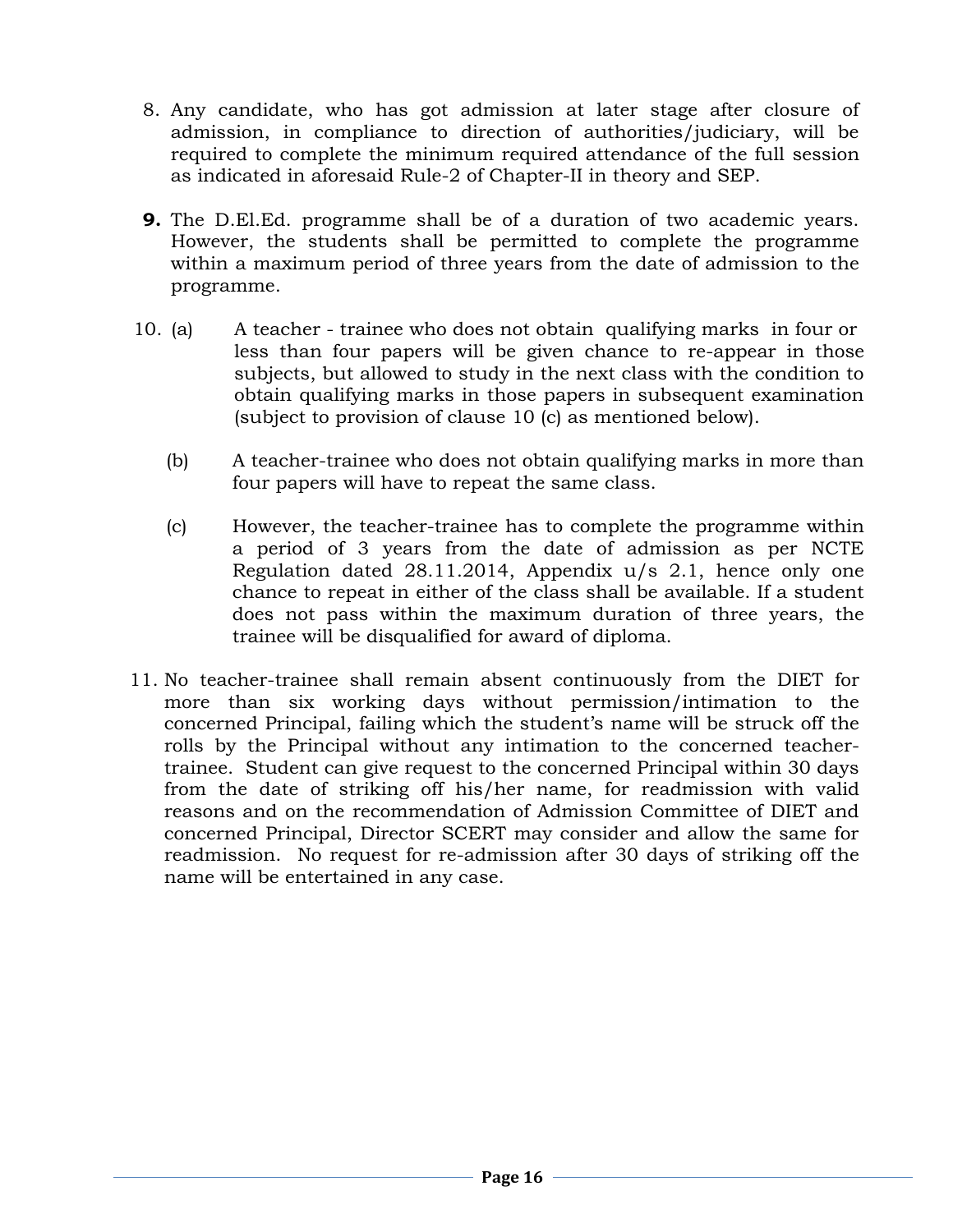8. Any candidate, who has got admission at later stage after closure of admission, in compliance to direction of authorities/judiciary, will be required to complete the minimum required attendance of the full session as indicated in aforesaid Rule-2 of Chapter-II in theory and SEP.

9. The D.El.Ed. programme shall be of a duration of two academic years. However, the students shall be permitted to complete the programme within a maximum period of three years from the date of admission to the programme.

10. (a) A teacher - trainee who does not obtain qualifying marks in four or less than four papers will be given chance to re-appear in those subjects, but allowed to study in the next class with the condition to obtain qualifying marks in those papers in subsequent examination (subject to provision of clause 10 (c) as mentioned below).

    (b) A teacher-trainee who does not obtain qualifying marks in more than four papers will have to repeat the same class.

    (c) However, the teacher-trainee has to complete the programme within a period of 3 years from the date of admission as per NCTE Regulation dated 28.11.2014, Appendix u/s 2.1, hence only one chance to repeat in either of the class shall be available. If a student does not pass within the maximum duration of three years, the trainee will be disqualified for award of diploma.

11. No teacher-trainee shall remain absent continuously from the DIET for more than six working days without permission/intimation to the concerned Principal, failing which the student's name will be struck off the rolls by the Principal without any intimation to the concerned teacher-trainee. Student can give request to the concerned Principal within 30 days from the date of striking off his/her name, for readmission with valid reasons and on the recommendation of Admission Committee of DIET and concerned Principal, Director SCERT may consider and allow the same for readmission. No request for re-admission after 30 days of striking off the name will be entertained in any case.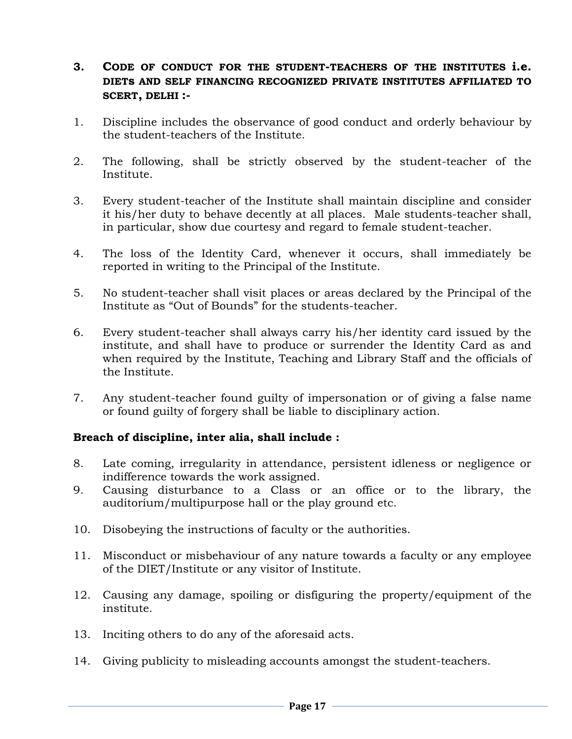## 3. CODE OF CONDUCT FOR THE STUDENT-TEACHERS OF THE INSTITUTES i.e. DIETs AND SELF FINANCING RECOGNIZED PRIVATE INSTITUTES AFFILIATED TO SCERT, DELHI :-

1. Discipline includes the observance of good conduct and orderly behaviour by the student-teachers of the Institute.

2. The following, shall be strictly observed by the student-teacher of the Institute.

3. Every student-teacher of the Institute shall maintain discipline and consider it his/her duty to behave decently at all places. Male students-teacher shall, in particular, show due courtesy and regard to female student-teacher.

4. The loss of the Identity Card, whenever it occurs, shall immediately be reported in writing to the Principal of the Institute.

5. No student-teacher shall visit places or areas declared by the Principal of the Institute as "Out of Bounds" for the students-teacher.

6. Every student-teacher shall always carry his/her identity card issued by the institute, and shall have to produce or surrender the Identity Card as and when required by the Institute, Teaching and Library Staff and the officials of the Institute.

7. Any student-teacher found guilty of impersonation or of giving a false name or found guilty of forgery shall be liable to disciplinary action.

**Breach of discipline, inter alia, shall include :**

8. Late coming, irregularity in attendance, persistent idleness or negligence or indifference towards the work assigned.
9. Causing disturbance to a Class or an office or to the library, the auditorium/multipurpose hall or the play ground etc.

10. Disobeying the instructions of faculty or the authorities.

11. Misconduct or misbehaviour of any nature towards a faculty or any employee of the DIET/Institute or any visitor of Institute.

12. Causing any damage, spoiling or disfiguring the property/equipment of the institute.

13. Inciting others to do any of the aforesaid acts.

14. Giving publicity to misleading accounts amongst the student-teachers.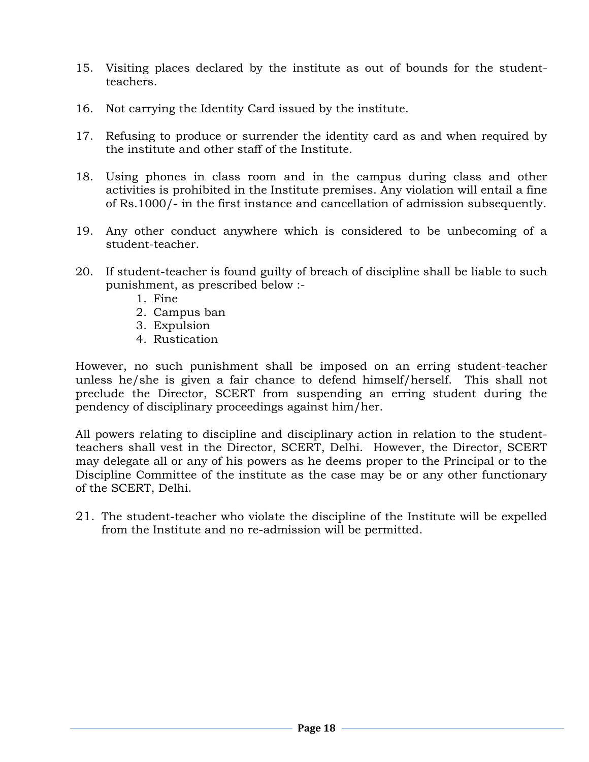15. Visiting places declared by the institute as out of bounds for the student-teachers.

16. Not carrying the Identity Card issued by the institute.

17. Refusing to produce or surrender the identity card as and when required by the institute and other staff of the Institute.

18. Using phones in class room and in the campus during class and other activities is prohibited in the Institute premises. Any violation will entail a fine of Rs.1000/- in the first instance and cancellation of admission subsequently.

19. Any other conduct anywhere which is considered to be unbecoming of a student-teacher.

20. If student-teacher is found guilty of breach of discipline shall be liable to such punishment, as prescribed below :-
    1. Fine
    2. Campus ban
    3. Expulsion
    4. Rustication

However, no such punishment shall be imposed on an erring student-teacher unless he/she is given a fair chance to defend himself/herself. This shall not preclude the Director, SCERT from suspending an erring student during the pendency of disciplinary proceedings against him/her.

All powers relating to discipline and disciplinary action in relation to the student-teachers shall vest in the Director, SCERT, Delhi. However, the Director, SCERT may delegate all or any of his powers as he deems proper to the Principal or to the Discipline Committee of the institute as the case may be or any other functionary of the SCERT, Delhi.

21. The student-teacher who violate the discipline of the Institute will be expelled from the Institute and no re-admission will be permitted.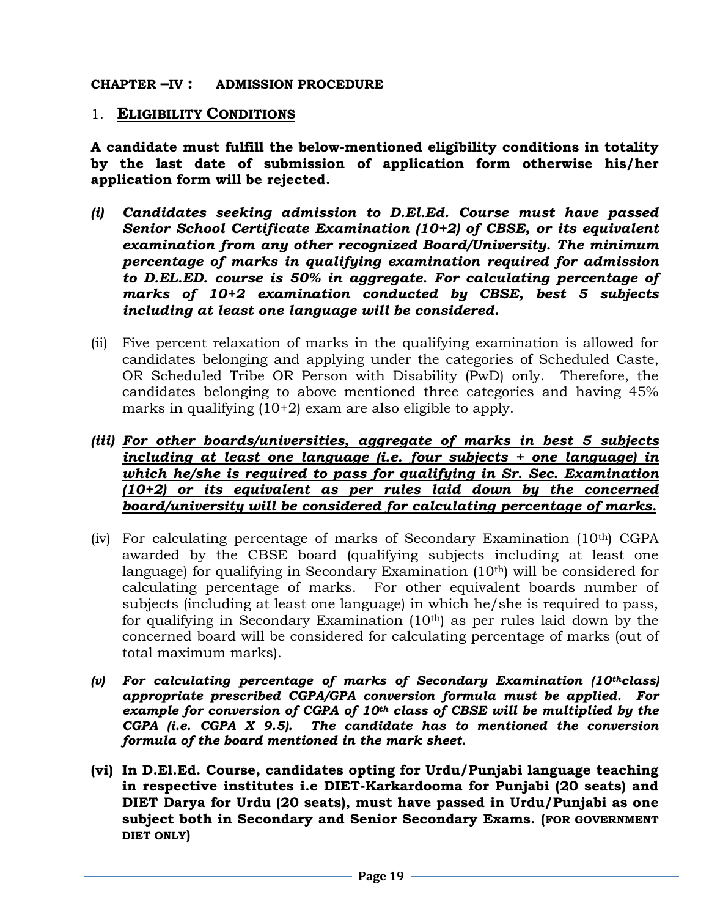**CHAPTER –IV : ADMISSION PROCEDURE**

## 1. <u>ELIGIBILITY CONDITIONS</u>

**A candidate must fulfill the below-mentioned eligibility conditions in totality by the last date of submission of application form otherwise his/her application form will be rejected.**

***(i) Candidates seeking admission to D.El.Ed. Course must have passed Senior School Certificate Examination (10+2) of CBSE, or its equivalent examination from any other recognized Board/University. The minimum percentage of marks in qualifying examination required for admission to D.EL.ED. course is 50% in aggregate. For calculating percentage of marks of 10+2 examination conducted by CBSE, best 5 subjects including at least one language will be considered.***

(ii) Five percent relaxation of marks in the qualifying examination is allowed for candidates belonging and applying under the categories of Scheduled Caste, OR Scheduled Tribe OR Person with Disability (PwD) only. Therefore, the candidates belonging to above mentioned three categories and having 45% marks in qualifying (10+2) exam are also eligible to apply.

***(iii) <u>For other boards/universities, aggregate of marks in best 5 subjects including at least one language (i.e. four subjects + one language) in which he/she is required to pass for qualifying in Sr. Sec. Examination (10+2) or its equivalent as per rules laid down by the concerned board/university will be considered for calculating percentage of marks.</u>***

(iv) For calculating percentage of marks of Secondary Examination (10th) CGPA awarded by the CBSE board (qualifying subjects including at least one language) for qualifying in Secondary Examination (10th) will be considered for calculating percentage of marks. For other equivalent boards number of subjects (including at least one language) in which he/she is required to pass, for qualifying in Secondary Examination (10th) as per rules laid down by the concerned board will be considered for calculating percentage of marks (out of total maximum marks).

***(v) For calculating percentage of marks of Secondary Examination (10th class) appropriate prescribed CGPA/GPA conversion formula must be applied. For example for conversion of CGPA of 10th class of CBSE will be multiplied by the CGPA (i.e. CGPA X 9.5). The candidate has to mentioned the conversion formula of the board mentioned in the mark sheet.***

**(vi) In D.El.Ed. Course, candidates opting for Urdu/Punjabi language teaching in respective institutes i.e DIET-Karkardooma for Punjabi (20 seats) and DIET Darya for Urdu (20 seats), must have passed in Urdu/Punjabi as one subject both in Secondary and Senior Secondary Exams. (FOR GOVERNMENT DIET ONLY)**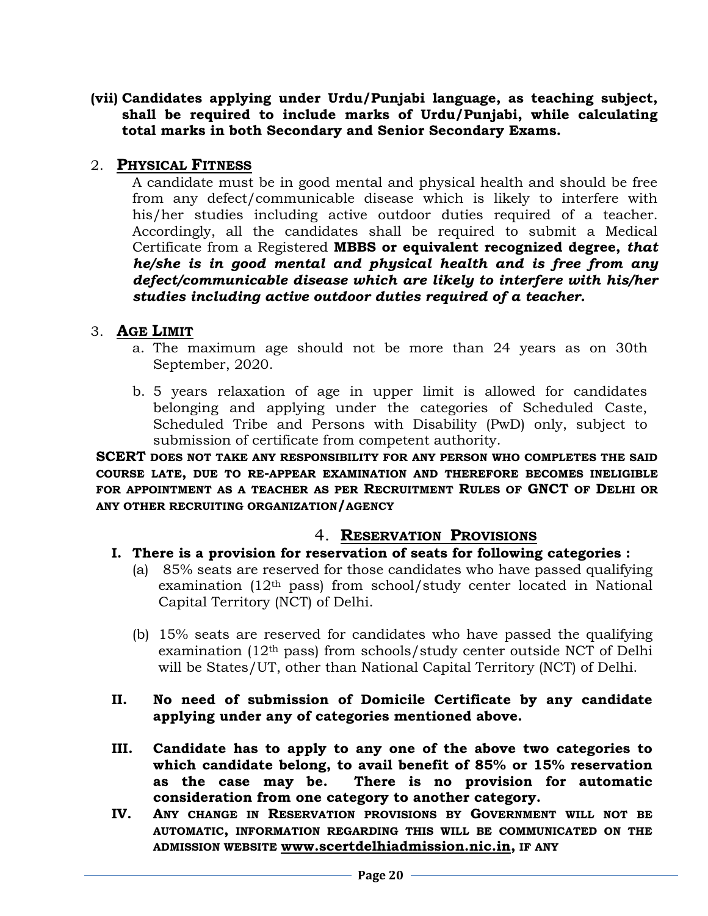**(vii) Candidates applying under Urdu/Punjabi language, as teaching subject, shall be required to include marks of Urdu/Punjabi, while calculating total marks in both Secondary and Senior Secondary Exams.**

## 2. PHYSICAL FITNESS

A candidate must be in good mental and physical health and should be free from any defect/communicable disease which is likely to interfere with his/her studies including active outdoor duties required of a teacher. Accordingly, all the candidates shall be required to submit a Medical Certificate from a Registered **MBBS or equivalent recognized degree,** ***that he/she is in good mental and physical health and is free from any defect/communicable disease which are likely to interfere with his/her studies including active outdoor duties required of a teacher.***

## 3. AGE LIMIT

a. The maximum age should not be more than 24 years as on 30th September, 2020.

b. 5 years relaxation of age in upper limit is allowed for candidates belonging and applying under the categories of Scheduled Caste, Scheduled Tribe and Persons with Disability (PwD) only, subject to submission of certificate from competent authority.

**SCERT DOES NOT TAKE ANY RESPONSIBILITY FOR ANY PERSON WHO COMPLETES THE SAID COURSE LATE, DUE TO RE-APPEAR EXAMINATION AND THEREFORE BECOMES INELIGIBLE FOR APPOINTMENT AS A TEACHER AS PER RECRUITMENT RULES OF GNCT OF DELHI OR ANY OTHER RECRUITING ORGANIZATION/AGENCY**

## 4. RESERVATION PROVISIONS

**I. There is a provision for reservation of seats for following categories :**

(a) 85% seats are reserved for those candidates who have passed qualifying examination (12th pass) from school/study center located in National Capital Territory (NCT) of Delhi.

(b) 15% seats are reserved for candidates who have passed the qualifying examination (12th pass) from schools/study center outside NCT of Delhi will be States/UT, other than National Capital Territory (NCT) of Delhi.

**II. No need of submission of Domicile Certificate by any candidate applying under any of categories mentioned above.**

**III. Candidate has to apply to any one of the above two categories to which candidate belong, to avail benefit of 85% or 15% reservation as the case may be. There is no provision for automatic consideration from one category to another category.**

**IV. ANY CHANGE IN RESERVATION PROVISIONS BY GOVERNMENT WILL NOT BE AUTOMATIC, INFORMATION REGARDING THIS WILL BE COMMUNICATED ON THE ADMISSION WEBSITE www.scertdelhiadmission.nic.in, IF ANY**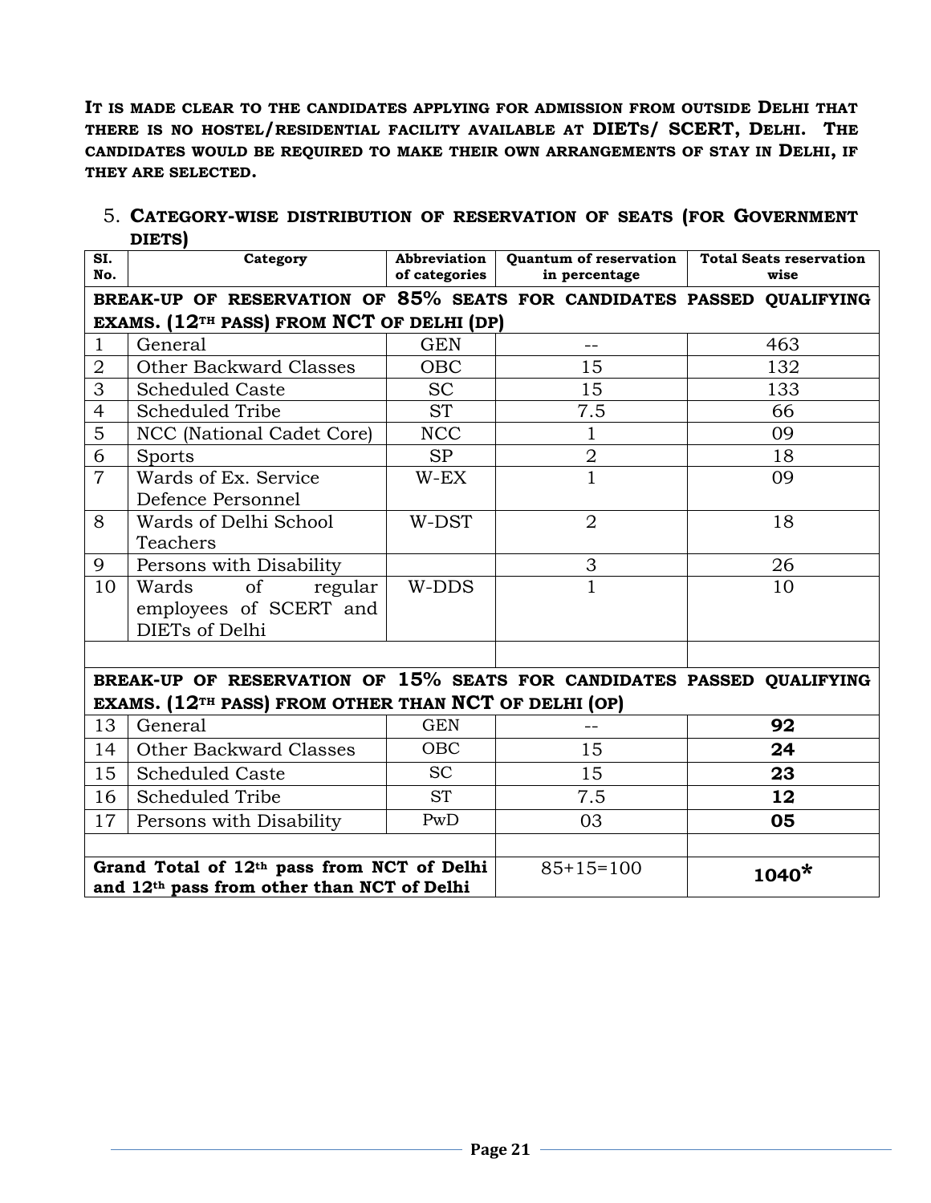**IT IS MADE CLEAR TO THE CANDIDATES APPLYING FOR ADMISSION FROM OUTSIDE DELHI THAT THERE IS NO HOSTEL/RESIDENTIAL FACILITY AVAILABLE AT DIETS/ SCERT, DELHI. THE CANDIDATES WOULD BE REQUIRED TO MAKE THEIR OWN ARRANGEMENTS OF STAY IN DELHI, IF THEY ARE SELECTED.**

## 5. CATEGORY-WISE DISTRIBUTION OF RESERVATION OF SEATS (FOR GOVERNMENT DIETS)

| SI. No. | Category | Abbreviation of categories | Quantum of reservation in percentage | Total Seats reservation wise |
|---|---|---|---|---|
| **BREAK-UP OF RESERVATION OF 85% SEATS FOR CANDIDATES PASSED QUALIFYING EXAMS. (12TH PASS) FROM NCT OF DELHI (DP)** | | | | |
| 1 | General | GEN | -- | 463 |
| 2 | Other Backward Classes | OBC | 15 | 132 |
| 3 | Scheduled Caste | SC | 15 | 133 |
| 4 | Scheduled Tribe | ST | 7.5 | 66 |
| 5 | NCC (National Cadet Core) | NCC | 1 | 09 |
| 6 | Sports | SP | 2 | 18 |
| 7 | Wards of Ex. Service Defence Personnel | W-EX | 1 | 09 |
| 8 | Wards of Delhi School Teachers | W-DST | 2 | 18 |
| 9 | Persons with Disability | | 3 | 26 |
| 10 | Wards of regular employees of SCERT and DIETs of Delhi | W-DDS | 1 | 10 |
| | | | | |
| **BREAK-UP OF RESERVATION OF 15% SEATS FOR CANDIDATES PASSED QUALIFYING EXAMS. (12TH PASS) FROM OTHER THAN NCT OF DELHI (OP)** | | | | |
| 13 | General | GEN | -- | **92** |
| 14 | Other Backward Classes | OBC | 15 | **24** |
| 15 | Scheduled Caste | SC | 15 | **23** |
| 16 | Scheduled Tribe | ST | 7.5 | **12** |
| 17 | Persons with Disability | PwD | 03 | **05** |
| | | | | |
| **Grand Total of 12th pass from NCT of Delhi and 12th pass from other than NCT of Delhi** | | | 85+15=100 | **1040*** |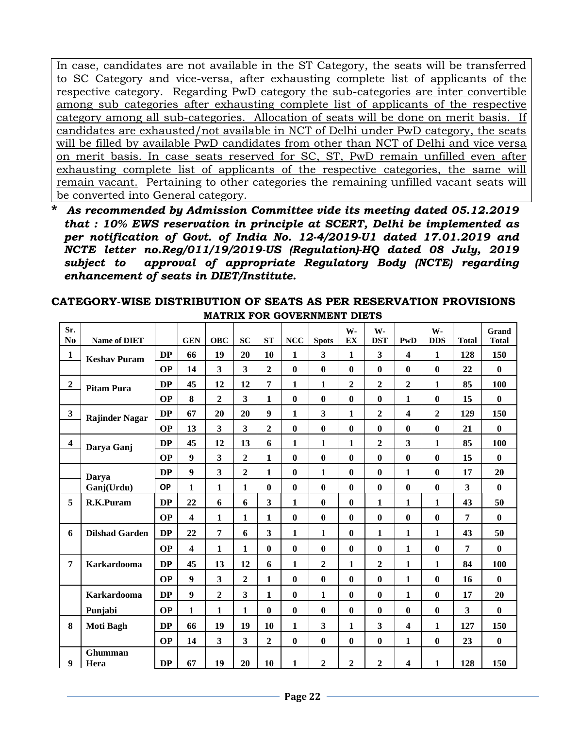In case, candidates are not available in the ST Category, the seats will be transferred to SC Category and vice-versa, after exhausting complete list of applicants of the respective category. Regarding PwD category the sub-categories are inter convertible among sub categories after exhausting complete list of applicants of the respective category among all sub-categories. Allocation of seats will be done on merit basis. If candidates are exhausted/not available in NCT of Delhi under PwD category, the seats will be filled by available PwD candidates from other than NCT of Delhi and vice versa on merit basis. In case seats reserved for SC, ST, PwD remain unfilled even after exhausting complete list of applicants of the respective categories, the same will remain vacant. Pertaining to other categories the remaining unfilled vacant seats will be converted into General category.

\* ***As recommended by Admission Committee vide its meeting dated 05.12.2019 that : 10% EWS reservation in principle at SCERT, Delhi be implemented as per notification of Govt. of India No. 12-4/2019-U1 dated 17.01.2019 and NCTE letter no.Reg/011/19/2019-US (Regulation)-HQ dated 08 July, 2019 subject to approval of appropriate Regulatory Body (NCTE) regarding enhancement of seats in DIET/Institute.***

## CATEGORY-WISE DISTRIBUTION OF SEATS AS PER RESERVATION PROVISIONS

### MATRIX FOR GOVERNMENT DIETS

| Sr. No | Name of DIET | | GEN | OBC | SC | ST | NCC | Spots | W-EX | W-DST | PwD | W-DDS | Total | Grand Total |
|---|---|---|---|---|---|---|---|---|---|---|---|---|---|---|
| 1 | Keshav Puram | DP | 66 | 19 | 20 | 10 | 1 | 3 | 1 | 3 | 4 | 1 | 128 | 150 |
| | | OP | 14 | 3 | 3 | 2 | 0 | 0 | 0 | 0 | 0 | 0 | 22 | 0 |
| 2 | Pitam Pura | DP | 45 | 12 | 12 | 7 | 1 | 1 | 2 | 2 | 2 | 1 | 85 | 100 |
| | | OP | 8 | 2 | 3 | 1 | 0 | 0 | 0 | 0 | 1 | 0 | 15 | 0 |
| 3 | Rajinder Nagar | DP | 67 | 20 | 20 | 9 | 1 | 3 | 1 | 2 | 4 | 2 | 129 | 150 |
| | | OP | 13 | 3 | 3 | 2 | 0 | 0 | 0 | 0 | 0 | 0 | 21 | 0 |
| 4 | Darya Ganj | DP | 45 | 12 | 13 | 6 | 1 | 1 | 1 | 2 | 3 | 1 | 85 | 100 |
| | | OP | 9 | 3 | 2 | 1 | 0 | 0 | 0 | 0 | 0 | 0 | 15 | 0 |
| | Darya Ganj(Urdu) | DP | 9 | 3 | 2 | 1 | 0 | 1 | 0 | 0 | 1 | 0 | 17 | 20 |
| | | OP | 1 | 1 | 1 | 0 | 0 | 0 | 0 | 0 | 0 | 0 | 3 | 0 |
| 5 | R.K.Puram | DP | 22 | 6 | 6 | 3 | 1 | 0 | 0 | 1 | 1 | 1 | 43 | 50 |
| | | OP | 4 | 1 | 1 | 1 | 0 | 0 | 0 | 0 | 0 | 0 | 7 | 0 |
| 6 | Dilshad Garden | DP | 22 | 7 | 6 | 3 | 1 | 1 | 0 | 1 | 1 | 1 | 43 | 50 |
| | | OP | 4 | 1 | 1 | 0 | 0 | 0 | 0 | 0 | 1 | 0 | 7 | 0 |
| 7 | Karkardooma | DP | 45 | 13 | 12 | 6 | 1 | 2 | 1 | 2 | 1 | 1 | 84 | 100 |
| | | OP | 9 | 3 | 2 | 1 | 0 | 0 | 0 | 0 | 1 | 0 | 16 | 0 |
| | Karkardooma Punjabi | DP | 9 | 2 | 3 | 1 | 0 | 1 | 0 | 0 | 1 | 0 | 17 | 20 |
| | | OP | 1 | 1 | 1 | 0 | 0 | 0 | 0 | 0 | 0 | 0 | 3 | 0 |
| 8 | Moti Bagh | DP | 66 | 19 | 19 | 10 | 1 | 3 | 1 | 3 | 4 | 1 | 127 | 150 |
| | | OP | 14 | 3 | 3 | 2 | 0 | 0 | 0 | 0 | 1 | 0 | 23 | 0 |
| 9 | Ghumman Hera | DP | 67 | 19 | 20 | 10 | 1 | 2 | 2 | 2 | 4 | 1 | 128 | 150 |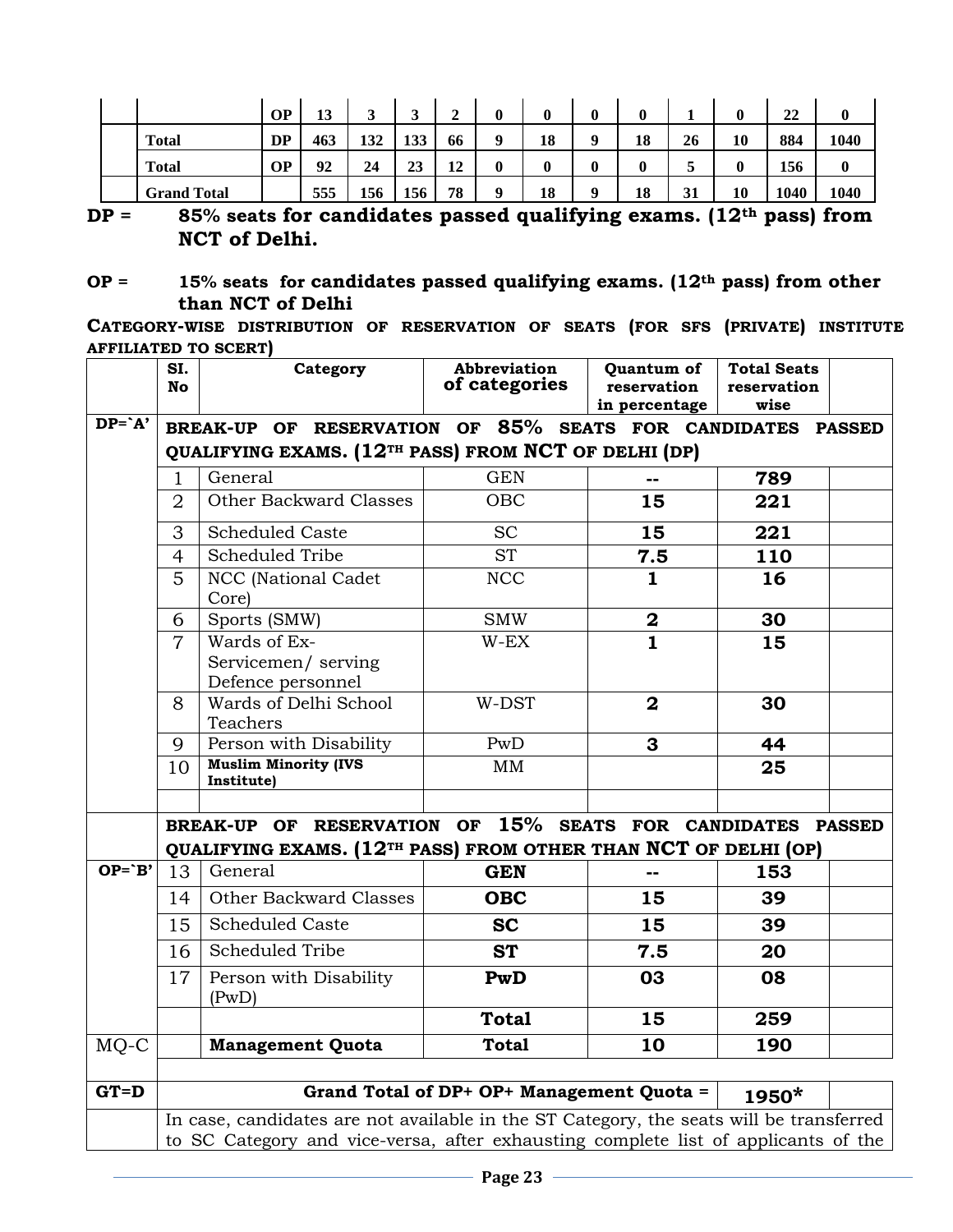|  |  |  |  |  |  |  |  |  |  |  |  |  |  |  |
|---|---|---|---|---|---|---|---|---|---|---|---|---|---|---|
|  |  | OP | 13 | 3 | 3 | 2 | 0 | 0 | 0 | 0 | 1 | 0 | 22 | 0 |
|  | Total | DP | 463 | 132 | 133 | 66 | 9 | 18 | 9 | 18 | 26 | 10 | 884 | 1040 |
|  | Total | OP | 92 | 24 | 23 | 12 | 0 | 0 | 0 | 0 | 5 | 0 | 156 | 0 |
|  | Grand Total |  | 555 | 156 | 156 | 78 | 9 | 18 | 9 | 18 | 31 | 10 | 1040 | 1040 |

**DP =** **85% seats for candidates passed qualifying exams. (12th pass) from NCT of Delhi.**

**OP =** **15% seats for candidates passed qualifying exams. (12th pass) from other than NCT of Delhi**

**CATEGORY-WISE DISTRIBUTION OF RESERVATION OF SEATS (FOR SFS (PRIVATE) INSTITUTE AFFILIATED TO SCERT)**

|  | Sl. No | Category | Abbreviation of categories | Quantum of reservation in percentage | Total Seats reservation wise |  |
|---|---|---|---|---|---|---|
| DP=`A' | **BREAK-UP OF RESERVATION OF 85% SEATS FOR CANDIDATES PASSED QUALIFYING EXAMS. (12TH PASS) FROM NCT OF DELHI (DP)** |  |  |  |  |  |
|  | 1 | General | GEN | -- | **789** |  |
|  | 2 | Other Backward Classes | OBC | **15** | **221** |  |
|  | 3 | Scheduled Caste | SC | **15** | **221** |  |
|  | 4 | Scheduled Tribe | ST | **7.5** | **110** |  |
|  | 5 | NCC (National Cadet Core) | NCC | **1** | **16** |  |
|  | 6 | Sports (SMW) | SMW | **2** | **30** |  |
|  | 7 | Wards of Ex-Servicemen/ serving Defence personnel | W-EX | **1** | **15** |  |
|  | 8 | Wards of Delhi School Teachers | W-DST | **2** | **30** |  |
|  | 9 | Person with Disability | PwD | **3** | **44** |  |
|  | 10 | **Muslim Minority (IVS Institute)** | MM |  | **25** |  |
|  |  |  |  |  |  |  |
|  | **BREAK-UP OF RESERVATION OF 15% SEATS FOR CANDIDATES PASSED QUALIFYING EXAMS. (12TH PASS) FROM OTHER THAN NCT OF DELHI (OP)** |  |  |  |  |  |
| OP=`B' | 13 | General | **GEN** | -- | **153** |  |
|  | 14 | Other Backward Classes | **OBC** | **15** | **39** |  |
|  | 15 | Scheduled Caste | **SC** | **15** | **39** |  |
|  | 16 | Scheduled Tribe | **ST** | **7.5** | **20** |  |
|  | 17 | Person with Disability (PwD) | **PwD** | **03** | **08** |  |
|  |  |  | **Total** | **15** | **259** |  |
| MQ-C |  | **Management Quota** | **Total** | **10** | **190** |  |
|  |  |  |  |  |  |  |
| **GT=D** | **Grand Total of DP+ OP+ Management Quota =** |  |  |  | **1950*** |  |
|  | In case, candidates are not available in the ST Category, the seats will be transferred to SC Category and vice-versa, after exhausting complete list of applicants of the |  |  |  |  |  |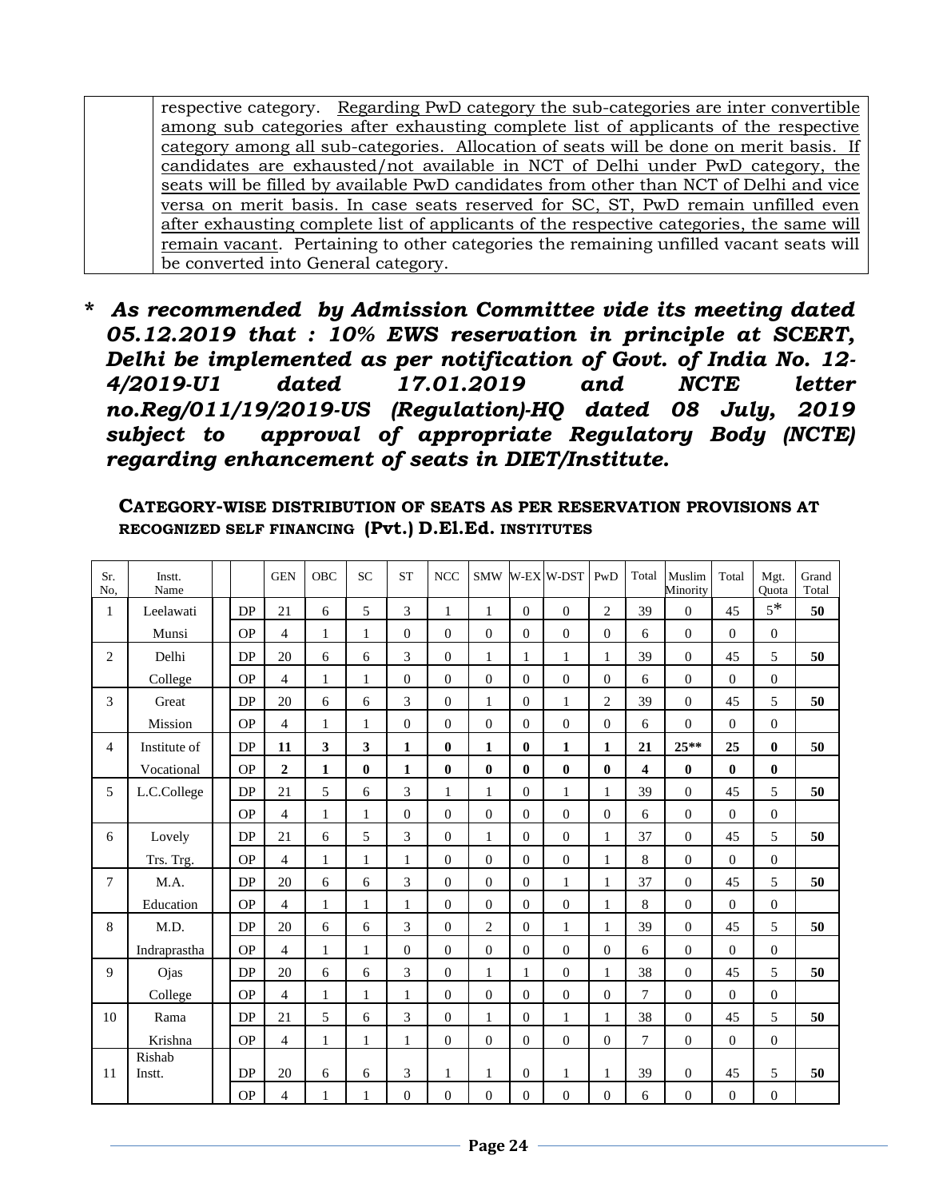| | respective category. Regarding PwD category the sub-categories are inter convertible among sub categories after exhausting complete list of applicants of the respective category among all sub-categories. Allocation of seats will be done on merit basis. If candidates are exhausted/not available in NCT of Delhi under PwD category, the seats will be filled by available PwD candidates from other than NCT of Delhi and vice versa on merit basis. In case seats reserved for SC, ST, PwD remain unfilled even after exhausting complete list of applicants of the respective categories, the same will remain vacant. Pertaining to other categories the remaining unfilled vacant seats will be converted into General category. |
|---|---|

***\* As recommended by Admission Committee vide its meeting dated 05.12.2019 that : 10% EWS reservation in principle at SCERT, Delhi be implemented as per notification of Govt. of India No. 12-4/2019-U1 dated 17.01.2019 and NCTE letter no.Reg/011/19/2019-US (Regulation)-HQ dated 08 July, 2019 subject to approval of appropriate Regulatory Body (NCTE) regarding enhancement of seats in DIET/Institute.***

**CATEGORY-WISE DISTRIBUTION OF SEATS AS PER RESERVATION PROVISIONS AT RECOGNIZED SELF FINANCING (Pvt.) D.El.Ed. INSTITUTES**

| Sr. No, | Instt. Name | | | GEN | OBC | SC | ST | NCC | SMW | W-EX | W-DST | PwD | Total | Muslim Minority | Total | Mgt. Quota | Grand Total |
|---|---|---|---|---|---|---|---|---|---|---|---|---|---|---|---|---|---|
| 1 | Leelawati | | DP | 21 | 6 | 5 | 3 | 1 | 1 | 0 | 0 | 2 | 39 | 0 | 45 | 5* | **50** |
| | Munsi | | OP | 4 | 1 | 1 | 0 | 0 | 0 | 0 | 0 | 0 | 6 | 0 | 0 | 0 | |
| 2 | Delhi | | DP | 20 | 6 | 6 | 3 | 0 | 1 | 1 | 1 | 1 | 39 | 0 | 45 | 5 | **50** |
| | College | | OP | 4 | 1 | 1 | 0 | 0 | 0 | 0 | 0 | 0 | 6 | 0 | 0 | 0 | |
| 3 | Great | | DP | 20 | 6 | 6 | 3 | 0 | 1 | 0 | 1 | 2 | 39 | 0 | 45 | 5 | **50** |
| | Mission | | OP | 4 | 1 | 1 | 0 | 0 | 0 | 0 | 0 | 0 | 6 | 0 | 0 | 0 | |
| 4 | Institute of | | DP | **11** | **3** | **3** | **1** | **0** | **1** | **0** | **1** | **1** | **21** | **25\*\*** | **25** | **0** | **50** |
| | Vocational | | OP | **2** | **1** | **0** | **1** | **0** | **0** | **0** | **0** | **0** | **4** | **0** | **0** | **0** | |
| 5 | L.C.College | | DP | 21 | 5 | 6 | 3 | 1 | 1 | 0 | 1 | 1 | 39 | 0 | 45 | 5 | **50** |
| | | | OP | 4 | 1 | 1 | 0 | 0 | 0 | 0 | 0 | 0 | 6 | 0 | 0 | 0 | |
| 6 | Lovely | | DP | 21 | 6 | 5 | 3 | 0 | 1 | 0 | 0 | 1 | 37 | 0 | 45 | 5 | **50** |
| | Trs. Trg. | | OP | 4 | 1 | 1 | 1 | 0 | 0 | 0 | 0 | 1 | 8 | 0 | 0 | 0 | |
| 7 | M.A. | | DP | 20 | 6 | 6 | 3 | 0 | 0 | 0 | 1 | 1 | 37 | 0 | 45 | 5 | **50** |
| | Education | | OP | 4 | 1 | 1 | 1 | 0 | 0 | 0 | 0 | 1 | 8 | 0 | 0 | 0 | |
| 8 | M.D. | | DP | 20 | 6 | 6 | 3 | 0 | 2 | 0 | 1 | 1 | 39 | 0 | 45 | 5 | **50** |
| | Indraprastha | | OP | 4 | 1 | 1 | 0 | 0 | 0 | 0 | 0 | 0 | 6 | 0 | 0 | 0 | |
| 9 | Ojas | | DP | 20 | 6 | 6 | 3 | 0 | 1 | 1 | 0 | 1 | 38 | 0 | 45 | 5 | **50** |
| | College | | OP | 4 | 1 | 1 | 1 | 0 | 0 | 0 | 0 | 0 | 7 | 0 | 0 | 0 | |
| 10 | Rama | | DP | 21 | 5 | 6 | 3 | 0 | 1 | 0 | 1 | 1 | 38 | 0 | 45 | 5 | **50** |
| | Krishna | | OP | 4 | 1 | 1 | 1 | 0 | 0 | 0 | 0 | 0 | 7 | 0 | 0 | 0 | |
| 11 | Rishab Instt. | | DP | 20 | 6 | 6 | 3 | 1 | 1 | 0 | 1 | 1 | 39 | 0 | 45 | 5 | **50** |
| | | | OP | 4 | 1 | 1 | 0 | 0 | 0 | 0 | 0 | 0 | 6 | 0 | 0 | 0 | |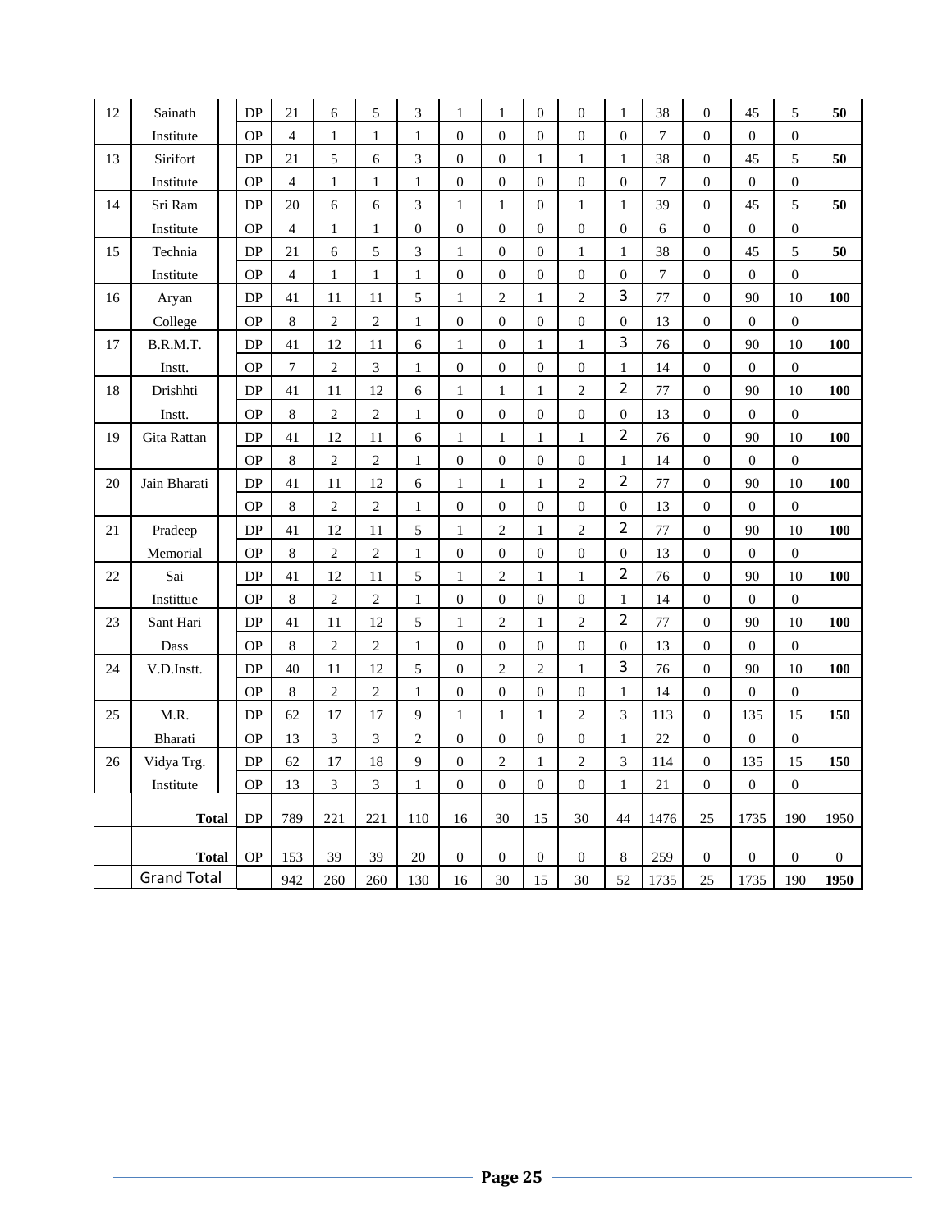| 12 | Sainath Institute | | DP | 21 | 6 | 5 | 3 | 1 | 1 | 0 | 0 | 1 | 38 | 0 | 45 | 5 | **50** |
|---|---|---|---|---|---|---|---|---|---|---|---|---|---|---|---|---|---|
| | | | OP | 4 | 1 | 1 | 1 | 0 | 0 | 0 | 0 | 0 | 7 | 0 | 0 | 0 | |
| 13 | Sirifort Institute | | DP | 21 | 5 | 6 | 3 | 0 | 0 | 1 | 1 | 1 | 38 | 0 | 45 | 5 | **50** |
| | | | OP | 4 | 1 | 1 | 1 | 0 | 0 | 0 | 0 | 0 | 7 | 0 | 0 | 0 | |
| 14 | Sri Ram Institute | | DP | 20 | 6 | 6 | 3 | 1 | 1 | 0 | 1 | 1 | 39 | 0 | 45 | 5 | **50** |
| | | | OP | 4 | 1 | 1 | 0 | 0 | 0 | 0 | 0 | 0 | 6 | 0 | 0 | 0 | |
| 15 | Technia Institute | | DP | 21 | 6 | 5 | 3 | 1 | 0 | 0 | 1 | 1 | 38 | 0 | 45 | 5 | **50** |
| | | | OP | 4 | 1 | 1 | 1 | 0 | 0 | 0 | 0 | 0 | 7 | 0 | 0 | 0 | |
| 16 | Aryan College | | DP | 41 | 11 | 11 | 5 | 1 | 2 | 1 | 2 | 3 | 77 | 0 | 90 | 10 | **100** |
| | | | OP | 8 | 2 | 2 | 1 | 0 | 0 | 0 | 0 | 0 | 13 | 0 | 0 | 0 | |
| 17 | B.R.M.T. Instt. | | DP | 41 | 12 | 11 | 6 | 1 | 0 | 1 | 1 | 3 | 76 | 0 | 90 | 10 | **100** |
| | | | OP | 7 | 2 | 3 | 1 | 0 | 0 | 0 | 0 | 1 | 14 | 0 | 0 | 0 | |
| 18 | Drishhti Instt. | | DP | 41 | 11 | 12 | 6 | 1 | 1 | 1 | 2 | 2 | 77 | 0 | 90 | 10 | **100** |
| | | | OP | 8 | 2 | 2 | 1 | 0 | 0 | 0 | 0 | 0 | 13 | 0 | 0 | 0 | |
| 19 | Gita Rattan | | DP | 41 | 12 | 11 | 6 | 1 | 1 | 1 | 1 | 2 | 76 | 0 | 90 | 10 | **100** |
| | | | OP | 8 | 2 | 2 | 1 | 0 | 0 | 0 | 0 | 1 | 14 | 0 | 0 | 0 | |
| 20 | Jain Bharati | | DP | 41 | 11 | 12 | 6 | 1 | 1 | 1 | 2 | 2 | 77 | 0 | 90 | 10 | **100** |
| | | | OP | 8 | 2 | 2 | 1 | 0 | 0 | 0 | 0 | 0 | 13 | 0 | 0 | 0 | |
| 21 | Pradeep Memorial | | DP | 41 | 12 | 11 | 5 | 1 | 2 | 1 | 2 | 2 | 77 | 0 | 90 | 10 | **100** |
| | | | OP | 8 | 2 | 2 | 1 | 0 | 0 | 0 | 0 | 0 | 13 | 0 | 0 | 0 | |
| 22 | Sai Instittue | | DP | 41 | 12 | 11 | 5 | 1 | 2 | 1 | 1 | 2 | 76 | 0 | 90 | 10 | **100** |
| | | | OP | 8 | 2 | 2 | 1 | 0 | 0 | 0 | 0 | 1 | 14 | 0 | 0 | 0 | |
| 23 | Sant Hari Dass | | DP | 41 | 11 | 12 | 5 | 1 | 2 | 1 | 2 | 2 | 77 | 0 | 90 | 10 | **100** |
| | | | OP | 8 | 2 | 2 | 1 | 0 | 0 | 0 | 0 | 0 | 13 | 0 | 0 | 0 | |
| 24 | V.D.Instt. | | DP | 40 | 11 | 12 | 5 | 0 | 2 | 2 | 1 | 3 | 76 | 0 | 90 | 10 | **100** |
| | | | OP | 8 | 2 | 2 | 1 | 0 | 0 | 0 | 0 | 1 | 14 | 0 | 0 | 0 | |
| 25 | M.R. Bharati | | DP | 62 | 17 | 17 | 9 | 1 | 1 | 1 | 2 | 3 | 113 | 0 | 135 | 15 | **150** |
| | | | OP | 13 | 3 | 3 | 2 | 0 | 0 | 0 | 0 | 1 | 22 | 0 | 0 | 0 | |
| 26 | Vidya Trg. Institute | | DP | 62 | 17 | 18 | 9 | 0 | 2 | 1 | 2 | 3 | 114 | 0 | 135 | 15 | **150** |
| | | | OP | 13 | 3 | 3 | 1 | 0 | 0 | 0 | 0 | 1 | 21 | 0 | 0 | 0 | |
| | **Total** | | DP | 789 | 221 | 221 | 110 | 16 | 30 | 15 | 30 | 44 | 1476 | 25 | 1735 | 190 | 1950 |
| | **Total** | | OP | 153 | 39 | 39 | 20 | 0 | 0 | 0 | 0 | 8 | 259 | 0 | 0 | 0 | 0 |
| | Grand Total | | | 942 | 260 | 260 | 130 | 16 | 30 | 15 | 30 | 52 | 1735 | 25 | 1735 | 190 | **1950** |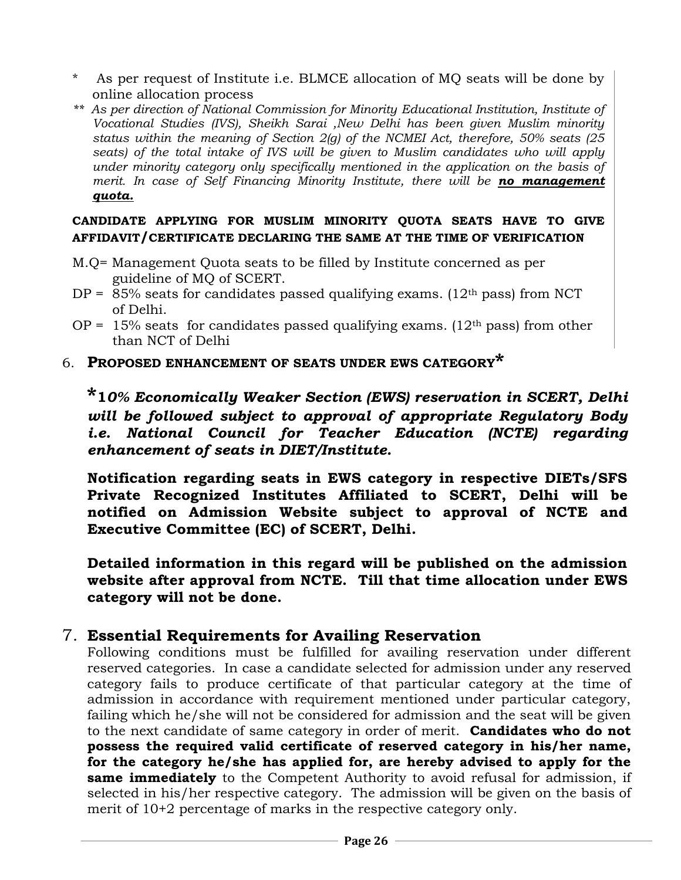\* As per request of Institute i.e. BLMCE allocation of MQ seats will be done by online allocation process

*\*\* As per direction of National Commission for Minority Educational Institution, Institute of Vocational Studies (IVS), Sheikh Sarai ,New Delhi has been given Muslim minority status within the meaning of Section 2(g) of the NCMEI Act, therefore, 50% seats (25 seats) of the total intake of IVS will be given to Muslim candidates who will apply under minority category only specifically mentioned in the application on the basis of merit. In case of Self Financing Minority Institute, there will be **no management quota.***

**CANDIDATE APPLYING FOR MUSLIM MINORITY QUOTA SEATS HAVE TO GIVE AFFIDAVIT/CERTIFICATE DECLARING THE SAME AT THE TIME OF VERIFICATION**

M.Q= Management Quota seats to be filled by Institute concerned as per guideline of MQ of SCERT.

DP = 85% seats for candidates passed qualifying exams. (12th pass) from NCT of Delhi.

OP = 15% seats for candidates passed qualifying exams. (12th pass) from other than NCT of Delhi

## 6. PROPOSED ENHANCEMENT OF SEATS UNDER EWS CATEGORY*

***\*10% Economically Weaker Section (EWS) reservation in SCERT, Delhi will be followed subject to approval of appropriate Regulatory Body i.e. National Council for Teacher Education (NCTE) regarding enhancement of seats in DIET/Institute.***

**Notification regarding seats in EWS category in respective DIETs/SFS Private Recognized Institutes Affiliated to SCERT, Delhi will be notified on Admission Website subject to approval of NCTE and Executive Committee (EC) of SCERT, Delhi.**

**Detailed information in this regard will be published on the admission website after approval from NCTE. Till that time allocation under EWS category will not be done.**

## 7. Essential Requirements for Availing Reservation

Following conditions must be fulfilled for availing reservation under different reserved categories. In case a candidate selected for admission under any reserved category fails to produce certificate of that particular category at the time of admission in accordance with requirement mentioned under particular category, failing which he/she will not be considered for admission and the seat will be given to the next candidate of same category in order of merit. **Candidates who do not possess the required valid certificate of reserved category in his/her name, for the category he/she has applied for, are hereby advised to apply for the same immediately** to the Competent Authority to avoid refusal for admission, if selected in his/her respective category. The admission will be given on the basis of merit of 10+2 percentage of marks in the respective category only.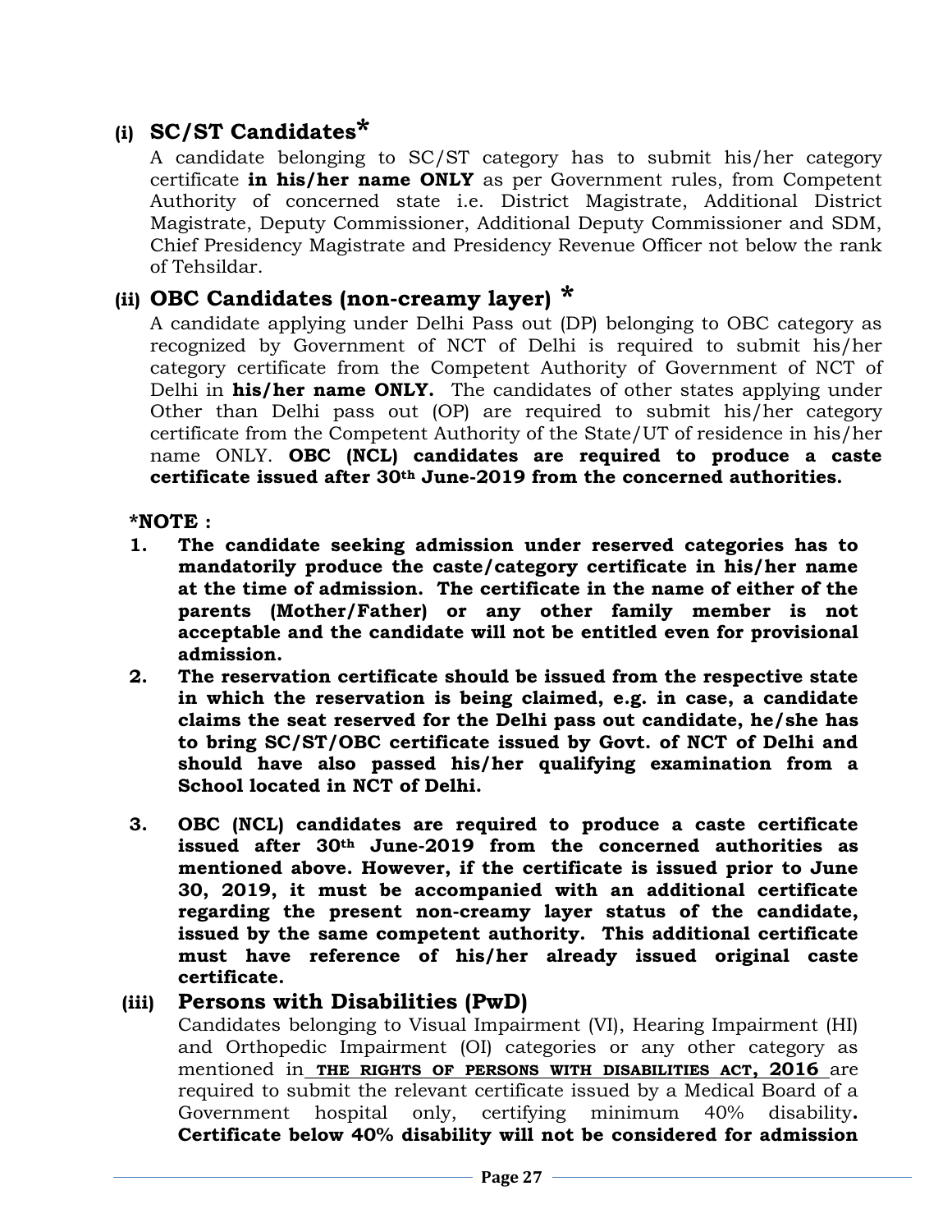### (i) SC/ST Candidates*

A candidate belonging to SC/ST category has to submit his/her category certificate **in his/her name ONLY** as per Government rules, from Competent Authority of concerned state i.e. District Magistrate, Additional District Magistrate, Deputy Commissioner, Additional Deputy Commissioner and SDM, Chief Presidency Magistrate and Presidency Revenue Officer not below the rank of Tehsildar.

### (ii) OBC Candidates (non-creamy layer) *

A candidate applying under Delhi Pass out (DP) belonging to OBC category as recognized by Government of NCT of Delhi is required to submit his/her category certificate from the Competent Authority of Government of NCT of Delhi in **his/her name ONLY.** The candidates of other states applying under Other than Delhi pass out (OP) are required to submit his/her category certificate from the Competent Authority of the State/UT of residence in his/her name ONLY. **OBC (NCL) candidates are required to produce a caste certificate issued after 30th June-2019 from the concerned authorities.**

**\*NOTE :**

1. **The candidate seeking admission under reserved categories has to mandatorily produce the caste/category certificate in his/her name at the time of admission. The certificate in the name of either of the parents (Mother/Father) or any other family member is not acceptable and the candidate will not be entitled even for provisional admission.**
2. **The reservation certificate should be issued from the respective state in which the reservation is being claimed, e.g. in case, a candidate claims the seat reserved for the Delhi pass out candidate, he/she has to bring SC/ST/OBC certificate issued by Govt. of NCT of Delhi and should have also passed his/her qualifying examination from a School located in NCT of Delhi.**
3. **OBC (NCL) candidates are required to produce a caste certificate issued after 30th June-2019 from the concerned authorities as mentioned above. However, if the certificate is issued prior to June 30, 2019, it must be accompanied with an additional certificate regarding the present non-creamy layer status of the candidate, issued by the same competent authority. This additional certificate must have reference of his/her already issued original caste certificate.**

### (iii) Persons with Disabilities (PwD)

Candidates belonging to Visual Impairment (VI), Hearing Impairment (HI) and Orthopedic Impairment (OI) categories or any other category as mentioned in **THE RIGHTS OF PERSONS WITH DISABILITIES ACT, 2016** are required to submit the relevant certificate issued by a Medical Board of a Government hospital only, certifying minimum 40% disability**. Certificate below 40% disability will not be considered for admission**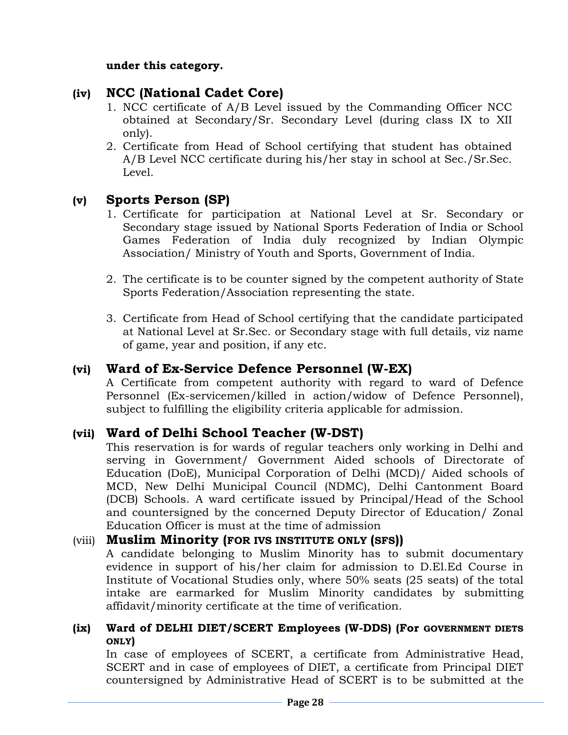**under this category.**

### (iv) NCC (National Cadet Core)

1. NCC certificate of A/B Level issued by the Commanding Officer NCC obtained at Secondary/Sr. Secondary Level (during class IX to XII only).
2. Certificate from Head of School certifying that student has obtained A/B Level NCC certificate during his/her stay in school at Sec./Sr.Sec. Level.

### (v) Sports Person (SP)

1. Certificate for participation at National Level at Sr. Secondary or Secondary stage issued by National Sports Federation of India or School Games Federation of India duly recognized by Indian Olympic Association/ Ministry of Youth and Sports, Government of India.

2. The certificate is to be counter signed by the competent authority of State Sports Federation/Association representing the state.

3. Certificate from Head of School certifying that the candidate participated at National Level at Sr.Sec. or Secondary stage with full details, viz name of game, year and position, if any etc.

### (vi) Ward of Ex-Service Defence Personnel (W-EX)

A Certificate from competent authority with regard to ward of Defence Personnel (Ex-servicemen/killed in action/widow of Defence Personnel), subject to fulfilling the eligibility criteria applicable for admission.

### (vii) Ward of Delhi School Teacher (W-DST)

This reservation is for wards of regular teachers only working in Delhi and serving in Government/ Government Aided schools of Directorate of Education (DoE), Municipal Corporation of Delhi (MCD)/ Aided schools of MCD, New Delhi Municipal Council (NDMC), Delhi Cantonment Board (DCB) Schools. A ward certificate issued by Principal/Head of the School and countersigned by the concerned Deputy Director of Education/ Zonal Education Officer is must at the time of admission

### (viii) Muslim Minority (FOR IVS INSTITUTE ONLY (SFS))

A candidate belonging to Muslim Minority has to submit documentary evidence in support of his/her claim for admission to D.El.Ed Course in Institute of Vocational Studies only, where 50% seats (25 seats) of the total intake are earmarked for Muslim Minority candidates by submitting affidavit/minority certificate at the time of verification.

### (ix) Ward of DELHI DIET/SCERT Employees (W-DDS) (For GOVERNMENT DIETS ONLY)

In case of employees of SCERT, a certificate from Administrative Head, SCERT and in case of employees of DIET, a certificate from Principal DIET countersigned by Administrative Head of SCERT is to be submitted at the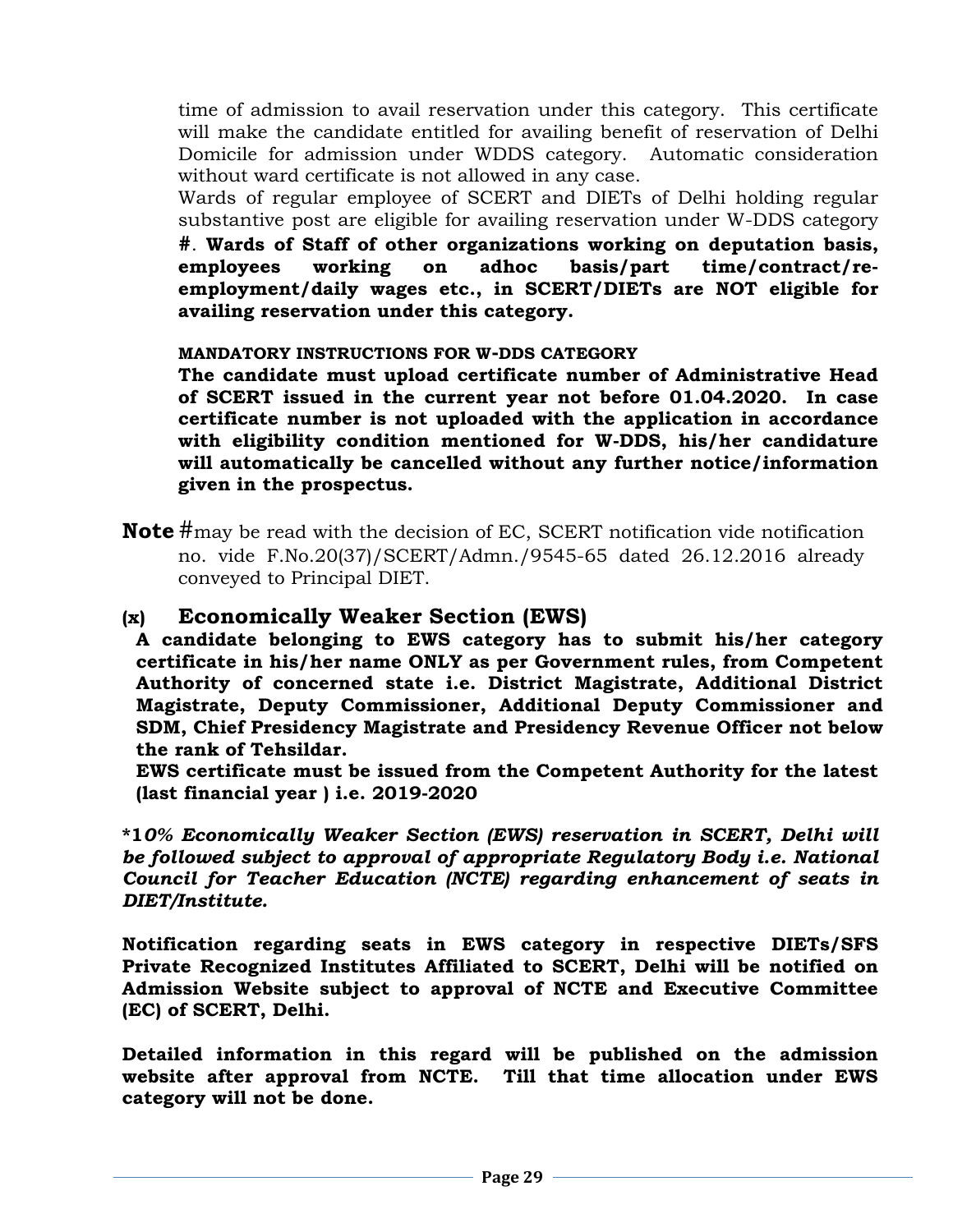time of admission to avail reservation under this category. This certificate will make the candidate entitled for availing benefit of reservation of Delhi Domicile for admission under WDDS category. Automatic consideration without ward certificate is not allowed in any case.

Wards of regular employee of SCERT and DIETs of Delhi holding regular substantive post are eligible for availing reservation under W-DDS category **#**. **Wards of Staff of other organizations working on deputation basis, employees working on adhoc basis/part time/contract/re-employment/daily wages etc., in SCERT/DIETs are NOT eligible for availing reservation under this category.**

**MANDATORY INSTRUCTIONS FOR W-DDS CATEGORY**

**The candidate must upload certificate number of Administrative Head of SCERT issued in the current year not before 01.04.2020. In case certificate number is not uploaded with the application in accordance with eligibility condition mentioned for W-DDS, his/her candidature will automatically be cancelled without any further notice/information given in the prospectus.**

**Note** #may be read with the decision of EC, SCERT notification vide notification no. vide F.No.20(37)/SCERT/Admn./9545-65 dated 26.12.2016 already conveyed to Principal DIET.

### (x) Economically Weaker Section (EWS)

**A candidate belonging to EWS category has to submit his/her category certificate in his/her name ONLY as per Government rules, from Competent Authority of concerned state i.e. District Magistrate, Additional District Magistrate, Deputy Commissioner, Additional Deputy Commissioner and SDM, Chief Presidency Magistrate and Presidency Revenue Officer not below the rank of Tehsildar.**

**EWS certificate must be issued from the Competent Authority for the latest (last financial year ) i.e. 2019-2020**

**\*1*0% Economically Weaker Section (EWS) reservation in SCERT, Delhi will be followed subject to approval of appropriate Regulatory Body i.e. National Council for Teacher Education (NCTE) regarding enhancement of seats in DIET/Institute.***

**Notification regarding seats in EWS category in respective DIETs/SFS Private Recognized Institutes Affiliated to SCERT, Delhi will be notified on Admission Website subject to approval of NCTE and Executive Committee (EC) of SCERT, Delhi.**

**Detailed information in this regard will be published on the admission website after approval from NCTE. Till that time allocation under EWS category will not be done.**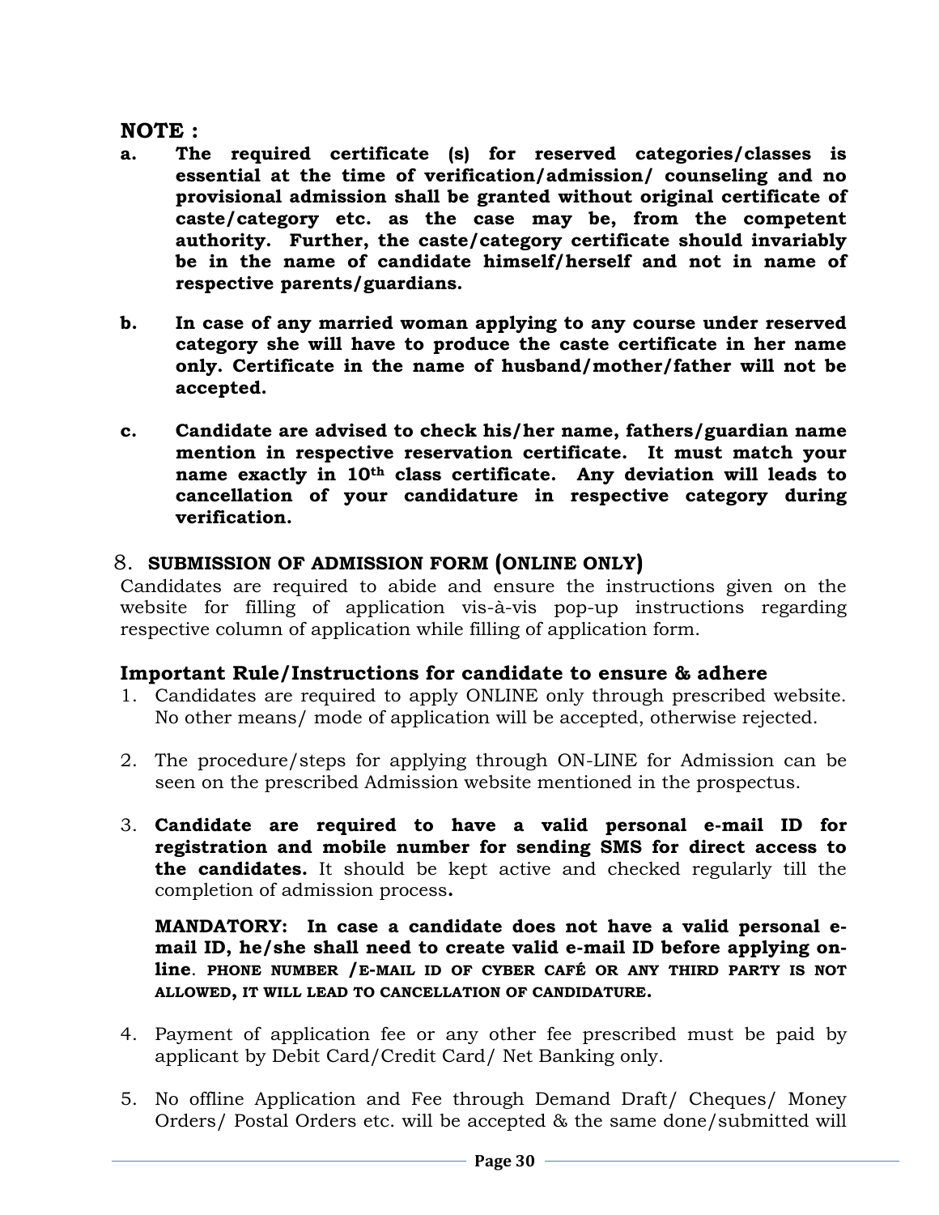**NOTE :**

a. **The required certificate (s) for reserved categories/classes is essential at the time of verification/admission/ counseling and no provisional admission shall be granted without original certificate of caste/category etc. as the case may be, from the competent authority. Further, the caste/category certificate should invariably be in the name of candidate himself/herself and not in name of respective parents/guardians.**

b. **In case of any married woman applying to any course under reserved category she will have to produce the caste certificate in her name only. Certificate in the name of husband/mother/father will not be accepted.**

c. **Candidate are advised to check his/her name, fathers/guardian name mention in respective reservation certificate. It must match your name exactly in 10th class certificate. Any deviation will leads to cancellation of your candidature in respective category during verification.**

## 8. SUBMISSION OF ADMISSION FORM (ONLINE ONLY)

Candidates are required to abide and ensure the instructions given on the website for filling of application vis-à-vis pop-up instructions regarding respective column of application while filling of application form.

### Important Rule/Instructions for candidate to ensure & adhere

1. Candidates are required to apply ONLINE only through prescribed website. No other means/ mode of application will be accepted, otherwise rejected.

2. The procedure/steps for applying through ON-LINE for Admission can be seen on the prescribed Admission website mentioned in the prospectus.

3. **Candidate are required to have a valid personal e-mail ID for registration and mobile number for sending SMS for direct access to the candidates.** It should be kept active and checked regularly till the completion of admission process**.**

   **MANDATORY: In case a candidate does not have a valid personal e-mail ID, he/she shall need to create valid e-mail ID before applying on-line**. **PHONE NUMBER /E-MAIL ID OF CYBER CAFÉ OR ANY THIRD PARTY IS NOT ALLOWED, IT WILL LEAD TO CANCELLATION OF CANDIDATURE.**

4. Payment of application fee or any other fee prescribed must be paid by applicant by Debit Card/Credit Card/ Net Banking only.

5. No offline Application and Fee through Demand Draft/ Cheques/ Money Orders/ Postal Orders etc. will be accepted & the same done/submitted will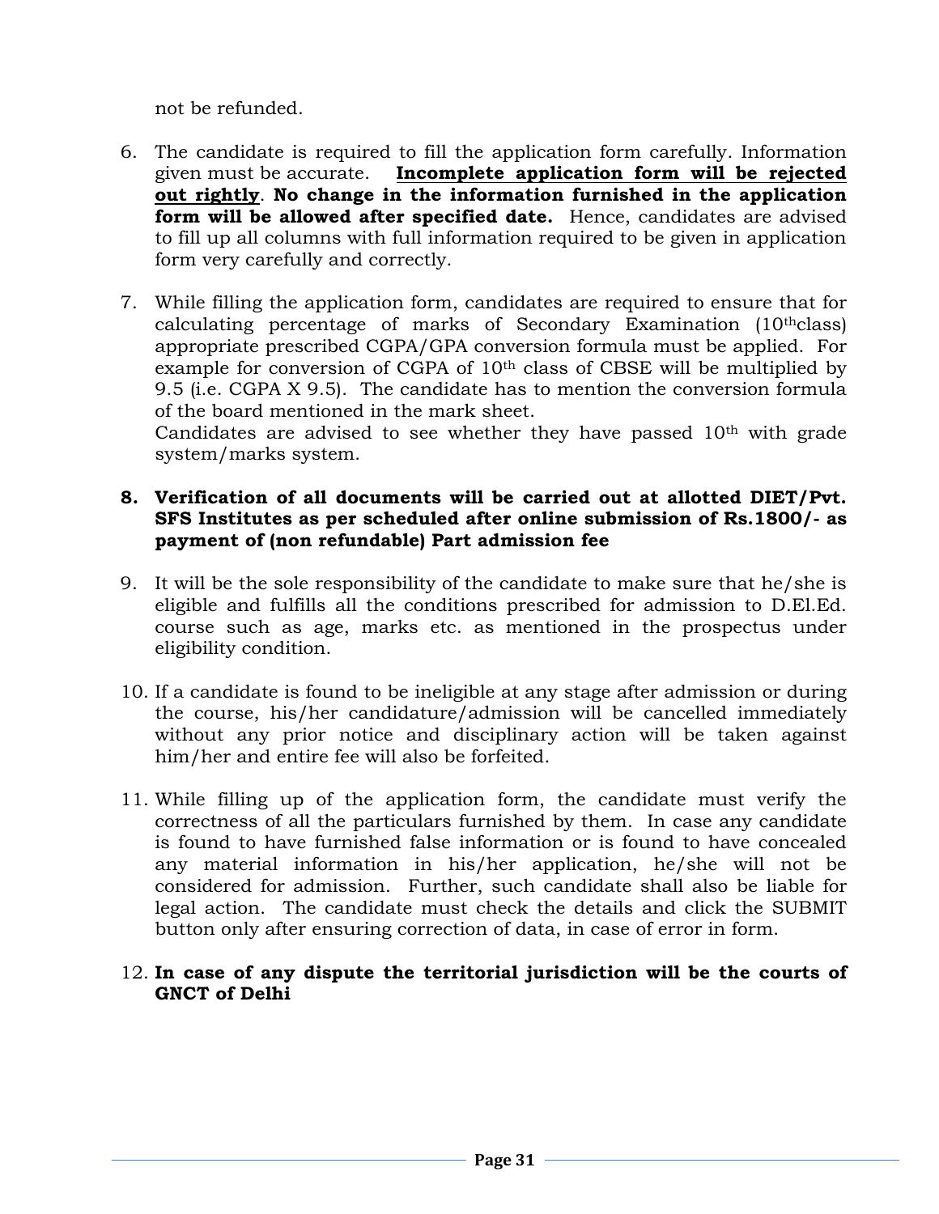not be refunded.

6. The candidate is required to fill the application form carefully. Information given must be accurate. **Incomplete application form will be rejected out rightly**. **No change in the information furnished in the application form will be allowed after specified date.** Hence, candidates are advised to fill up all columns with full information required to be given in application form very carefully and correctly.

7. While filling the application form, candidates are required to ensure that for calculating percentage of marks of Secondary Examination (10th class) appropriate prescribed CGPA/GPA conversion formula must be applied. For example for conversion of CGPA of 10th class of CBSE will be multiplied by 9.5 (i.e. CGPA X 9.5). The candidate has to mention the conversion formula of the board mentioned in the mark sheet.
   Candidates are advised to see whether they have passed 10th with grade system/marks system.

8. **Verification of all documents will be carried out at allotted DIET/Pvt. SFS Institutes as per scheduled after online submission of Rs.1800/- as payment of (non refundable) Part admission fee**

9. It will be the sole responsibility of the candidate to make sure that he/she is eligible and fulfills all the conditions prescribed for admission to D.El.Ed. course such as age, marks etc. as mentioned in the prospectus under eligibility condition.

10. If a candidate is found to be ineligible at any stage after admission or during the course, his/her candidature/admission will be cancelled immediately without any prior notice and disciplinary action will be taken against him/her and entire fee will also be forfeited.

11. While filling up of the application form, the candidate must verify the correctness of all the particulars furnished by them. In case any candidate is found to have furnished false information or is found to have concealed any material information in his/her application, he/she will not be considered for admission. Further, such candidate shall also be liable for legal action. The candidate must check the details and click the SUBMIT button only after ensuring correction of data, in case of error in form.

12. **In case of any dispute the territorial jurisdiction will be the courts of GNCT of Delhi**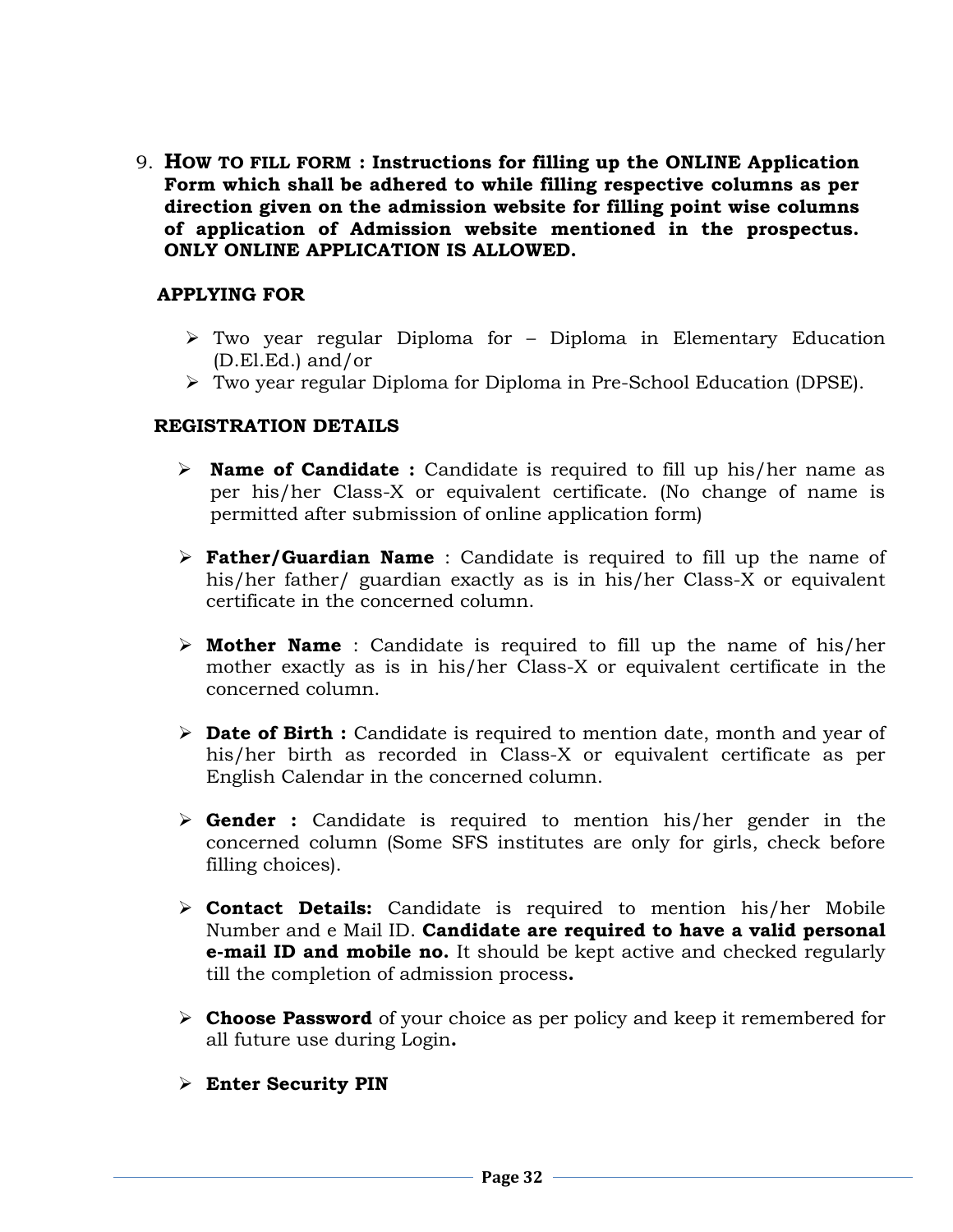9. **HOW TO FILL FORM : Instructions for filling up the ONLINE Application Form which shall be adhered to while filling respective columns as per direction given on the admission website for filling point wise columns of application of Admission website mentioned in the prospectus. ONLY ONLINE APPLICATION IS ALLOWED.**

**APPLYING FOR**

- Two year regular Diploma for – Diploma in Elementary Education (D.El.Ed.) and/or
- Two year regular Diploma for Diploma in Pre-School Education (DPSE).

**REGISTRATION DETAILS**

- **Name of Candidate :** Candidate is required to fill up his/her name as per his/her Class-X or equivalent certificate. (No change of name is permitted after submission of online application form)
- **Father/Guardian Name** : Candidate is required to fill up the name of his/her father/ guardian exactly as is in his/her Class-X or equivalent certificate in the concerned column.
- **Mother Name** : Candidate is required to fill up the name of his/her mother exactly as is in his/her Class-X or equivalent certificate in the concerned column.
- **Date of Birth :** Candidate is required to mention date, month and year of his/her birth as recorded in Class-X or equivalent certificate as per English Calendar in the concerned column.
- **Gender :** Candidate is required to mention his/her gender in the concerned column (Some SFS institutes are only for girls, check before filling choices).
- **Contact Details:** Candidate is required to mention his/her Mobile Number and e Mail ID. **Candidate are required to have a valid personal e-mail ID and mobile no.** It should be kept active and checked regularly till the completion of admission process**.**
- **Choose Password** of your choice as per policy and keep it remembered for all future use during Login**.**
- **Enter Security PIN**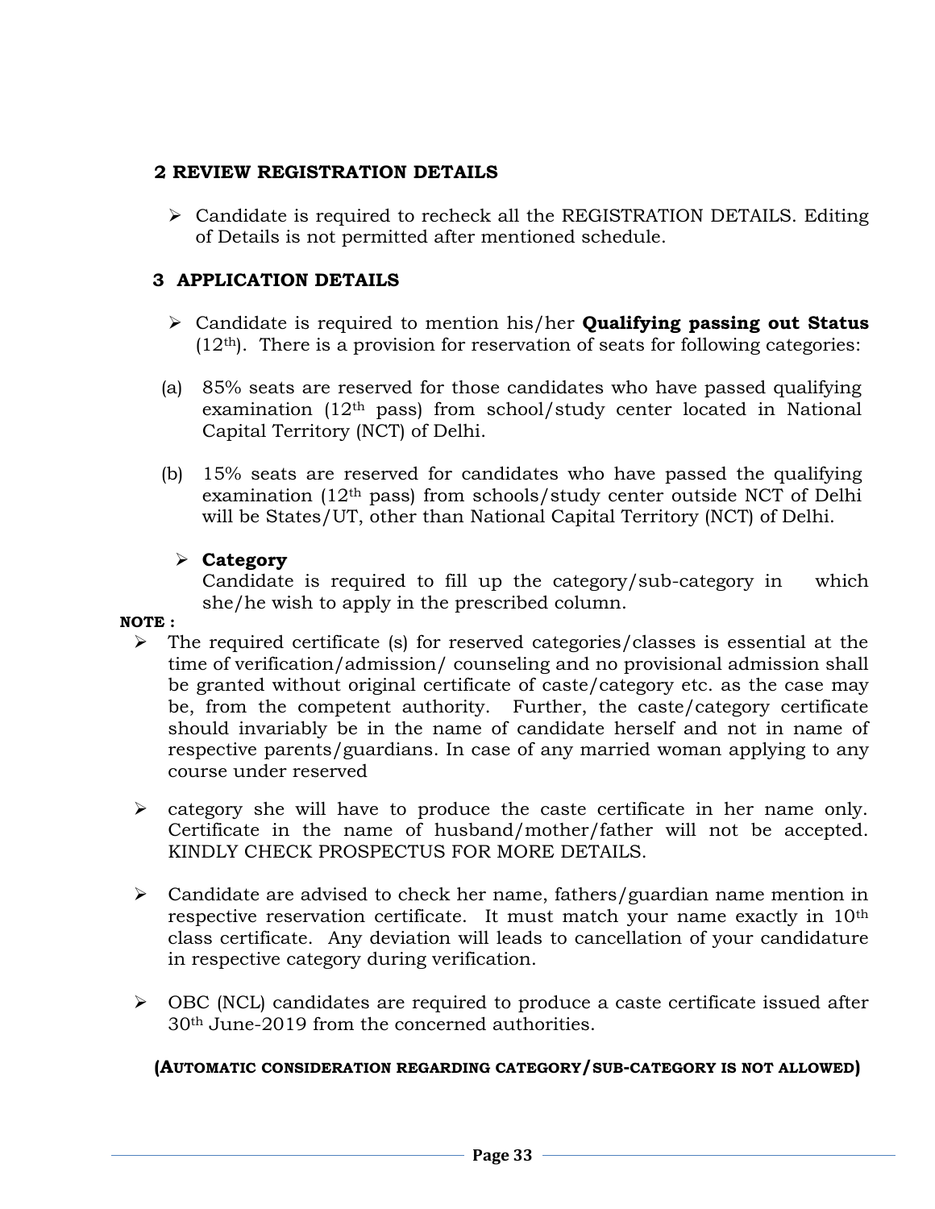## 2 REVIEW REGISTRATION DETAILS

- Candidate is required to recheck all the REGISTRATION DETAILS. Editing of Details is not permitted after mentioned schedule.

## 3 APPLICATION DETAILS

- Candidate is required to mention his/her **Qualifying passing out Status** ($12^{th}$). There is a provision for reservation of seats for following categories:

(a) 85% seats are reserved for those candidates who have passed qualifying examination ($12^{th}$ pass) from school/study center located in National Capital Territory (NCT) of Delhi.

(b) 15% seats are reserved for candidates who have passed the qualifying examination ($12^{th}$ pass) from schools/study center outside NCT of Delhi will be States/UT, other than National Capital Territory (NCT) of Delhi.

- **Category**
  Candidate is required to fill up the category/sub-category in which she/he wish to apply in the prescribed column.

**NOTE :**

- The required certificate (s) for reserved categories/classes is essential at the time of verification/admission/ counseling and no provisional admission shall be granted without original certificate of caste/category etc. as the case may be, from the competent authority. Further, the caste/category certificate should invariably be in the name of candidate herself and not in name of respective parents/guardians. In case of any married woman applying to any course under reserved

- category she will have to produce the caste certificate in her name only. Certificate in the name of husband/mother/father will not be accepted. KINDLY CHECK PROSPECTUS FOR MORE DETAILS.

- Candidate are advised to check her name, fathers/guardian name mention in respective reservation certificate. It must match your name exactly in $10^{th}$ class certificate. Any deviation will leads to cancellation of your candidature in respective category during verification.

- OBC (NCL) candidates are required to produce a caste certificate issued after $30^{th}$ June-2019 from the concerned authorities.

**(AUTOMATIC CONSIDERATION REGARDING CATEGORY/SUB-CATEGORY IS NOT ALLOWED)**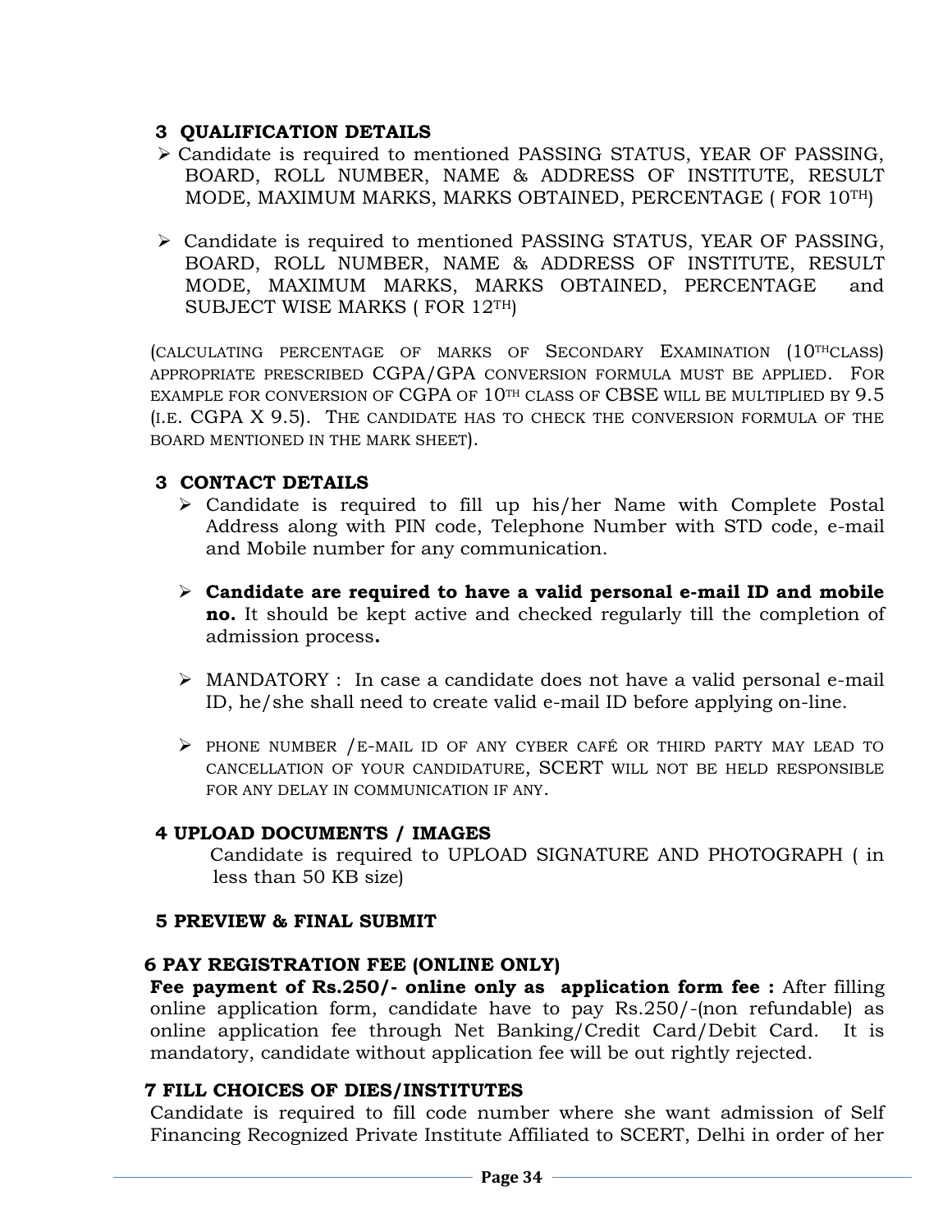### 3 QUALIFICATION DETAILS

- Candidate is required to mentioned PASSING STATUS, YEAR OF PASSING, BOARD, ROLL NUMBER, NAME & ADDRESS OF INSTITUTE, RESULT MODE, MAXIMUM MARKS, MARKS OBTAINED, PERCENTAGE ( FOR 10TH)

- Candidate is required to mentioned PASSING STATUS, YEAR OF PASSING, BOARD, ROLL NUMBER, NAME & ADDRESS OF INSTITUTE, RESULT MODE, MAXIMUM MARKS, MARKS OBTAINED, PERCENTAGE and SUBJECT WISE MARKS ( FOR 12TH)

(CALCULATING PERCENTAGE OF MARKS OF SECONDARY EXAMINATION (10THCLASS) APPROPRIATE PRESCRIBED CGPA/GPA CONVERSION FORMULA MUST BE APPLIED. FOR EXAMPLE FOR CONVERSION OF CGPA OF 10TH CLASS OF CBSE WILL BE MULTIPLIED BY 9.5 (I.E. CGPA X 9.5). THE CANDIDATE HAS TO CHECK THE CONVERSION FORMULA OF THE BOARD MENTIONED IN THE MARK SHEET).

### 3 CONTACT DETAILS

- Candidate is required to fill up his/her Name with Complete Postal Address along with PIN code, Telephone Number with STD code, e-mail and Mobile number for any communication.

- **Candidate are required to have a valid personal e-mail ID and mobile no.** It should be kept active and checked regularly till the completion of admission process**.**

- MANDATORY : In case a candidate does not have a valid personal e-mail ID, he/she shall need to create valid e-mail ID before applying on-line.

- PHONE NUMBER /E-MAIL ID OF ANY CYBER CAFÉ OR THIRD PARTY MAY LEAD TO CANCELLATION OF YOUR CANDIDATURE, SCERT WILL NOT BE HELD RESPONSIBLE FOR ANY DELAY IN COMMUNICATION IF ANY.

### 4 UPLOAD DOCUMENTS / IMAGES

Candidate is required to UPLOAD SIGNATURE AND PHOTOGRAPH ( in less than 50 KB size)

### 5 PREVIEW & FINAL SUBMIT

### 6 PAY REGISTRATION FEE (ONLINE ONLY)

**Fee payment of Rs.250/- online only as application form fee :** After filling online application form, candidate have to pay Rs.250/-(non refundable) as online application fee through Net Banking/Credit Card/Debit Card. It is mandatory, candidate without application fee will be out rightly rejected.

### 7 FILL CHOICES OF DIES/INSTITUTES

Candidate is required to fill code number where she want admission of Self Financing Recognized Private Institute Affiliated to SCERT, Delhi in order of her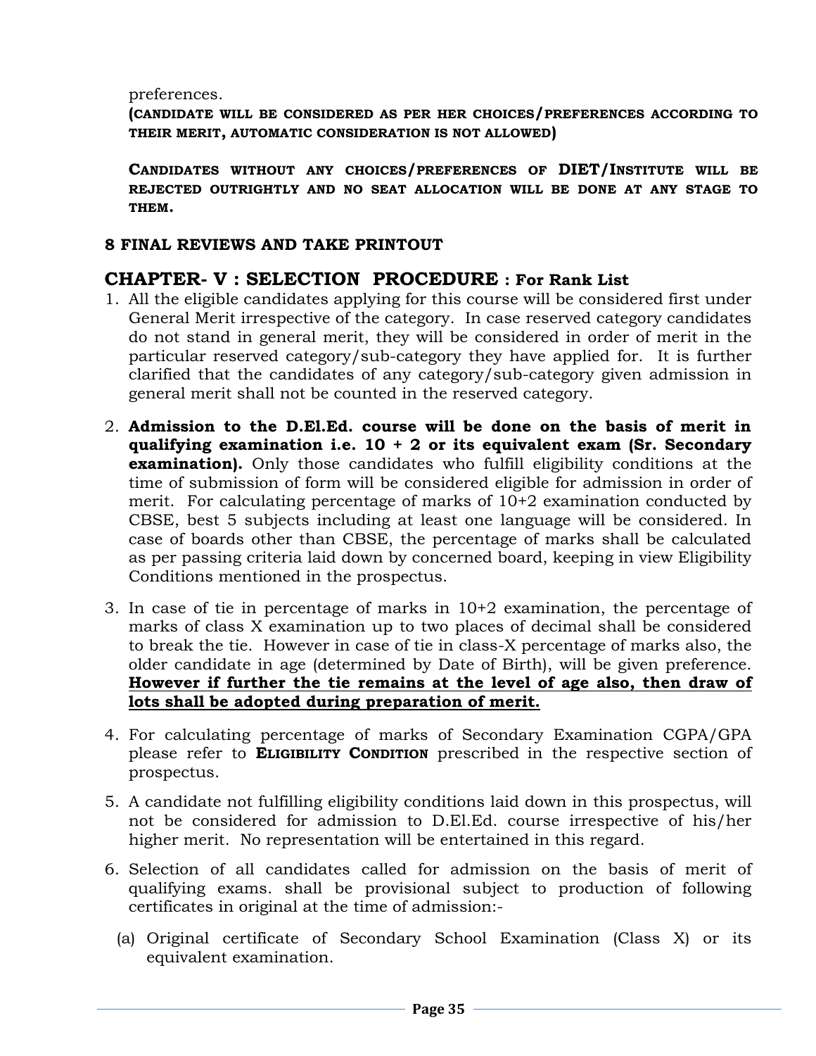preferences.

**(CANDIDATE WILL BE CONSIDERED AS PER HER CHOICES/PREFERENCES ACCORDING TO THEIR MERIT, AUTOMATIC CONSIDERATION IS NOT ALLOWED)**

**CANDIDATES WITHOUT ANY CHOICES/PREFERENCES OF DIET/INSTITUTE WILL BE REJECTED OUTRIGHTLY AND NO SEAT ALLOCATION WILL BE DONE AT ANY STAGE TO THEM.**

**8 FINAL REVIEWS AND TAKE PRINTOUT**

## CHAPTER- V : SELECTION PROCEDURE : For Rank List

1. All the eligible candidates applying for this course will be considered first under General Merit irrespective of the category. In case reserved category candidates do not stand in general merit, they will be considered in order of merit in the particular reserved category/sub-category they have applied for. It is further clarified that the candidates of any category/sub-category given admission in general merit shall not be counted in the reserved category.

2. **Admission to the D.El.Ed. course will be done on the basis of merit in qualifying examination i.e. 10 + 2 or its equivalent exam (Sr. Secondary examination).** Only those candidates who fulfill eligibility conditions at the time of submission of form will be considered eligible for admission in order of merit. For calculating percentage of marks of 10+2 examination conducted by CBSE, best 5 subjects including at least one language will be considered. In case of boards other than CBSE, the percentage of marks shall be calculated as per passing criteria laid down by concerned board, keeping in view Eligibility Conditions mentioned in the prospectus.

3. In case of tie in percentage of marks in 10+2 examination, the percentage of marks of class X examination up to two places of decimal shall be considered to break the tie. However in case of tie in class-X percentage of marks also, the older candidate in age (determined by Date of Birth), will be given preference. **However if further the tie remains at the level of age also, then draw of lots shall be adopted during preparation of merit.**

4. For calculating percentage of marks of Secondary Examination CGPA/GPA please refer to **ELIGIBILITY CONDITION** prescribed in the respective section of prospectus.

5. A candidate not fulfilling eligibility conditions laid down in this prospectus, will not be considered for admission to D.El.Ed. course irrespective of his/her higher merit. No representation will be entertained in this regard.

6. Selection of all candidates called for admission on the basis of merit of qualifying exams. shall be provisional subject to production of following certificates in original at the time of admission:-

   (a) Original certificate of Secondary School Examination (Class X) or its equivalent examination.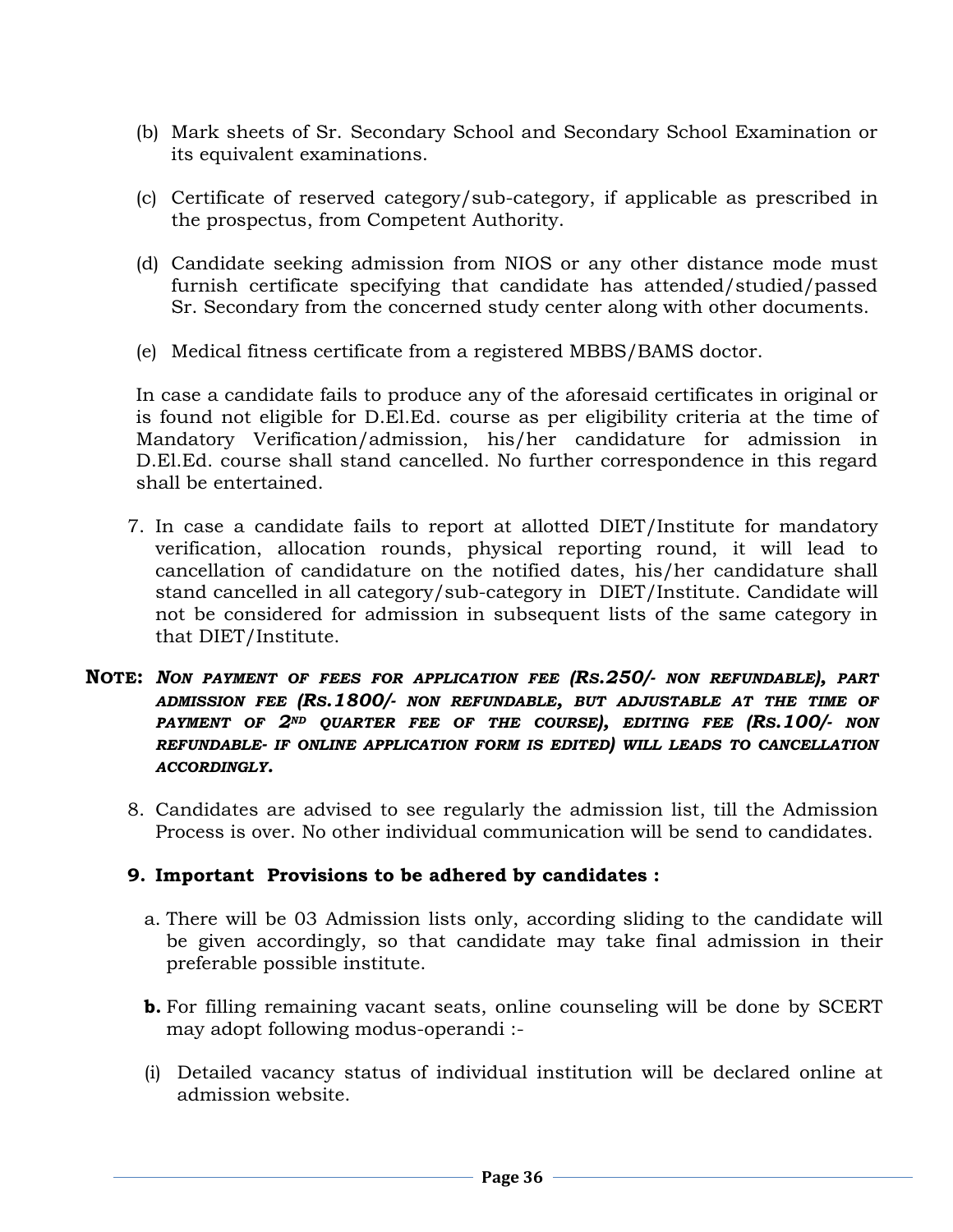(b) Mark sheets of Sr. Secondary School and Secondary School Examination or its equivalent examinations.

(c) Certificate of reserved category/sub-category, if applicable as prescribed in the prospectus, from Competent Authority.

(d) Candidate seeking admission from NIOS or any other distance mode must furnish certificate specifying that candidate has attended/studied/passed Sr. Secondary from the concerned study center along with other documents.

(e) Medical fitness certificate from a registered MBBS/BAMS doctor.

In case a candidate fails to produce any of the aforesaid certificates in original or is found not eligible for D.El.Ed. course as per eligibility criteria at the time of Mandatory Verification/admission, his/her candidature for admission in D.El.Ed. course shall stand cancelled. No further correspondence in this regard shall be entertained.

7. In case a candidate fails to report at allotted DIET/Institute for mandatory verification, allocation rounds, physical reporting round, it will lead to cancellation of candidature on the notified dates, his/her candidature shall stand cancelled in all category/sub-category in DIET/Institute. Candidate will not be considered for admission in subsequent lists of the same category in that DIET/Institute.

**NOTE:** ***NON PAYMENT OF FEES FOR APPLICATION FEE (RS.250/- NON REFUNDABLE), PART ADMISSION FEE (RS.1800/- NON REFUNDABLE, BUT ADJUSTABLE AT THE TIME OF PAYMENT OF 2ND QUARTER FEE OF THE COURSE), EDITING FEE (RS.100/- NON REFUNDABLE- IF ONLINE APPLICATION FORM IS EDITED) WILL LEADS TO CANCELLATION ACCORDINGLY.***

8. Candidates are advised to see regularly the admission list, till the Admission Process is over. No other individual communication will be send to candidates.

**9. Important Provisions to be adhered by candidates :**

a. There will be 03 Admission lists only, according sliding to the candidate will be given accordingly, so that candidate may take final admission in their preferable possible institute.

**b.** For filling remaining vacant seats, online counseling will be done by SCERT may adopt following modus-operandi :-

(i) Detailed vacancy status of individual institution will be declared online at admission website.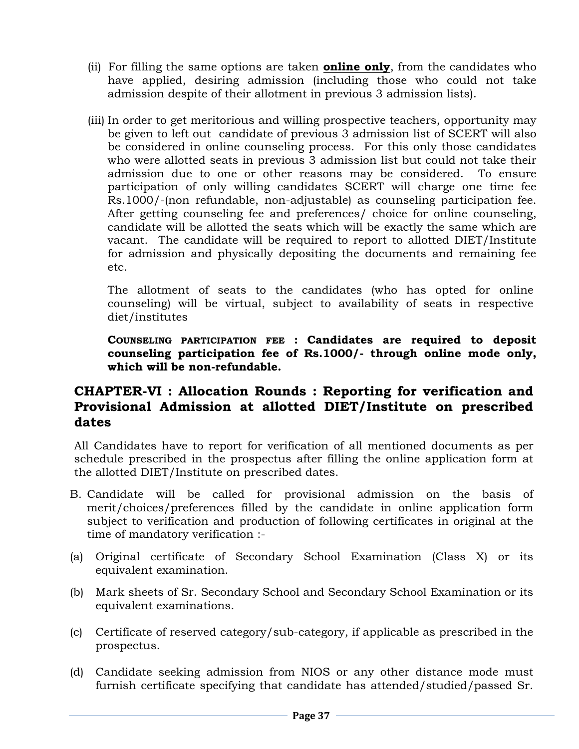(ii) For filling the same options are taken **online only**, from the candidates who have applied, desiring admission (including those who could not take admission despite of their allotment in previous 3 admission lists).

(iii) In order to get meritorious and willing prospective teachers, opportunity may be given to left out candidate of previous 3 admission list of SCERT will also be considered in online counseling process. For this only those candidates who were allotted seats in previous 3 admission list but could not take their admission due to one or other reasons may be considered. To ensure participation of only willing candidates SCERT will charge one time fee Rs.1000/-(non refundable, non-adjustable) as counseling participation fee. After getting counseling fee and preferences/ choice for online counseling, candidate will be allotted the seats which will be exactly the same which are vacant. The candidate will be required to report to allotted DIET/Institute for admission and physically depositing the documents and remaining fee etc.

The allotment of seats to the candidates (who has opted for online counseling) will be virtual, subject to availability of seats in respective diet/institutes

**COUNSELING PARTICIPATION FEE : Candidates are required to deposit counseling participation fee of Rs.1000/- through online mode only, which will be non-refundable.**

## CHAPTER-VI : Allocation Rounds : Reporting for verification and Provisional Admission at allotted DIET/Institute on prescribed dates

All Candidates have to report for verification of all mentioned documents as per schedule prescribed in the prospectus after filling the online application form at the allotted DIET/Institute on prescribed dates.

B. Candidate will be called for provisional admission on the basis of merit/choices/preferences filled by the candidate in online application form subject to verification and production of following certificates in original at the time of mandatory verification :-

(a) Original certificate of Secondary School Examination (Class X) or its equivalent examination.

(b) Mark sheets of Sr. Secondary School and Secondary School Examination or its equivalent examinations.

(c) Certificate of reserved category/sub-category, if applicable as prescribed in the prospectus.

(d) Candidate seeking admission from NIOS or any other distance mode must furnish certificate specifying that candidate has attended/studied/passed Sr.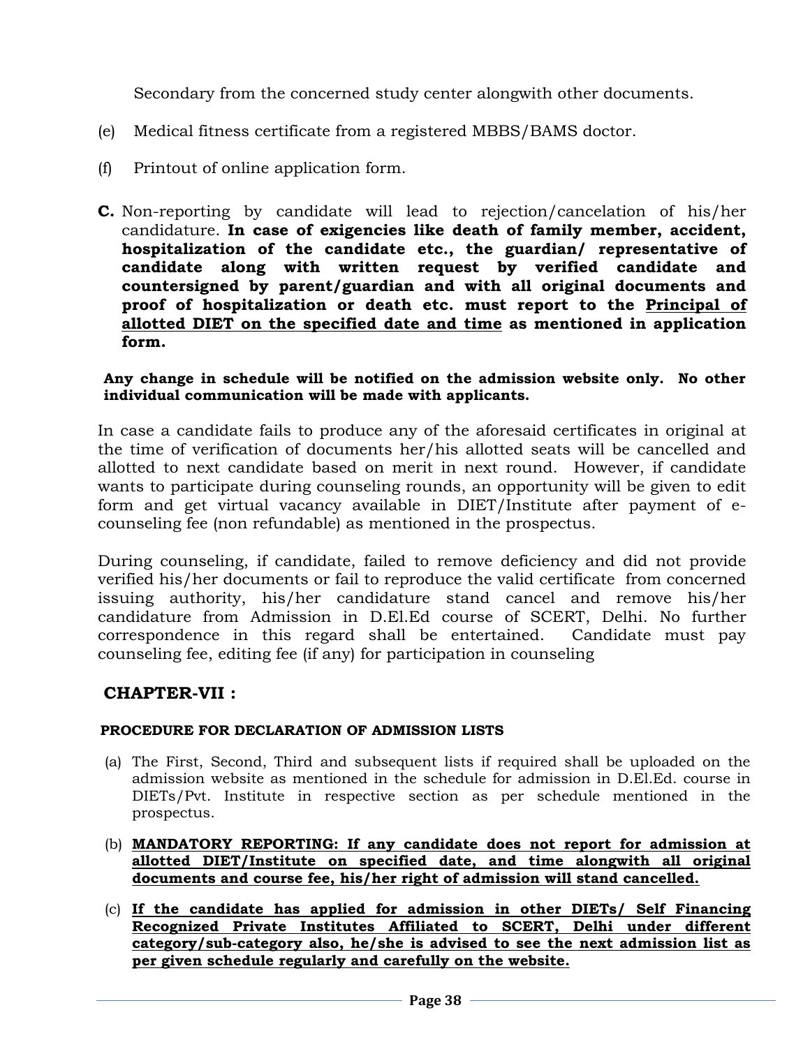Secondary from the concerned study center alongwith other documents.

(e) Medical fitness certificate from a registered MBBS/BAMS doctor.

(f) Printout of online application form.

**C.** Non-reporting by candidate will lead to rejection/cancelation of his/her candidature. **In case of exigencies like death of family member, accident, hospitalization of the candidate etc., the guardian/ representative of candidate along with written request by verified candidate and countersigned by parent/guardian and with all original documents and proof of hospitalization or death etc. must report to the <u>Principal of allotted DIET on the specified date and time</u> as mentioned in application form.**

**Any change in schedule will be notified on the admission website only. No other individual communication will be made with applicants.**

In case a candidate fails to produce any of the aforesaid certificates in original at the time of verification of documents her/his allotted seats will be cancelled and allotted to next candidate based on merit in next round. However, if candidate wants to participate during counseling rounds, an opportunity will be given to edit form and get virtual vacancy available in DIET/Institute after payment of e-counseling fee (non refundable) as mentioned in the prospectus.

During counseling, if candidate, failed to remove deficiency and did not provide verified his/her documents or fail to reproduce the valid certificate from concerned issuing authority, his/her candidature stand cancel and remove his/her candidature from Admission in D.El.Ed course of SCERT, Delhi. No further correspondence in this regard shall be entertained. Candidate must pay counseling fee, editing fee (if any) for participation in counseling

## CHAPTER-VII :

### PROCEDURE FOR DECLARATION OF ADMISSION LISTS

(a) The First, Second, Third and subsequent lists if required shall be uploaded on the admission website as mentioned in the schedule for admission in D.El.Ed. course in DIETs/Pvt. Institute in respective section as per schedule mentioned in the prospectus.

(b) <u>**MANDATORY REPORTING: If any candidate does not report for admission at allotted DIET/Institute on specified date, and time alongwith all original documents and course fee, his/her right of admission will stand cancelled.**</u>

(c) <u>**If the candidate has applied for admission in other DIETs/ Self Financing Recognized Private Institutes Affiliated to SCERT, Delhi under different category/sub-category also, he/she is advised to see the next admission list as per given schedule regularly and carefully on the website.**</u>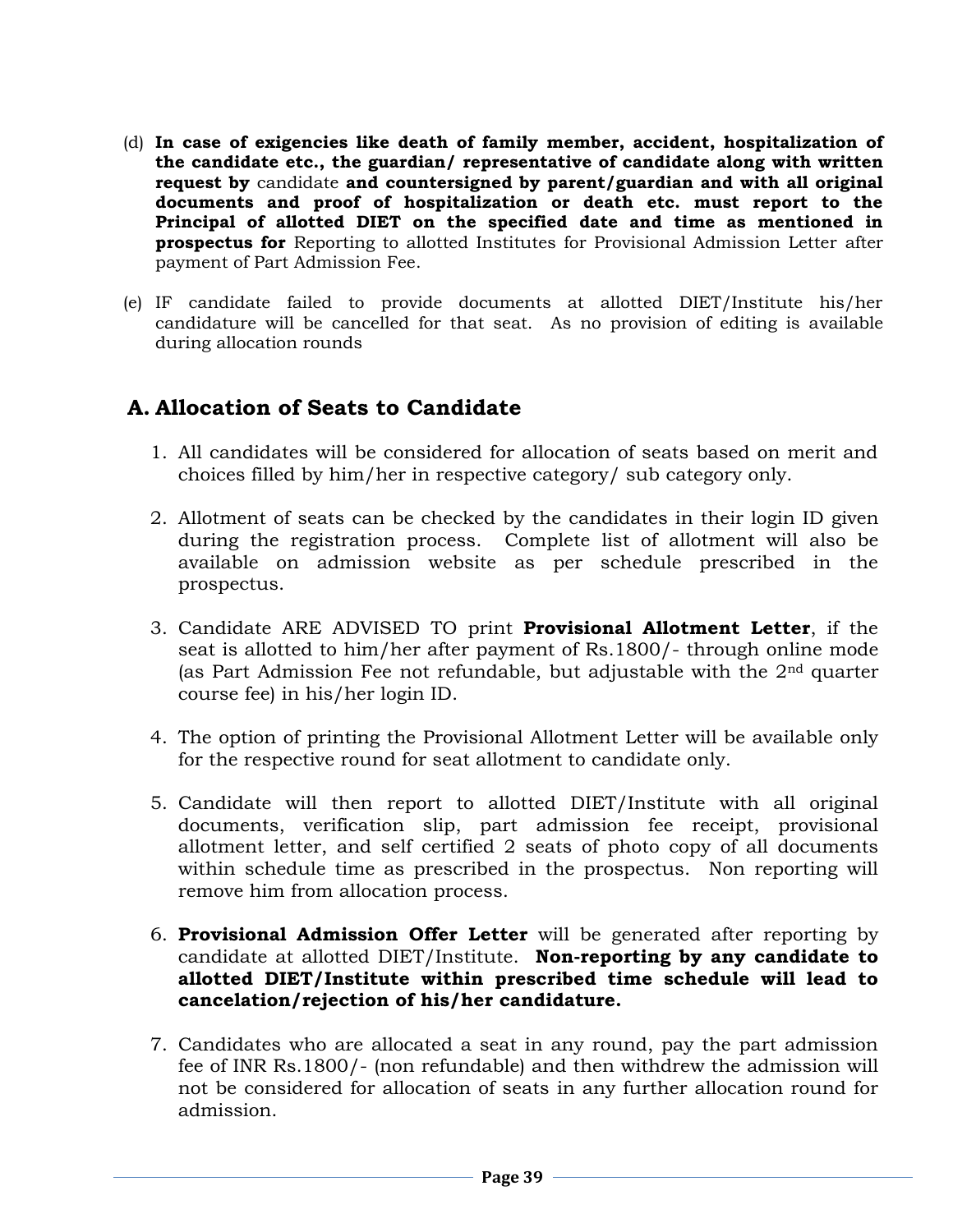(d) **In case of exigencies like death of family member, accident, hospitalization of the candidate etc., the guardian/ representative of candidate along with written request by** candidate **and countersigned by parent/guardian and with all original documents and proof of hospitalization or death etc. must report to the Principal of allotted DIET on the specified date and time as mentioned in prospectus for** Reporting to allotted Institutes for Provisional Admission Letter after payment of Part Admission Fee.

(e) IF candidate failed to provide documents at allotted DIET/Institute his/her candidature will be cancelled for that seat. As no provision of editing is available during allocation rounds

## A. Allocation of Seats to Candidate

1. All candidates will be considered for allocation of seats based on merit and choices filled by him/her in respective category/ sub category only.

2. Allotment of seats can be checked by the candidates in their login ID given during the registration process. Complete list of allotment will also be available on admission website as per schedule prescribed in the prospectus.

3. Candidate ARE ADVISED TO print **Provisional Allotment Letter**, if the seat is allotted to him/her after payment of Rs.1800/- through online mode (as Part Admission Fee not refundable, but adjustable with the 2nd quarter course fee) in his/her login ID.

4. The option of printing the Provisional Allotment Letter will be available only for the respective round for seat allotment to candidate only.

5. Candidate will then report to allotted DIET/Institute with all original documents, verification slip, part admission fee receipt, provisional allotment letter, and self certified 2 seats of photo copy of all documents within schedule time as prescribed in the prospectus. Non reporting will remove him from allocation process.

6. **Provisional Admission Offer Letter** will be generated after reporting by candidate at allotted DIET/Institute. **Non-reporting by any candidate to allotted DIET/Institute within prescribed time schedule will lead to cancelation/rejection of his/her candidature.**

7. Candidates who are allocated a seat in any round, pay the part admission fee of INR Rs.1800/- (non refundable) and then withdrew the admission will not be considered for allocation of seats in any further allocation round for admission.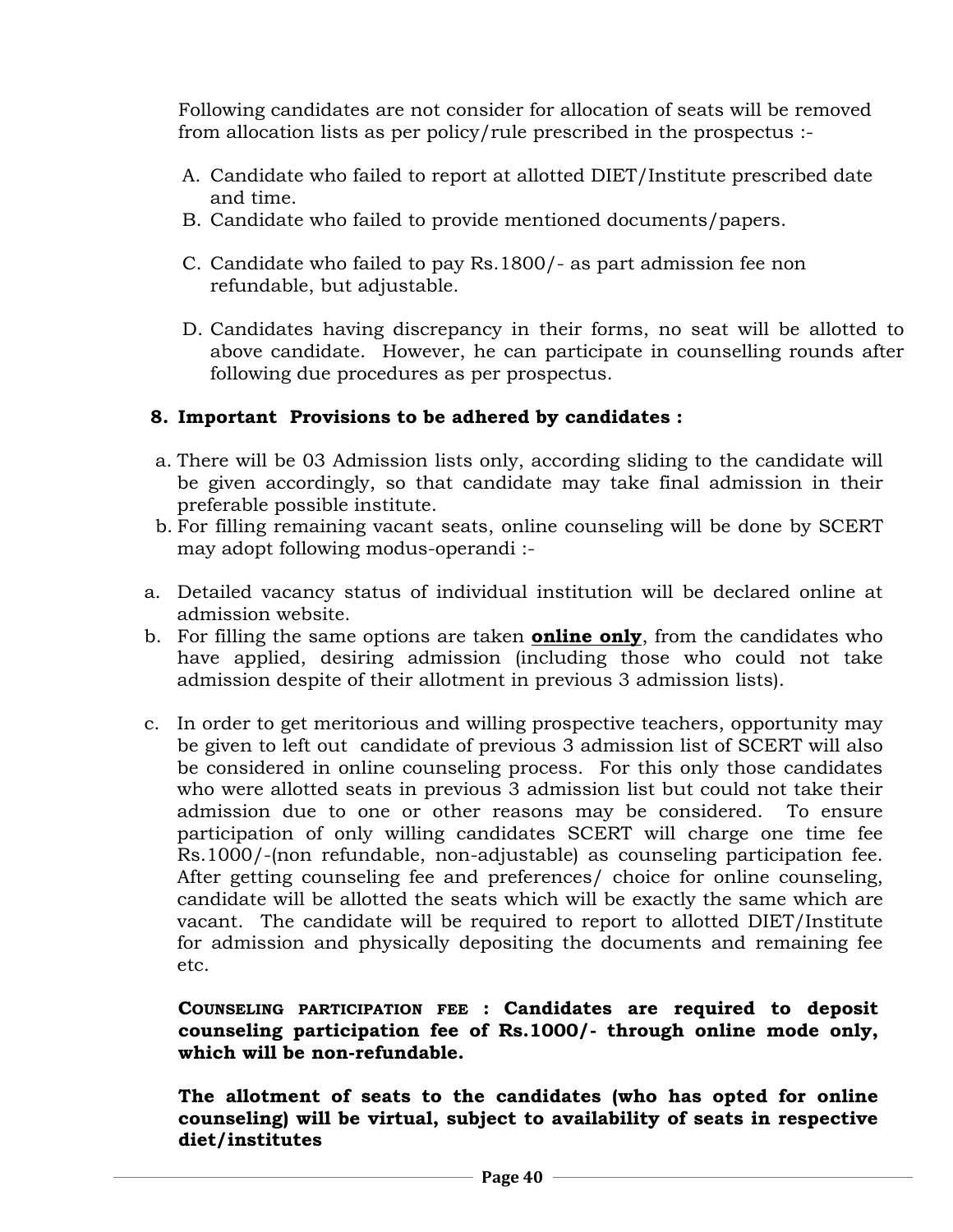Following candidates are not consider for allocation of seats will be removed from allocation lists as per policy/rule prescribed in the prospectus :-

A. Candidate who failed to report at allotted DIET/Institute prescribed date and time.
B. Candidate who failed to provide mentioned documents/papers.
C. Candidate who failed to pay Rs.1800/- as part admission fee non refundable, but adjustable.
D. Candidates having discrepancy in their forms, no seat will be allotted to above candidate. However, he can participate in counselling rounds after following due procedures as per prospectus.

## 8. Important Provisions to be adhered by candidates :

a. There will be 03 Admission lists only, according sliding to the candidate will be given accordingly, so that candidate may take final admission in their preferable possible institute.
b. For filling remaining vacant seats, online counseling will be done by SCERT may adopt following modus-operandi :-

a. Detailed vacancy status of individual institution will be declared online at admission website.
b. For filling the same options are taken **online only**, from the candidates who have applied, desiring admission (including those who could not take admission despite of their allotment in previous 3 admission lists).
c. In order to get meritorious and willing prospective teachers, opportunity may be given to left out candidate of previous 3 admission list of SCERT will also be considered in online counseling process. For this only those candidates who were allotted seats in previous 3 admission list but could not take their admission due to one or other reasons may be considered. To ensure participation of only willing candidates SCERT will charge one time fee Rs.1000/-(non refundable, non-adjustable) as counseling participation fee. After getting counseling fee and preferences/ choice for online counseling, candidate will be allotted the seats which will be exactly the same which are vacant. The candidate will be required to report to allotted DIET/Institute for admission and physically depositing the documents and remaining fee etc.

**COUNSELING PARTICIPATION FEE : Candidates are required to deposit counseling participation fee of Rs.1000/- through online mode only, which will be non-refundable.**

**The allotment of seats to the candidates (who has opted for online counseling) will be virtual, subject to availability of seats in respective diet/institutes**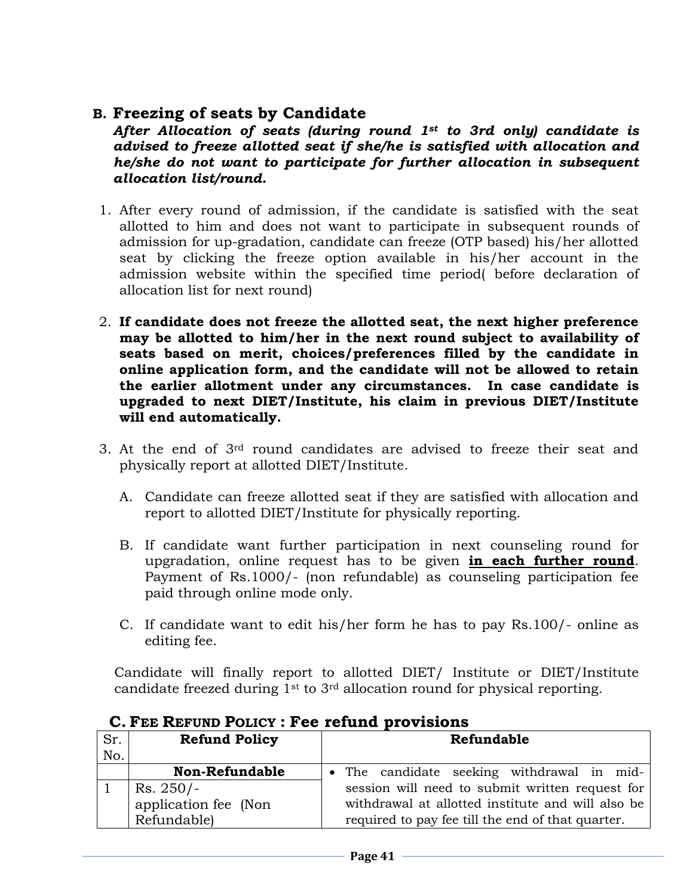## B. Freezing of seats by Candidate

***After Allocation of seats (during round 1st to 3rd only) candidate is advised to freeze allotted seat if she/he is satisfied with allocation and he/she do not want to participate for further allocation in subsequent allocation list/round.***

1. After every round of admission, if the candidate is satisfied with the seat allotted to him and does not want to participate in subsequent rounds of admission for up-gradation, candidate can freeze (OTP based) his/her allotted seat by clicking the freeze option available in his/her account in the admission website within the specified time period( before declaration of allocation list for next round)

2. **If candidate does not freeze the allotted seat, the next higher preference may be allotted to him/her in the next round subject to availability of seats based on merit, choices/preferences filled by the candidate in online application form, and the candidate will not be allowed to retain the earlier allotment under any circumstances. In case candidate is upgraded to next DIET/Institute, his claim in previous DIET/Institute will end automatically.**

3. At the end of 3rd round candidates are advised to freeze their seat and physically report at allotted DIET/Institute.

   A. Candidate can freeze allotted seat if they are satisfied with allocation and report to allotted DIET/Institute for physically reporting.

   B. If candidate want further participation in next counseling round for upgradation, online request has to be given **in each further round**. Payment of Rs.1000/- (non refundable) as counseling participation fee paid through online mode only.

   C. If candidate want to edit his/her form he has to pay Rs.100/- online as editing fee.

Candidate will finally report to allotted DIET/ Institute or DIET/Institute candidate freezed during 1st to 3rd allocation round for physical reporting.

## C. FEE REFUND POLICY : Fee refund provisions

| Sr. No. | Refund Policy | Refundable |
|---|---|---|
| | **Non-Refundable** | • The candidate seeking withdrawal in mid-session will need to submit written request for withdrawal at allotted institute and will also be required to pay fee till the end of that quarter. |
| 1 | Rs. 250/- application fee (Non Refundable) | |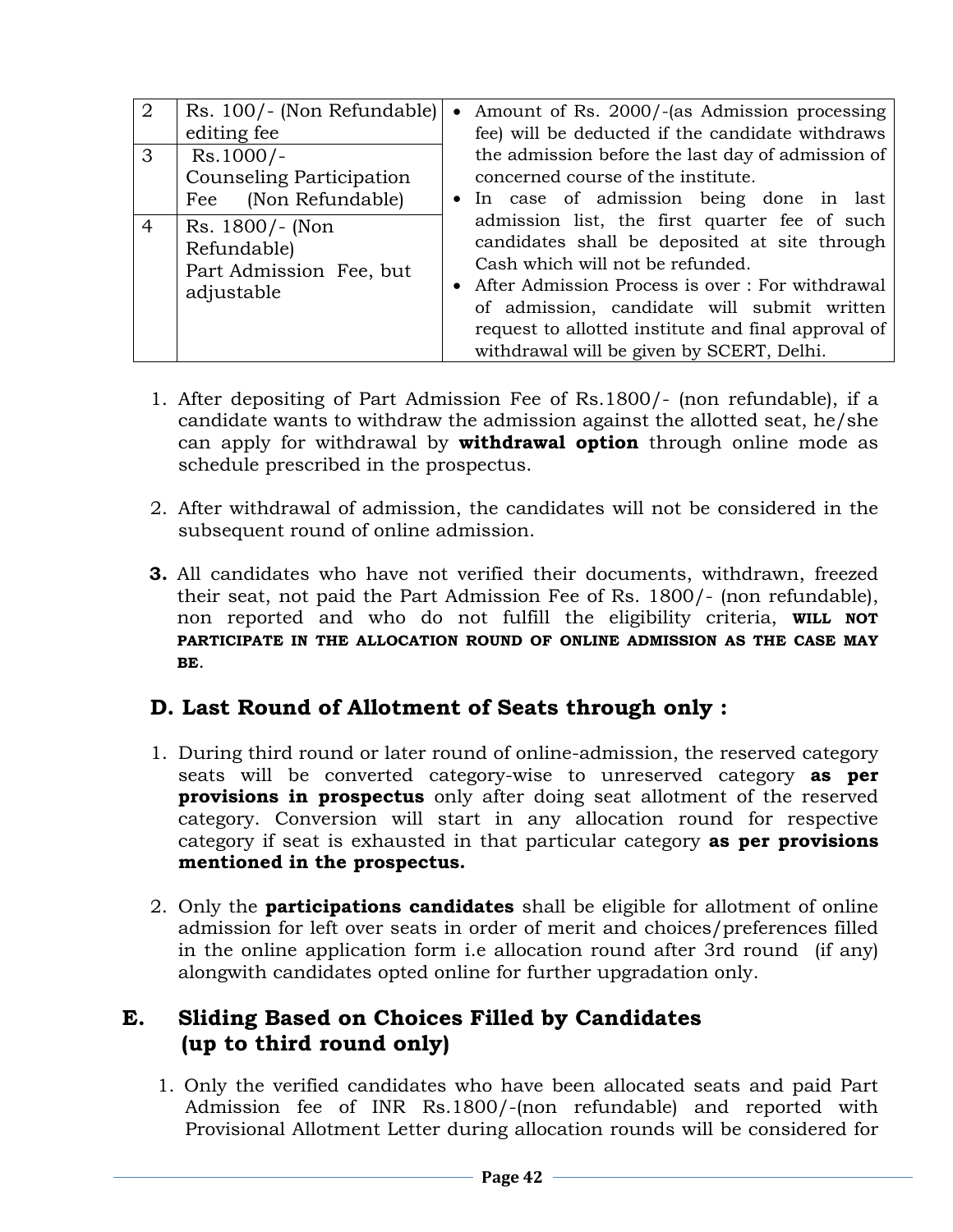| | | |
|---|---|---|
| 2 | Rs. 100/- (Non Refundable) editing fee | • Amount of Rs. 2000/-(as Admission processing fee) will be deducted if the candidate withdraws the admission before the last day of admission of concerned course of the institute.<br>• In case of admission being done in last admission list, the first quarter fee of such candidates shall be deposited at site through Cash which will not be refunded.<br>• After Admission Process is over : For withdrawal of admission, candidate will submit written request to allotted institute and final approval of withdrawal will be given by SCERT, Delhi. |
| 3 | Rs.1000/- Counseling Participation Fee (Non Refundable) | |
| 4 | Rs. 1800/- (Non Refundable) Part Admission Fee, but adjustable | |

1. After depositing of Part Admission Fee of Rs.1800/- (non refundable), if a candidate wants to withdraw the admission against the allotted seat, he/she can apply for withdrawal by **withdrawal option** through online mode as schedule prescribed in the prospectus.

2. After withdrawal of admission, the candidates will not be considered in the subsequent round of online admission.

3. All candidates who have not verified their documents, withdrawn, freezed their seat, not paid the Part Admission Fee of Rs. 1800/- (non refundable), non reported and who do not fulfill the eligibility criteria, **WILL NOT PARTICIPATE IN THE ALLOCATION ROUND OF ONLINE ADMISSION AS THE CASE MAY BE**.

## D. Last Round of Allotment of Seats through only :

1. During third round or later round of online-admission, the reserved category seats will be converted category-wise to unreserved category **as per provisions in prospectus** only after doing seat allotment of the reserved category. Conversion will start in any allocation round for respective category if seat is exhausted in that particular category **as per provisions mentioned in the prospectus.**

2. Only the **participations candidates** shall be eligible for allotment of online admission for left over seats in order of merit and choices/preferences filled in the online application form i.e allocation round after 3rd round (if any) alongwith candidates opted online for further upgradation only.

## E. Sliding Based on Choices Filled by Candidates (up to third round only)

1. Only the verified candidates who have been allocated seats and paid Part Admission fee of INR Rs.1800/-(non refundable) and reported with Provisional Allotment Letter during allocation rounds will be considered for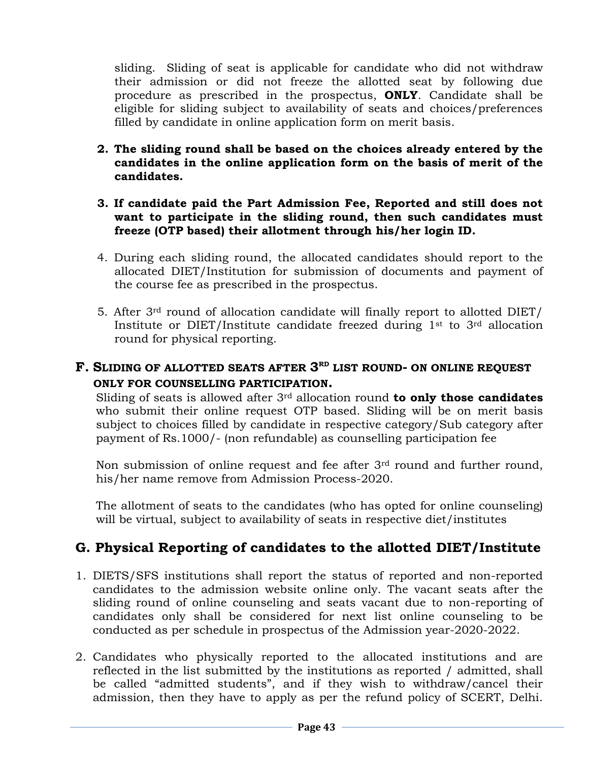sliding. Sliding of seat is applicable for candidate who did not withdraw their admission or did not freeze the allotted seat by following due procedure as prescribed in the prospectus, **ONLY**. Candidate shall be eligible for sliding subject to availability of seats and choices/preferences filled by candidate in online application form on merit basis.

2. **The sliding round shall be based on the choices already entered by the candidates in the online application form on the basis of merit of the candidates.**

3. **If candidate paid the Part Admission Fee, Reported and still does not want to participate in the sliding round, then such candidates must freeze (OTP based) their allotment through his/her login ID.**

4. During each sliding round, the allocated candidates should report to the allocated DIET/Institution for submission of documents and payment of the course fee as prescribed in the prospectus.

5. After 3rd round of allocation candidate will finally report to allotted DIET/ Institute or DIET/Institute candidate freezed during 1st to 3rd allocation round for physical reporting.

## F. SLIDING OF ALLOTTED SEATS AFTER 3RD LIST ROUND- ON ONLINE REQUEST ONLY FOR COUNSELLING PARTICIPATION.

Sliding of seats is allowed after 3rd allocation round **to only those candidates** who submit their online request OTP based. Sliding will be on merit basis subject to choices filled by candidate in respective category/Sub category after payment of Rs.1000/- (non refundable) as counselling participation fee

Non submission of online request and fee after 3rd round and further round, his/her name remove from Admission Process-2020.

The allotment of seats to the candidates (who has opted for online counseling) will be virtual, subject to availability of seats in respective diet/institutes

## G. Physical Reporting of candidates to the allotted DIET/Institute

1. DIETS/SFS institutions shall report the status of reported and non-reported candidates to the admission website online only. The vacant seats after the sliding round of online counseling and seats vacant due to non-reporting of candidates only shall be considered for next list online counseling to be conducted as per schedule in prospectus of the Admission year-2020-2022.

2. Candidates who physically reported to the allocated institutions and are reflected in the list submitted by the institutions as reported / admitted, shall be called "admitted students", and if they wish to withdraw/cancel their admission, then they have to apply as per the refund policy of SCERT, Delhi.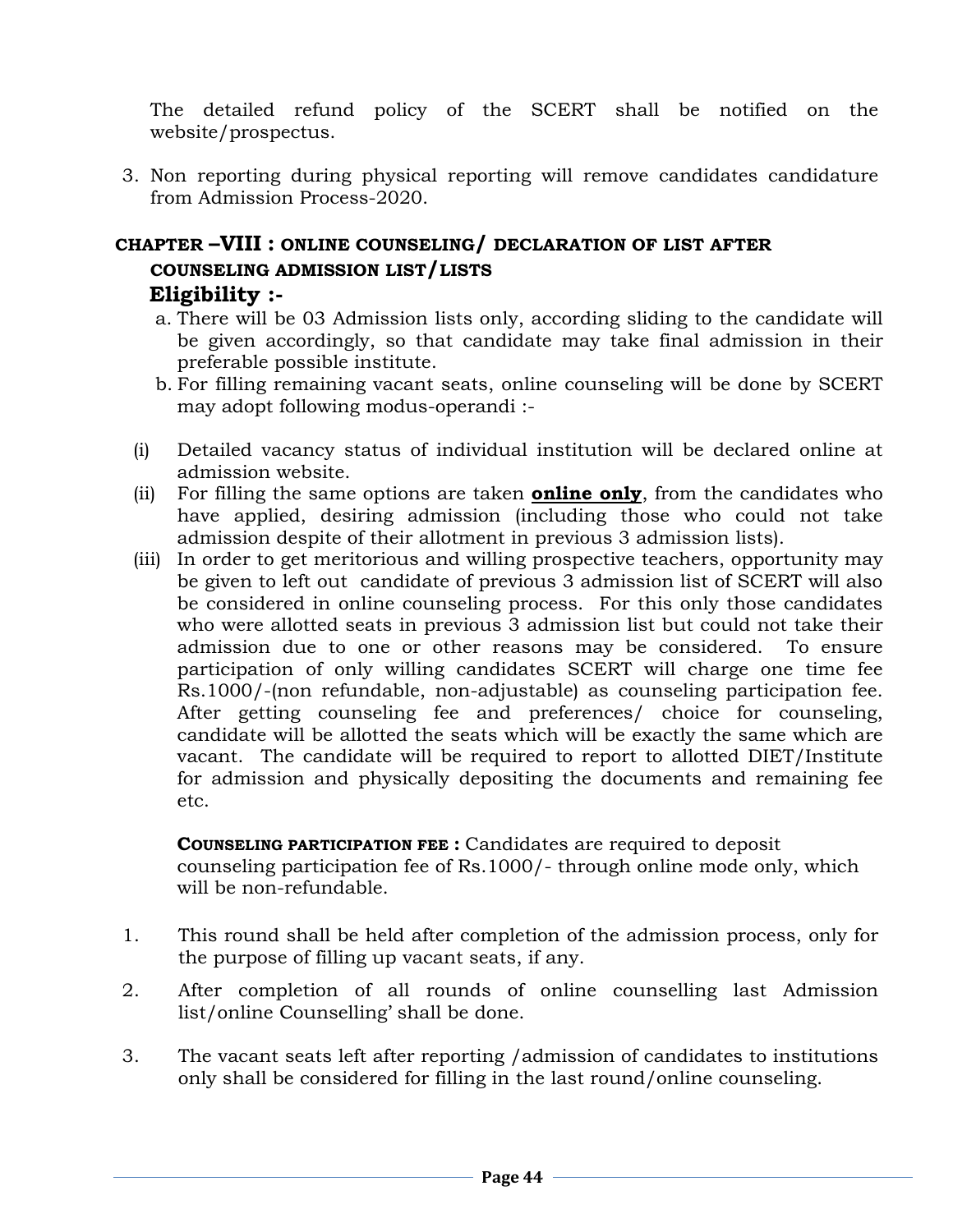The detailed refund policy of the SCERT shall be notified on the website/prospectus.

3. Non reporting during physical reporting will remove candidates candidature from Admission Process-2020.

## CHAPTER –VIII : ONLINE COUNSELING/ DECLARATION OF LIST AFTER COUNSELING ADMISSION LIST/LISTS

### Eligibility :-

a. There will be 03 Admission lists only, according sliding to the candidate will be given accordingly, so that candidate may take final admission in their preferable possible institute.
b. For filling remaining vacant seats, online counseling will be done by SCERT may adopt following modus-operandi :-

(i) Detailed vacancy status of individual institution will be declared online at admission website.

(ii) For filling the same options are taken **online only**, from the candidates who have applied, desiring admission (including those who could not take admission despite of their allotment in previous 3 admission lists).

(iii) In order to get meritorious and willing prospective teachers, opportunity may be given to left out candidate of previous 3 admission list of SCERT will also be considered in online counseling process. For this only those candidates who were allotted seats in previous 3 admission list but could not take their admission due to one or other reasons may be considered. To ensure participation of only willing candidates SCERT will charge one time fee Rs.1000/-(non refundable, non-adjustable) as counseling participation fee. After getting counseling fee and preferences/ choice for counseling, candidate will be allotted the seats which will be exactly the same which are vacant. The candidate will be required to report to allotted DIET/Institute for admission and physically depositing the documents and remaining fee etc.

**COUNSELING PARTICIPATION FEE :** Candidates are required to deposit counseling participation fee of Rs.1000/- through online mode only, which will be non-refundable.

1. This round shall be held after completion of the admission process, only for the purpose of filling up vacant seats, if any.

2. After completion of all rounds of online counselling last Admission list/online Counselling' shall be done.

3. The vacant seats left after reporting /admission of candidates to institutions only shall be considered for filling in the last round/online counseling.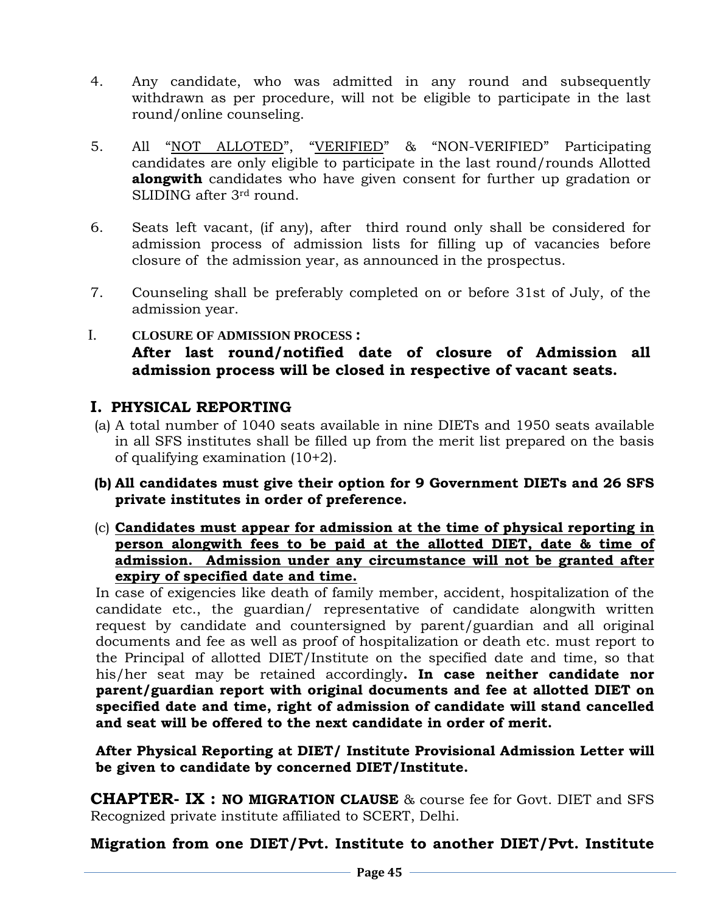4. Any candidate, who was admitted in any round and subsequently withdrawn as per procedure, will not be eligible to participate in the last round/online counseling.

5. All "<u>NOT ALLOTED</u>", "<u>VERIFIED</u>" & "NON-VERIFIED" Participating candidates are only eligible to participate in the last round/rounds Allotted **alongwith** candidates who have given consent for further up gradation or SLIDING after 3rd round.

6. Seats left vacant, (if any), after third round only shall be considered for admission process of admission lists for filling up of vacancies before closure of the admission year, as announced in the prospectus.

7. Counseling shall be preferably completed on or before 31st of July, of the admission year.

I. **CLOSURE OF ADMISSION PROCESS :**

**After last round/notified date of closure of Admission all admission process will be closed in respective of vacant seats.**

## I. PHYSICAL REPORTING

(a) A total number of 1040 seats available in nine DIETs and 1950 seats available in all SFS institutes shall be filled up from the merit list prepared on the basis of qualifying examination (10+2).

**(b) All candidates must give their option for 9 Government DIETs and 26 SFS private institutes in order of preference.**

(c) **<u>Candidates must appear for admission at the time of physical reporting in person alongwith fees to be paid at the allotted DIET, date & time of admission. Admission under any circumstance will not be granted after expiry of specified date and time.</u>**

In case of exigencies like death of family member, accident, hospitalization of the candidate etc., the guardian/ representative of candidate alongwith written request by candidate and countersigned by parent/guardian and all original documents and fee as well as proof of hospitalization or death etc. must report to the Principal of allotted DIET/Institute on the specified date and time, so that his/her seat may be retained accordingly**. In case neither candidate nor parent/guardian report with original documents and fee at allotted DIET on specified date and time, right of admission of candidate will stand cancelled and seat will be offered to the next candidate in order of merit.**

**After Physical Reporting at DIET/ Institute Provisional Admission Letter will be given to candidate by concerned DIET/Institute.**

## CHAPTER- IX : NO MIGRATION CLAUSE & course fee for Govt. DIET and SFS Recognized private institute affiliated to SCERT, Delhi.

**Migration from one DIET/Pvt. Institute to another DIET/Pvt. Institute**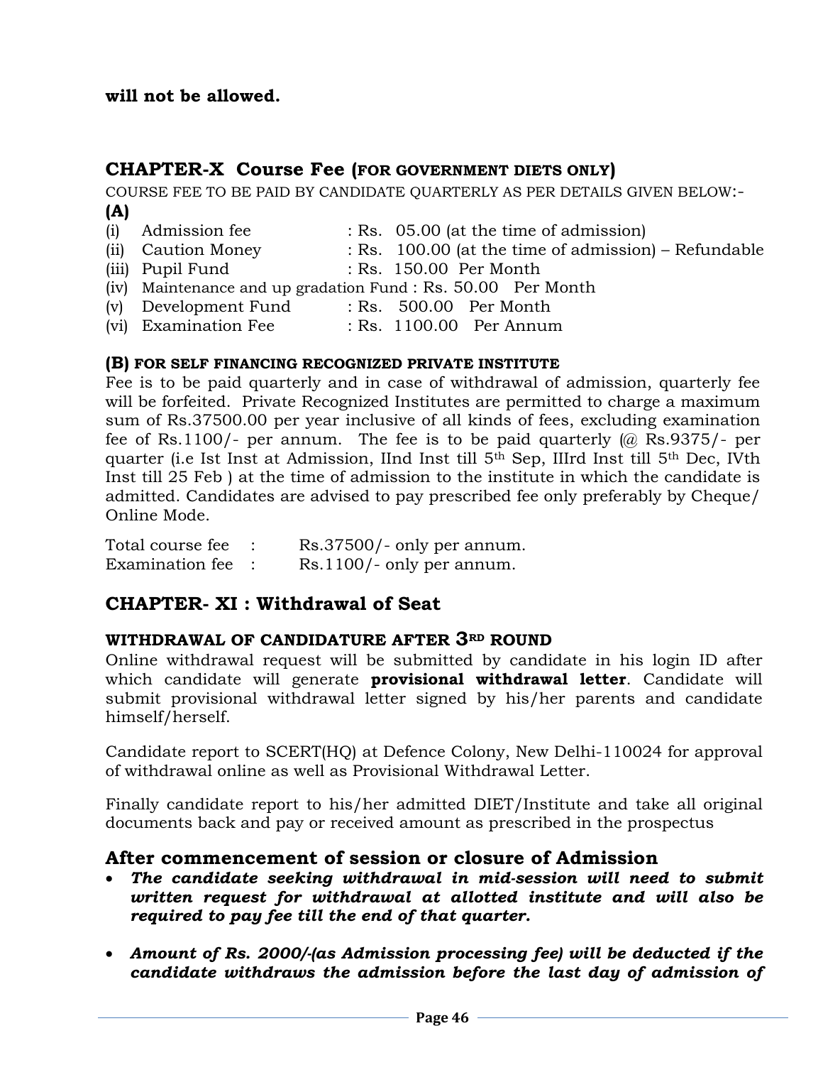**will not be allowed.**

## CHAPTER-X Course Fee (FOR GOVERNMENT DIETS ONLY)

COURSE FEE TO BE PAID BY CANDIDATE QUARTERLY AS PER DETAILS GIVEN BELOW:-

**(A)**

(i) Admission fee : Rs. 05.00 (at the time of admission)
(ii) Caution Money : Rs. 100.00 (at the time of admission) – Refundable
(iii) Pupil Fund : Rs. 150.00 Per Month
(iv) Maintenance and up gradation Fund : Rs. 50.00 Per Month
(v) Development Fund : Rs. 500.00 Per Month
(vi) Examination Fee : Rs. 1100.00 Per Annum

**(B) FOR SELF FINANCING RECOGNIZED PRIVATE INSTITUTE**

Fee is to be paid quarterly and in case of withdrawal of admission, quarterly fee will be forfeited. Private Recognized Institutes are permitted to charge a maximum sum of Rs.37500.00 per year inclusive of all kinds of fees, excluding examination fee of Rs.1100/- per annum. The fee is to be paid quarterly (@ Rs.9375/- per quarter (i.e Ist Inst at Admission, IInd Inst till 5th Sep, IIIrd Inst till 5th Dec, IVth Inst till 25 Feb ) at the time of admission to the institute in which the candidate is admitted. Candidates are advised to pay prescribed fee only preferably by Cheque/ Online Mode.

Total course fee : Rs.37500/- only per annum.
Examination fee : Rs.1100/- only per annum.

## CHAPTER- XI : Withdrawal of Seat

### WITHDRAWAL OF CANDIDATURE AFTER 3RD ROUND

Online withdrawal request will be submitted by candidate in his login ID after which candidate will generate **provisional withdrawal letter**. Candidate will submit provisional withdrawal letter signed by his/her parents and candidate himself/herself.

Candidate report to SCERT(HQ) at Defence Colony, New Delhi-110024 for approval of withdrawal online as well as Provisional Withdrawal Letter.

Finally candidate report to his/her admitted DIET/Institute and take all original documents back and pay or received amount as prescribed in the prospectus

### After commencement of session or closure of Admission

- ***The candidate seeking withdrawal in mid-session will need to submit written request for withdrawal at allotted institute and will also be required to pay fee till the end of that quarter.***

- ***Amount of Rs. 2000/-(as Admission processing fee) will be deducted if the candidate withdraws the admission before the last day of admission of***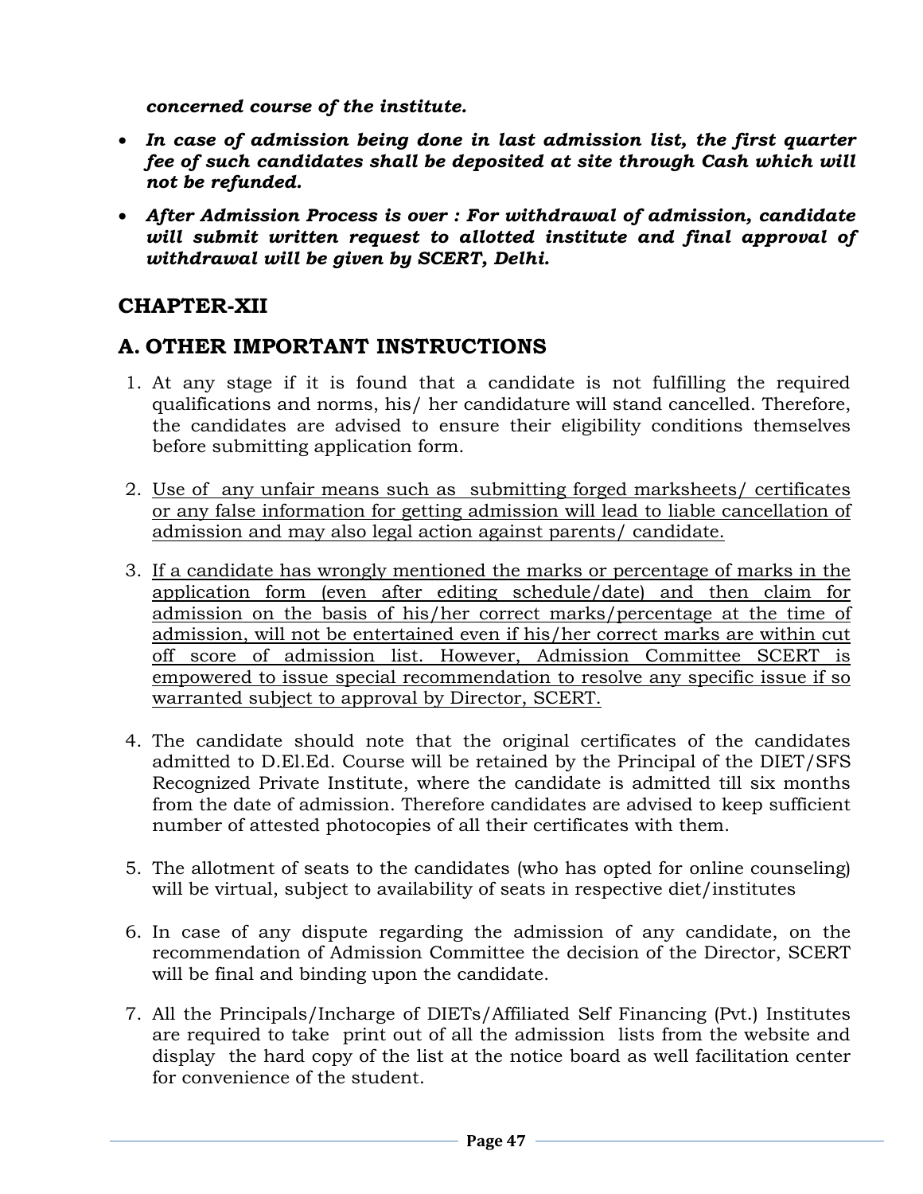***concerned course of the institute.***

- ***In case of admission being done in last admission list, the first quarter fee of such candidates shall be deposited at site through Cash which will not be refunded.***
- ***After Admission Process is over : For withdrawal of admission, candidate will submit written request to allotted institute and final approval of withdrawal will be given by SCERT, Delhi.***

## CHAPTER-XII

## A. OTHER IMPORTANT INSTRUCTIONS

1. At any stage if it is found that a candidate is not fulfilling the required qualifications and norms, his/ her candidature will stand cancelled. Therefore, the candidates are advised to ensure their eligibility conditions themselves before submitting application form.

2. <u>Use of any unfair means such as submitting forged marksheets/ certificates or any false information for getting admission will lead to liable cancellation of admission and may also legal action against parents/ candidate.</u>

3. <u>If a candidate has wrongly mentioned the marks or percentage of marks in the application form (even after editing schedule/date) and then claim for admission on the basis of his/her correct marks/percentage at the time of admission, will not be entertained even if his/her correct marks are within cut off score of admission list. However, Admission Committee SCERT is empowered to issue special recommendation to resolve any specific issue if so warranted subject to approval by Director, SCERT.</u>

4. The candidate should note that the original certificates of the candidates admitted to D.El.Ed. Course will be retained by the Principal of the DIET/SFS Recognized Private Institute, where the candidate is admitted till six months from the date of admission. Therefore candidates are advised to keep sufficient number of attested photocopies of all their certificates with them.

5. The allotment of seats to the candidates (who has opted for online counseling) will be virtual, subject to availability of seats in respective diet/institutes

6. In case of any dispute regarding the admission of any candidate, on the recommendation of Admission Committee the decision of the Director, SCERT will be final and binding upon the candidate.

7. All the Principals/Incharge of DIETs/Affiliated Self Financing (Pvt.) Institutes are required to take print out of all the admission lists from the website and display the hard copy of the list at the notice board as well facilitation center for convenience of the student.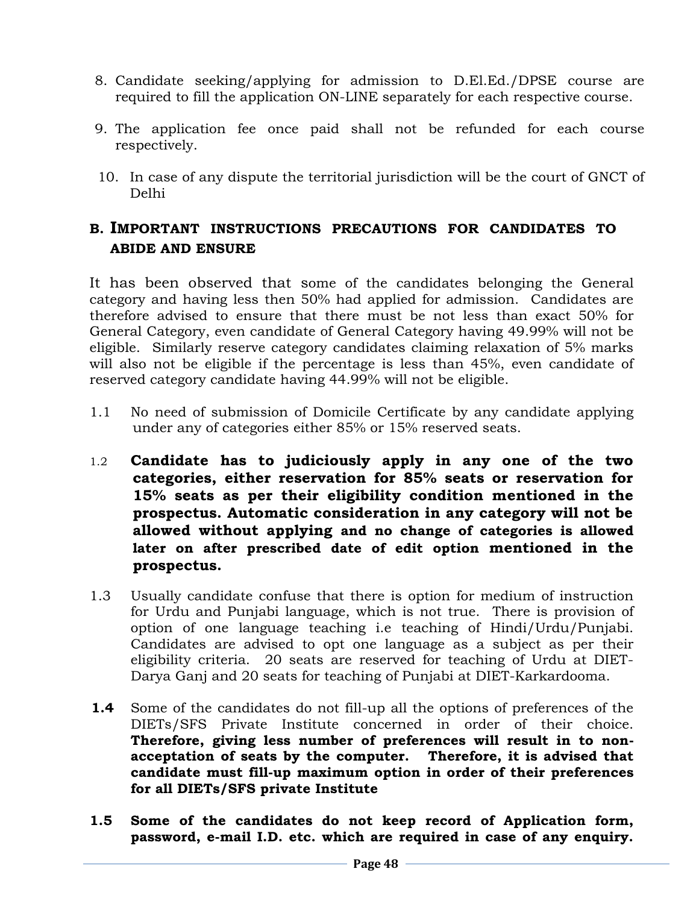8. Candidate seeking/applying for admission to D.El.Ed./DPSE course are required to fill the application ON-LINE separately for each respective course.

9. The application fee once paid shall not be refunded for each course respectively.

10. In case of any dispute the territorial jurisdiction will be the court of GNCT of Delhi

## B. IMPORTANT INSTRUCTIONS PRECAUTIONS FOR CANDIDATES TO ABIDE AND ENSURE

It has been observed that some of the candidates belonging the General category and having less then 50% had applied for admission. Candidates are therefore advised to ensure that there must be not less than exact 50% for General Category, even candidate of General Category having 49.99% will not be eligible. Similarly reserve category candidates claiming relaxation of 5% marks will also not be eligible if the percentage is less than 45%, even candidate of reserved category candidate having 44.99% will not be eligible.

1.1 No need of submission of Domicile Certificate by any candidate applying under any of categories either 85% or 15% reserved seats.

1.2 **Candidate has to judiciously apply in any one of the two categories, either reservation for 85% seats or reservation for 15% seats as per their eligibility condition mentioned in the prospectus. Automatic consideration in any category will not be allowed without applying and no change of categories is allowed later on after prescribed date of edit option mentioned in the prospectus.**

1.3 Usually candidate confuse that there is option for medium of instruction for Urdu and Punjabi language, which is not true. There is provision of option of one language teaching i.e teaching of Hindi/Urdu/Punjabi. Candidates are advised to opt one language as a subject as per their eligibility criteria. 20 seats are reserved for teaching of Urdu at DIET-Darya Ganj and 20 seats for teaching of Punjabi at DIET-Karkardooma.

**1.4** Some of the candidates do not fill-up all the options of preferences of the DIETs/SFS Private Institute concerned in order of their choice. **Therefore, giving less number of preferences will result in to non-acceptation of seats by the computer. Therefore, it is advised that candidate must fill-up maximum option in order of their preferences for all DIETs/SFS private Institute**

**1.5 Some of the candidates do not keep record of Application form, password, e-mail I.D. etc. which are required in case of any enquiry.**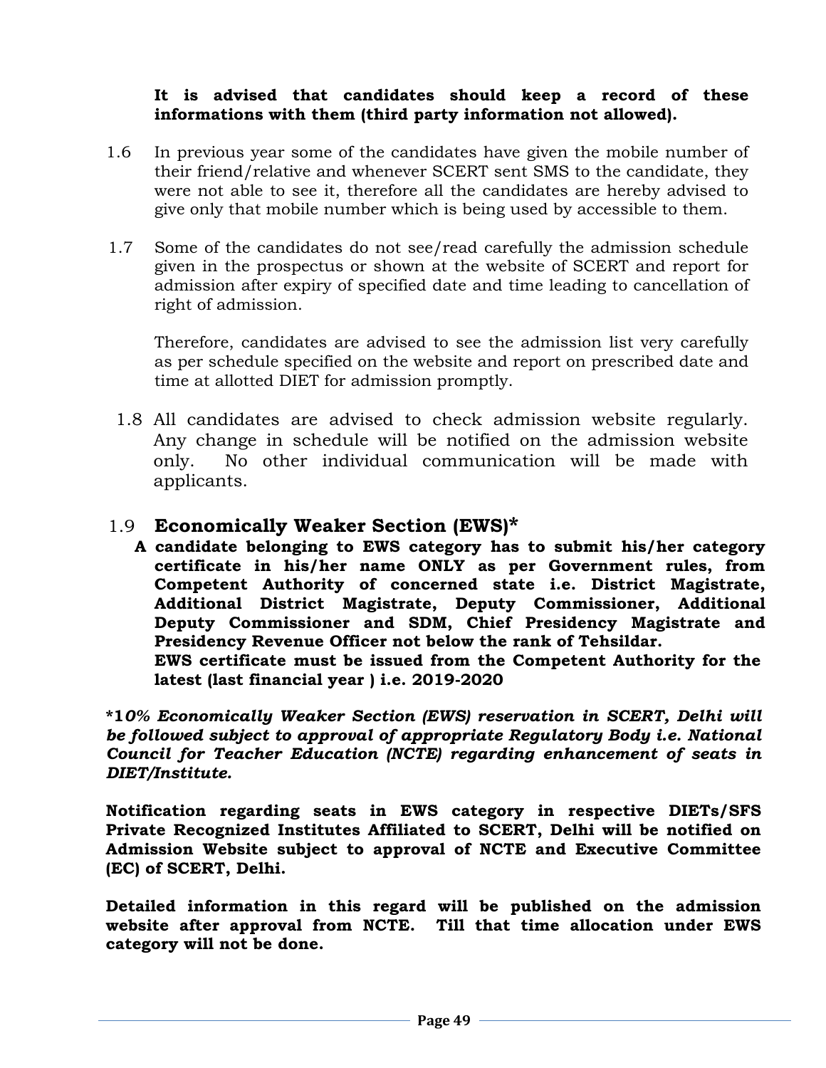**It is advised that candidates should keep a record of these informations with them (third party information not allowed).**

1.6 In previous year some of the candidates have given the mobile number of their friend/relative and whenever SCERT sent SMS to the candidate, they were not able to see it, therefore all the candidates are hereby advised to give only that mobile number which is being used by accessible to them.

1.7 Some of the candidates do not see/read carefully the admission schedule given in the prospectus or shown at the website of SCERT and report for admission after expiry of specified date and time leading to cancellation of right of admission.

Therefore, candidates are advised to see the admission list very carefully as per schedule specified on the website and report on prescribed date and time at allotted DIET for admission promptly.

1.8 All candidates are advised to check admission website regularly. Any change in schedule will be notified on the admission website only. No other individual communication will be made with applicants.

## 1.9 Economically Weaker Section (EWS)*

**A candidate belonging to EWS category has to submit his/her category certificate in his/her name ONLY as per Government rules, from Competent Authority of concerned state i.e. District Magistrate, Additional District Magistrate, Deputy Commissioner, Additional Deputy Commissioner and SDM, Chief Presidency Magistrate and Presidency Revenue Officer not below the rank of Tehsildar.**

**EWS certificate must be issued from the Competent Authority for the latest (last financial year ) i.e. 2019-2020**

***10% Economically Weaker Section (EWS) reservation in SCERT, Delhi will be followed subject to approval of appropriate Regulatory Body i.e. National Council for Teacher Education (NCTE) regarding enhancement of seats in DIET/Institute.***

**Notification regarding seats in EWS category in respective DIETs/SFS Private Recognized Institutes Affiliated to SCERT, Delhi will be notified on Admission Website subject to approval of NCTE and Executive Committee (EC) of SCERT, Delhi.**

**Detailed information in this regard will be published on the admission website after approval from NCTE. Till that time allocation under EWS category will not be done.**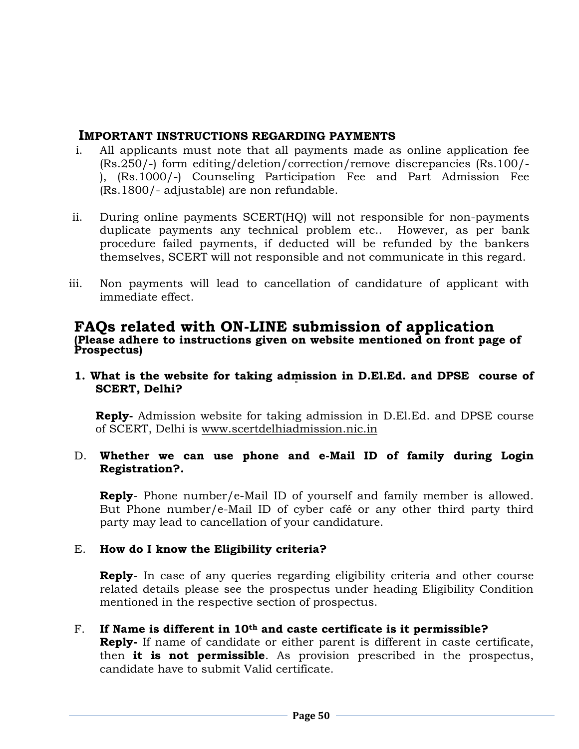## IMPORTANT INSTRUCTIONS REGARDING PAYMENTS

i. All applicants must note that all payments made as online application fee (Rs.250/-) form editing/deletion/correction/remove discrepancies (Rs.100/-), (Rs.1000/-) Counseling Participation Fee and Part Admission Fee (Rs.1800/- adjustable) are non refundable.

ii. During online payments SCERT(HQ) will not responsible for non-payments duplicate payments any technical problem etc.. However, as per bank procedure failed payments, if deducted will be refunded by the bankers themselves, SCERT will not responsible and not communicate in this regard.

iii. Non payments will lead to cancellation of candidature of applicant with immediate effect.

# FAQs related with ON-LINE submission of application

**(Please adhere to instructions given on website mentioned on front page of Prospectus)**

**1. What is the website for taking admission in D.El.Ed. and DPSE course of SCERT, Delhi?**

**Reply-** Admission website for taking admission in D.El.Ed. and DPSE course of SCERT, Delhi is www.scertdelhiadmission.nic.in

D. **Whether we can use phone and e-Mail ID of family during Login Registration?.**

**Reply**- Phone number/e-Mail ID of yourself and family member is allowed. But Phone number/e-Mail ID of cyber café or any other third party third party may lead to cancellation of your candidature.

E. **How do I know the Eligibility criteria?**

**Reply**- In case of any queries regarding eligibility criteria and other course related details please see the prospectus under heading Eligibility Condition mentioned in the respective section of prospectus.

F. **If Name is different in 10th and caste certificate is it permissible?**

**Reply-** If name of candidate or either parent is different in caste certificate, then **it is not permissible**. As provision prescribed in the prospectus, candidate have to submit Valid certificate.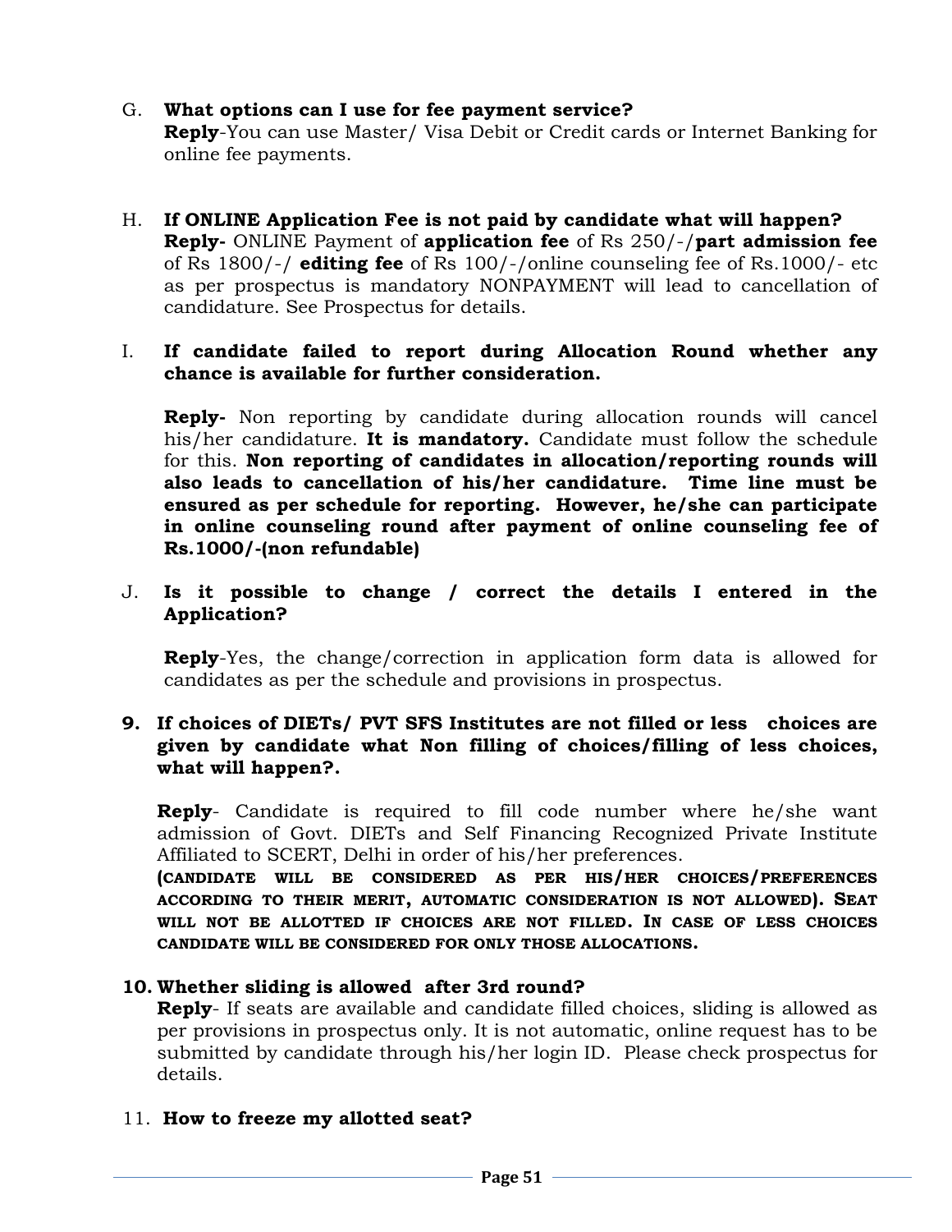G. **What options can I use for fee payment service?**
**Reply**-You can use Master/ Visa Debit or Credit cards or Internet Banking for online fee payments.

H. **If ONLINE Application Fee is not paid by candidate what will happen?**
**Reply-** ONLINE Payment of **application fee** of Rs 250/-/**part admission fee** of Rs 1800/-/ **editing fee** of Rs 100/-/online counseling fee of Rs.1000/- etc as per prospectus is mandatory NONPAYMENT will lead to cancellation of candidature. See Prospectus for details.

I. **If candidate failed to report during Allocation Round whether any chance is available for further consideration.**

**Reply-** Non reporting by candidate during allocation rounds will cancel his/her candidature. **It is mandatory.** Candidate must follow the schedule for this. **Non reporting of candidates in allocation/reporting rounds will also leads to cancellation of his/her candidature. Time line must be ensured as per schedule for reporting. However, he/she can participate in online counseling round after payment of online counseling fee of Rs.1000/-(non refundable)**

J. **Is it possible to change / correct the details I entered in the Application?**

**Reply**-Yes, the change/correction in application form data is allowed for candidates as per the schedule and provisions in prospectus.

**9. If choices of DIETs/ PVT SFS Institutes are not filled or less choices are given by candidate what Non filling of choices/filling of less choices, what will happen?.**

**Reply**- Candidate is required to fill code number where he/she want admission of Govt. DIETs and Self Financing Recognized Private Institute Affiliated to SCERT, Delhi in order of his/her preferences.
**(CANDIDATE WILL BE CONSIDERED AS PER HIS/HER CHOICES/PREFERENCES ACCORDING TO THEIR MERIT, AUTOMATIC CONSIDERATION IS NOT ALLOWED). SEAT WILL NOT BE ALLOTTED IF CHOICES ARE NOT FILLED. IN CASE OF LESS CHOICES CANDIDATE WILL BE CONSIDERED FOR ONLY THOSE ALLOCATIONS.**

**10. Whether sliding is allowed after 3rd round?**
**Reply**- If seats are available and candidate filled choices, sliding is allowed as per provisions in prospectus only. It is not automatic, online request has to be submitted by candidate through his/her login ID. Please check prospectus for details.

11. **How to freeze my allotted seat?**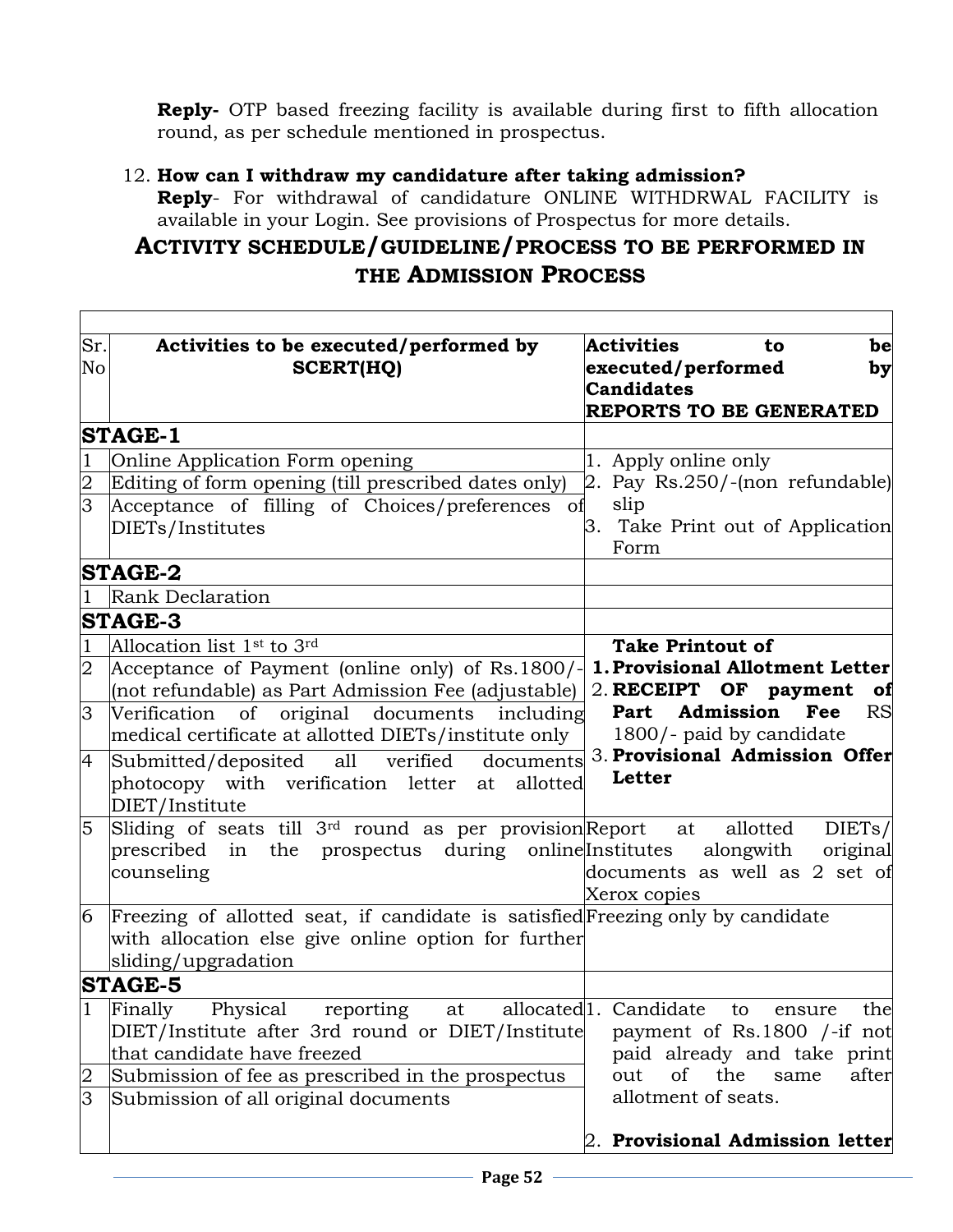**Reply-** OTP based freezing facility is available during first to fifth allocation round, as per schedule mentioned in prospectus.

12. **How can I withdraw my candidature after taking admission?**
**Reply**- For withdrawal of candidature ONLINE WITHDRWAL FACILITY is available in your Login. See provisions of Prospectus for more details.

## ACTIVITY SCHEDULE/GUIDELINE/PROCESS TO BE PERFORMED IN THE ADMISSION PROCESS

| Sr. No | Activities to be executed/performed by SCERT(HQ) | Activities to be executed/performed by Candidates REPORTS TO BE GENERATED |
|---|---|---|
| **STAGE-1** | | |
| 1 | Online Application Form opening | 1. Apply online only<br>2. Pay Rs.250/-(non refundable) slip<br>3. Take Print out of Application Form |
| 2 | Editing of form opening (till prescribed dates only) | |
| 3 | Acceptance of filling of Choices/preferences of DIETs/Institutes | |
| **STAGE-2** | | |
| 1 | Rank Declaration | |
| **STAGE-3** | | |
| 1 | Allocation list 1st to 3rd | **Take Printout of**<br>1. **Provisional Allotment Letter**<br>2. **RECEIPT OF payment of Part Admission Fee** RS 1800/- paid by candidate<br>3. **Provisional Admission Offer Letter** |
| 2 | Acceptance of Payment (online only) of Rs.1800/- (not refundable) as Part Admission Fee (adjustable) | |
| 3 | Verification of original documents including medical certificate at allotted DIETs/institute only | |
| 4 | Submitted/deposited all verified documents photocopy with verification letter at allotted DIET/Institute | |
| 5 | Sliding of seats till 3rd round as per provision prescribed in the prospectus during online counseling | Report at allotted DIETs/ Institutes alongwith original documents as well as 2 set of Xerox copies |
| 6 | Freezing of allotted seat, if candidate is satisfied with allocation else give online option for further sliding/upgradation | Freezing only by candidate |
| **STAGE-5** | | |
| 1 | Finally Physical reporting at allocated DIET/Institute after 3rd round or DIET/Institute that candidate have freezed | 1. Candidate to ensure the payment of Rs.1800 /-if not paid already and take print out of the same after allotment of seats.<br>2. **Provisional Admission letter** |
| 2 | Submission of fee as prescribed in the prospectus | |
| 3 | Submission of all original documents | |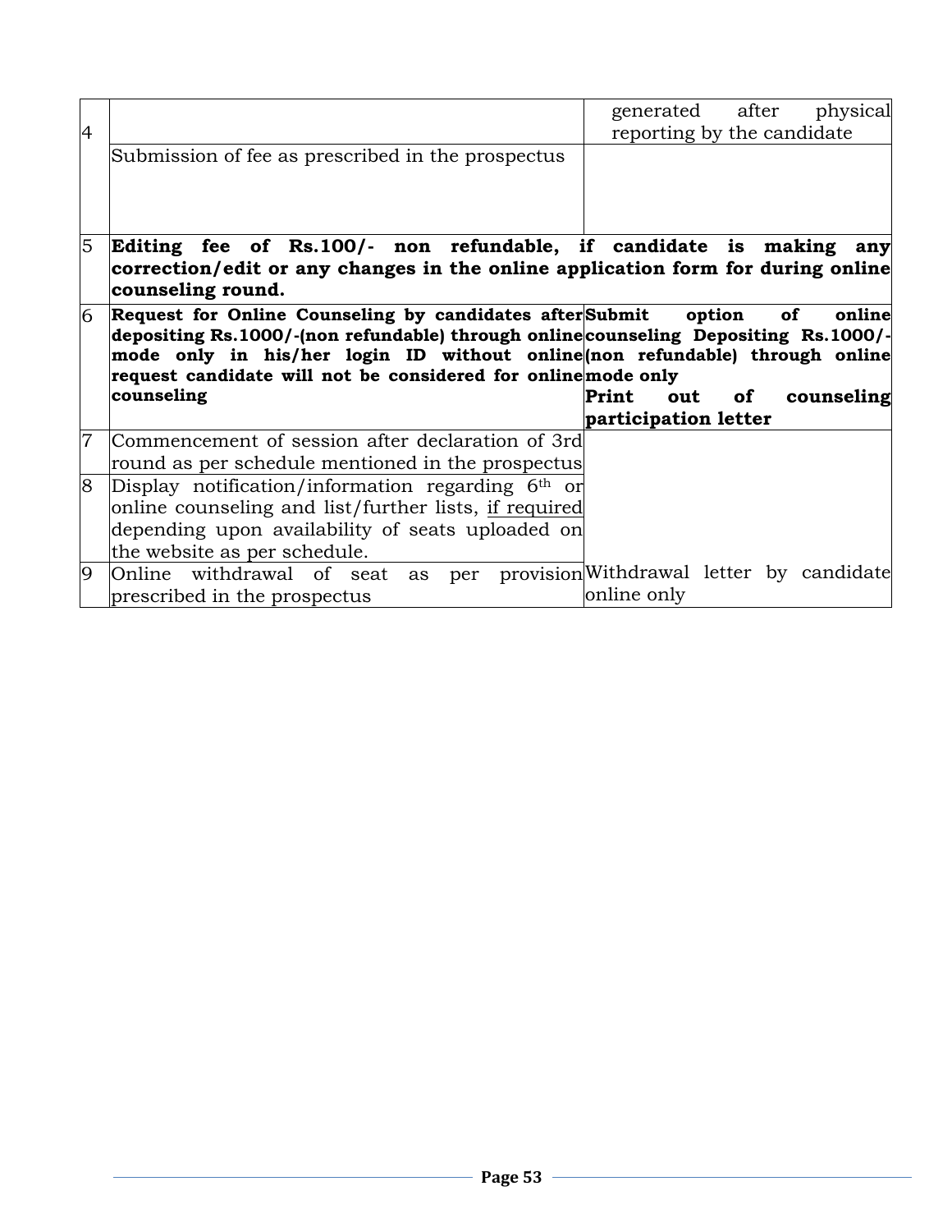| | | |
|---|---|---|
| 4 | | generated after physical reporting by the candidate |
| | Submission of fee as prescribed in the prospectus | |
| 5 | **Editing fee of Rs.100/- non refundable, if candidate is making any correction/edit or any changes in the online application form for during online counseling round.** | |
| 6 | **Request for Online Counseling by candidates after depositing Rs.1000/-(non refundable) through online mode only in his/her login ID without online request candidate will not be considered for online counseling** | **Submit option of online counseling Depositing Rs.1000/- (non refundable) through online mode only**<br>**Print out of counseling participation letter** |
| 7 | Commencement of session after declaration of 3rd round as per schedule mentioned in the prospectus | |
| 8 | Display notification/information regarding 6th or online counseling and list/further lists, if required depending upon availability of seats uploaded on the website as per schedule. | |
| 9 | Online withdrawal of seat as per provision prescribed in the prospectus | Withdrawal letter by candidate online only |